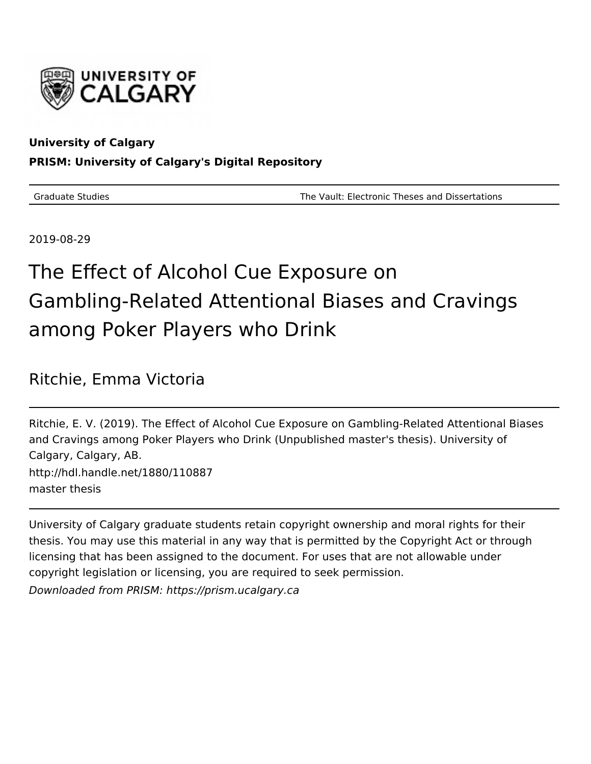University of Calgary

**University of Calgary**

**PRISM: University of Calgary's Digital Repository**

| Graduate Studies | The Vault: Electronic Theses and Dissertations |
|---|---|

2019-08-29

# The Effect of Alcohol Cue Exposure on Gambling-Related Attentional Biases and Cravings among Poker Players who Drink

Ritchie, Emma Victoria

---

Ritchie, E. V. (2019). The Effect of Alcohol Cue Exposure on Gambling-Related Attentional Biases and Cravings among Poker Players who Drink (Unpublished master's thesis). University of Calgary, Calgary, AB.

http://hdl.handle.net/1880/110887

master thesis

---

University of Calgary graduate students retain copyright ownership and moral rights for their thesis. You may use this material in any way that is permitted by the Copyright Act or through licensing that has been assigned to the document. For uses that are not allowable under copyright legislation or licensing, you are required to seek permission.

*Downloaded from PRISM: https://prism.ucalgary.ca*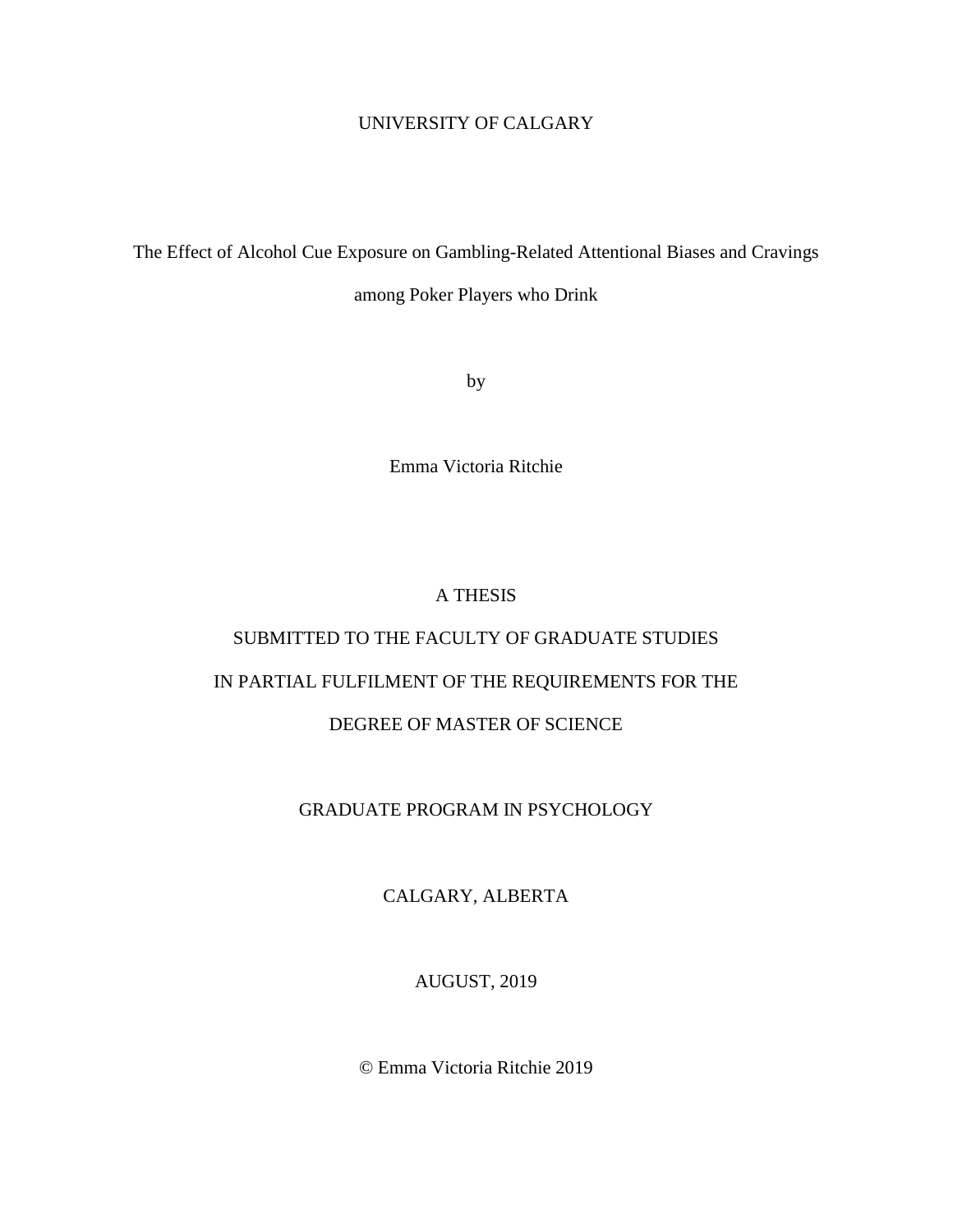UNIVERSITY OF CALGARY

# The Effect of Alcohol Cue Exposure on Gambling-Related Attentional Biases and Cravings among Poker Players who Drink

by

Emma Victoria Ritchie

A THESIS

SUBMITTED TO THE FACULTY OF GRADUATE STUDIES

IN PARTIAL FULFILMENT OF THE REQUIREMENTS FOR THE

DEGREE OF MASTER OF SCIENCE

GRADUATE PROGRAM IN PSYCHOLOGY

CALGARY, ALBERTA

AUGUST, 2019

© Emma Victoria Ritchie 2019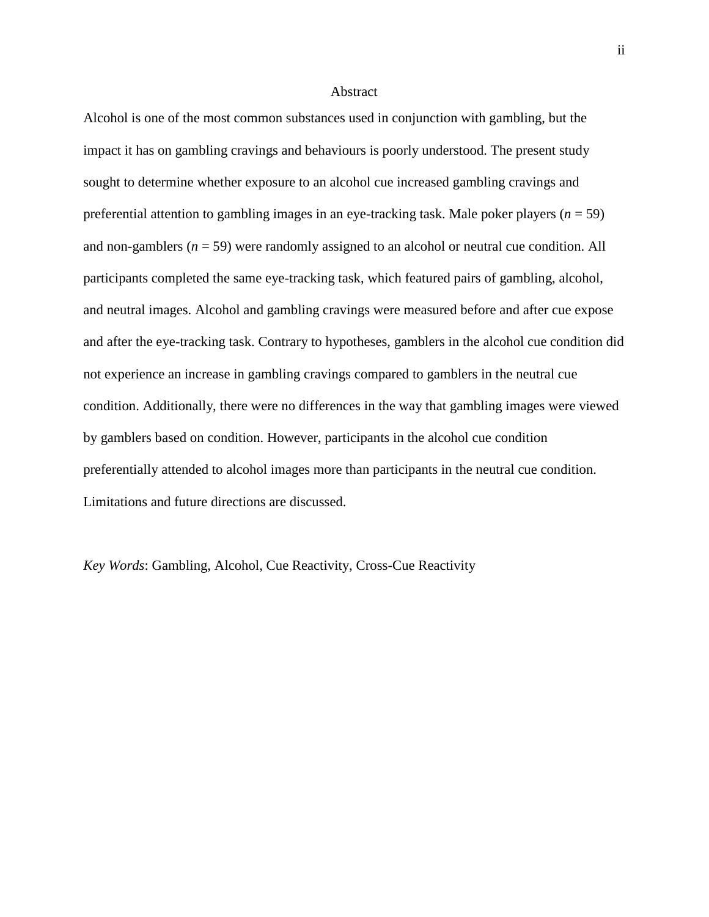# Abstract

Alcohol is one of the most common substances used in conjunction with gambling, but the impact it has on gambling cravings and behaviours is poorly understood. The present study sought to determine whether exposure to an alcohol cue increased gambling cravings and preferential attention to gambling images in an eye-tracking task. Male poker players ($n$ = 59) and non-gamblers ($n$ = 59) were randomly assigned to an alcohol or neutral cue condition. All participants completed the same eye-tracking task, which featured pairs of gambling, alcohol, and neutral images. Alcohol and gambling cravings were measured before and after cue expose and after the eye-tracking task. Contrary to hypotheses, gamblers in the alcohol cue condition did not experience an increase in gambling cravings compared to gamblers in the neutral cue condition. Additionally, there were no differences in the way that gambling images were viewed by gamblers based on condition. However, participants in the alcohol cue condition preferentially attended to alcohol images more than participants in the neutral cue condition. Limitations and future directions are discussed.

*Key Words*: Gambling, Alcohol, Cue Reactivity, Cross-Cue Reactivity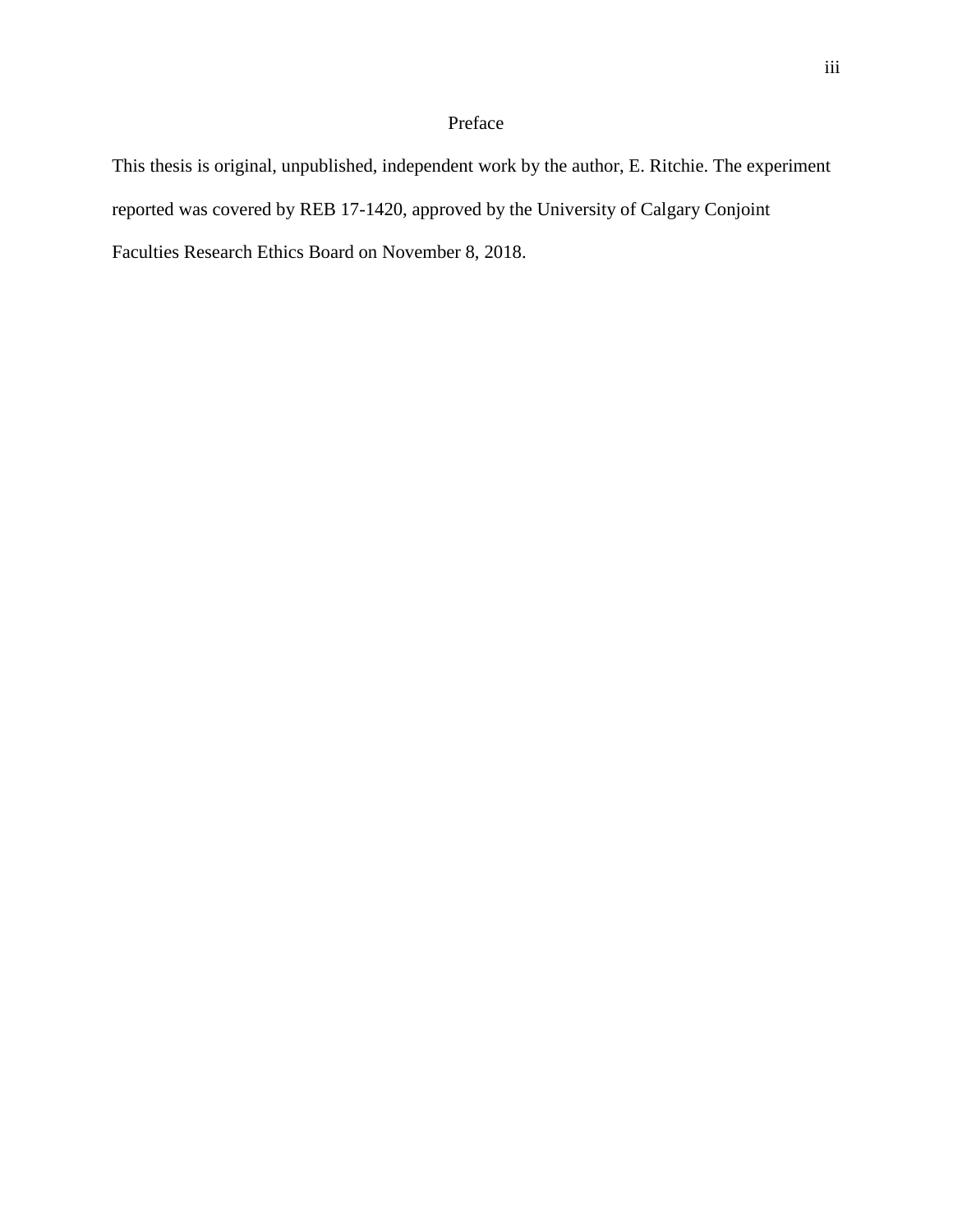# Preface

This thesis is original, unpublished, independent work by the author, E. Ritchie. The experiment reported was covered by REB 17-1420, approved by the University of Calgary Conjoint Faculties Research Ethics Board on November 8, 2018.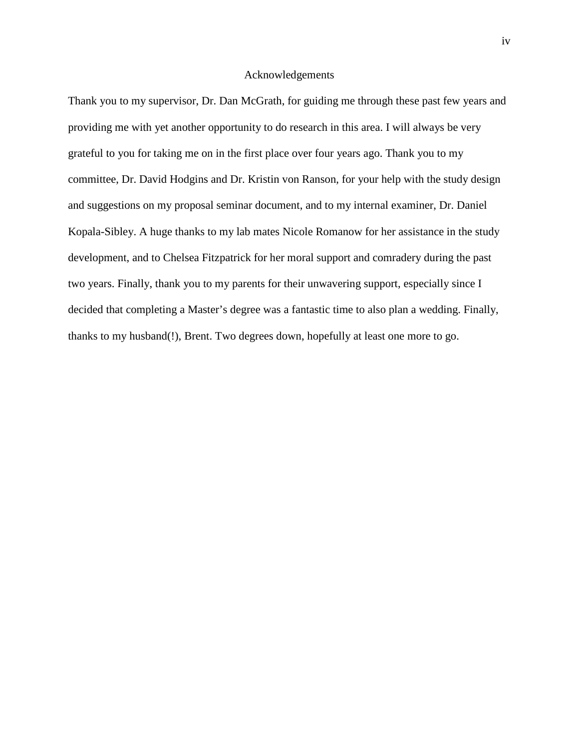# Acknowledgements

Thank you to my supervisor, Dr. Dan McGrath, for guiding me through these past few years and providing me with yet another opportunity to do research in this area. I will always be very grateful to you for taking me on in the first place over four years ago. Thank you to my committee, Dr. David Hodgins and Dr. Kristin von Ranson, for your help with the study design and suggestions on my proposal seminar document, and to my internal examiner, Dr. Daniel Kopala-Sibley. A huge thanks to my lab mates Nicole Romanow for her assistance in the study development, and to Chelsea Fitzpatrick for her moral support and comradery during the past two years. Finally, thank you to my parents for their unwavering support, especially since I decided that completing a Master's degree was a fantastic time to also plan a wedding. Finally, thanks to my husband(!), Brent. Two degrees down, hopefully at least one more to go.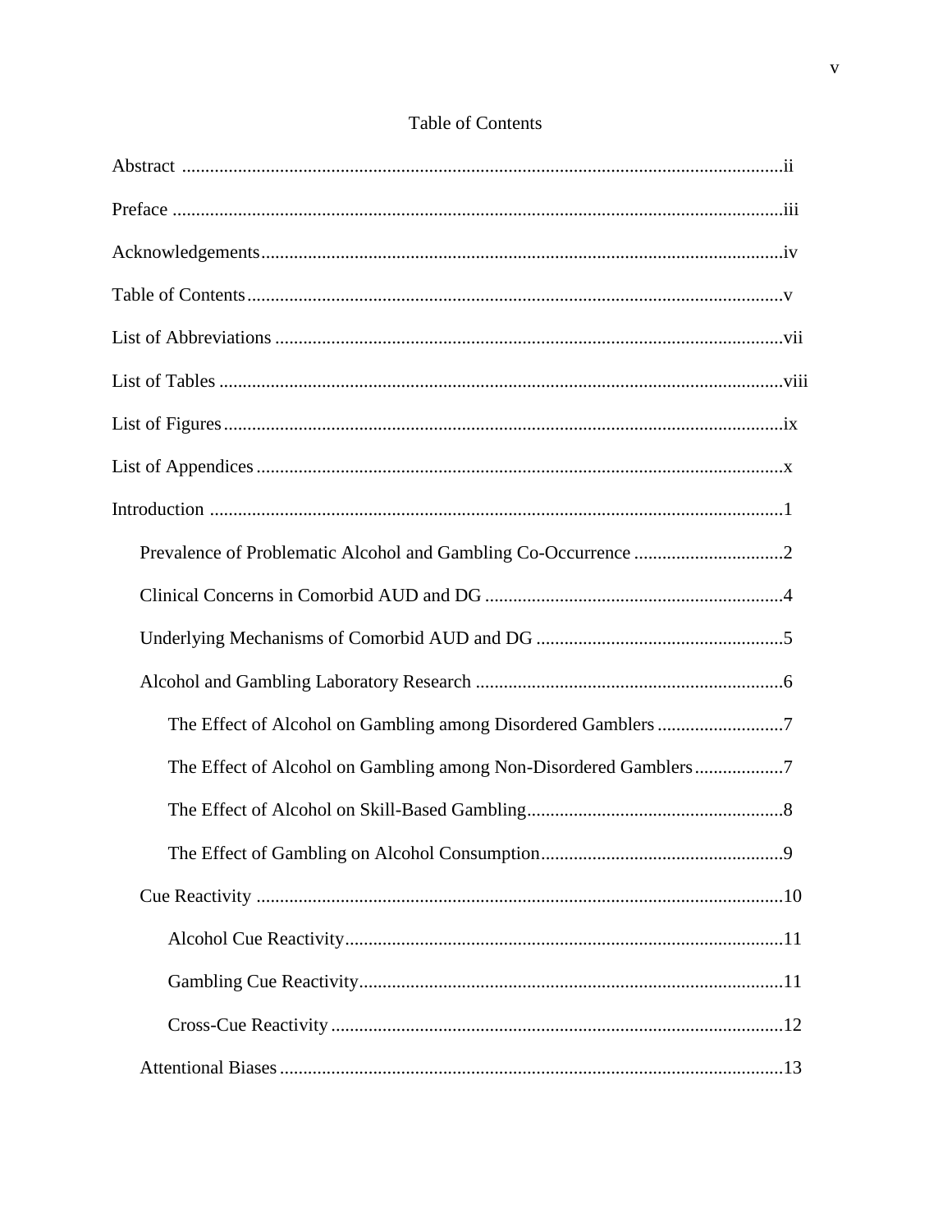# Table of Contents

Abstract ........................................................................................................................ii

Preface ..........................................................................................................................iii

Acknowledgements.......................................................................................................iv

Table of Contents...........................................................................................................v

List of Abbreviations ....................................................................................................vii

List of Tables ..............................................................................................................viii

List of Figures...............................................................................................................ix

List of Appendices..........................................................................................................x

Introduction ...................................................................................................................1

- Prevalence of Problematic Alcohol and Gambling Co-Occurrence ................................2
- Clinical Concerns in Comorbid AUD and DG ..............................................................4
- Underlying Mechanisms of Comorbid AUD and DG ....................................................5
- Alcohol and Gambling Laboratory Research .................................................................6
  - The Effect of Alcohol on Gambling among Disordered Gamblers ...........................7
  - The Effect of Alcohol on Gambling among Non-Disordered Gamblers ...................7
  - The Effect of Alcohol on Skill-Based Gambling.......................................................8
  - The Effect of Gambling on Alcohol Consumption....................................................9
- Cue Reactivity ..............................................................................................................10
  - Alcohol Cue Reactivity.............................................................................................11
  - Gambling Cue Reactivity..........................................................................................11
  - Cross-Cue Reactivity ................................................................................................12
- Attentional Biases ........................................................................................................13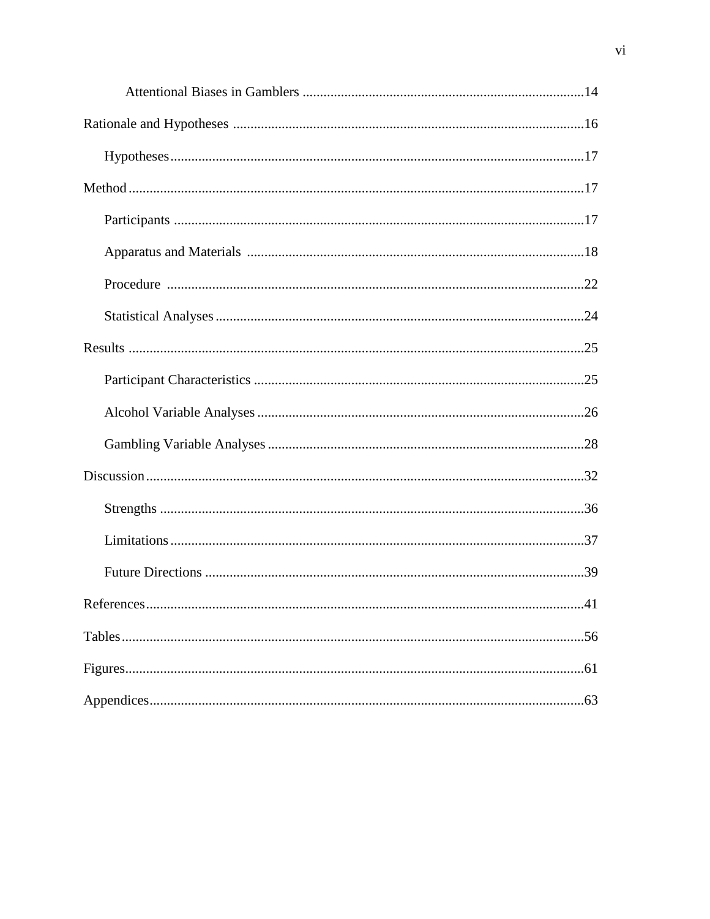Attentional Biases in Gamblers ....................................................................................14

Rationale and Hypotheses ....................................................................................................16

Hypotheses.......................................................................................................................17

Method..................................................................................................................................17

Participants .......................................................................................................................17

Apparatus and Materials ...................................................................................................18

Procedure ..........................................................................................................................22

Statistical Analyses ...........................................................................................................24

Results ..................................................................................................................................25

Participant Characteristics .................................................................................................25

Alcohol Variable Analyses ................................................................................................26

Gambling Variable Analyses .............................................................................................28

Discussion.............................................................................................................................32

Strengths ...........................................................................................................................36

Limitations........................................................................................................................37

Future Directions ..............................................................................................................39

References.............................................................................................................................41

Tables....................................................................................................................................56

Figures...................................................................................................................................61

Appendices............................................................................................................................63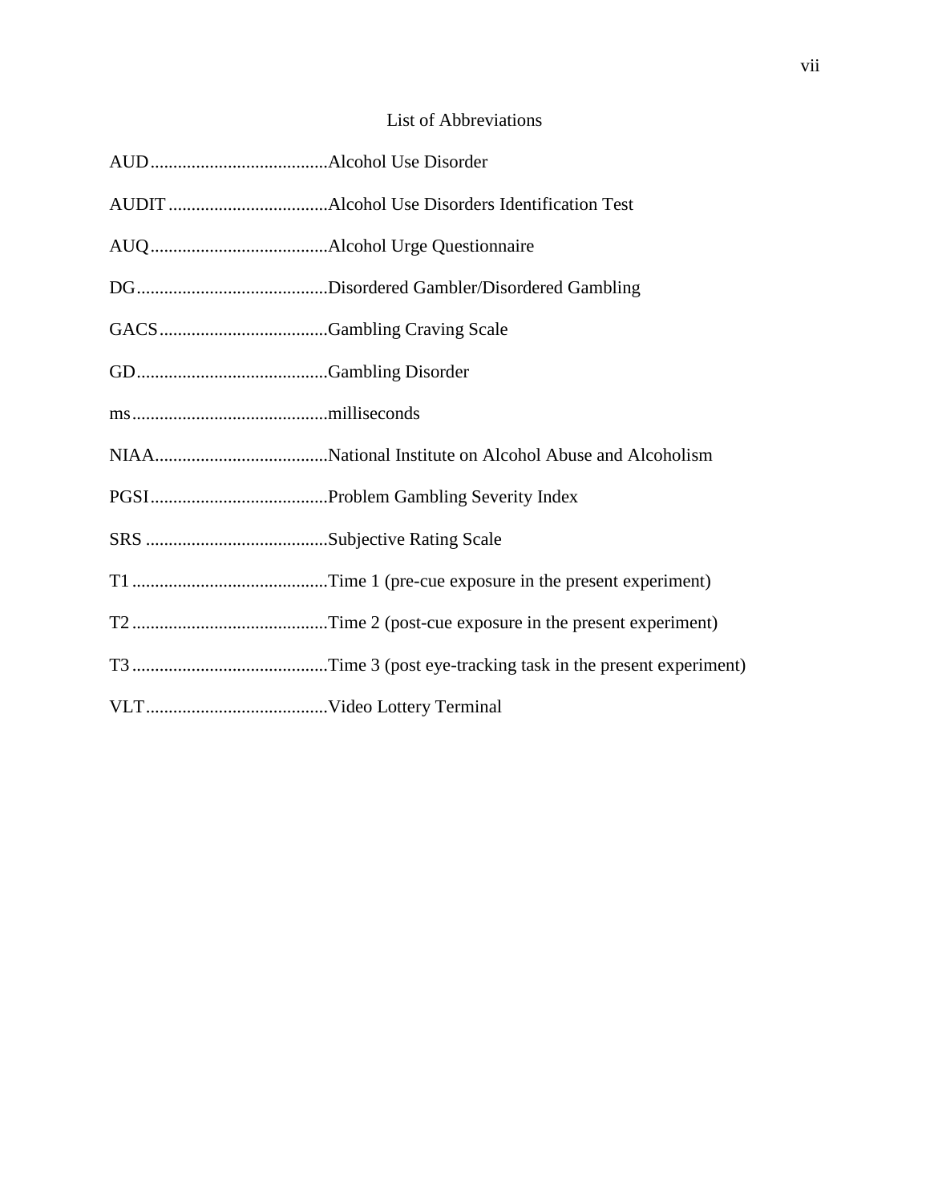# List of Abbreviations

AUD.......................................Alcohol Use Disorder

AUDIT ...................................Alcohol Use Disorders Identification Test

AUQ.......................................Alcohol Urge Questionnaire

DG..........................................Disordered Gambler/Disordered Gambling

GACS.....................................Gambling Craving Scale

GD..........................................Gambling Disorder

ms...........................................milliseconds

NIAA......................................National Institute on Alcohol Abuse and Alcoholism

PGSI.......................................Problem Gambling Severity Index

SRS ........................................Subjective Rating Scale

T1 ...........................................Time 1 (pre-cue exposure in the present experiment)

T2 ...........................................Time 2 (post-cue exposure in the present experiment)

T3 ...........................................Time 3 (post eye-tracking task in the present experiment)

VLT........................................Video Lottery Terminal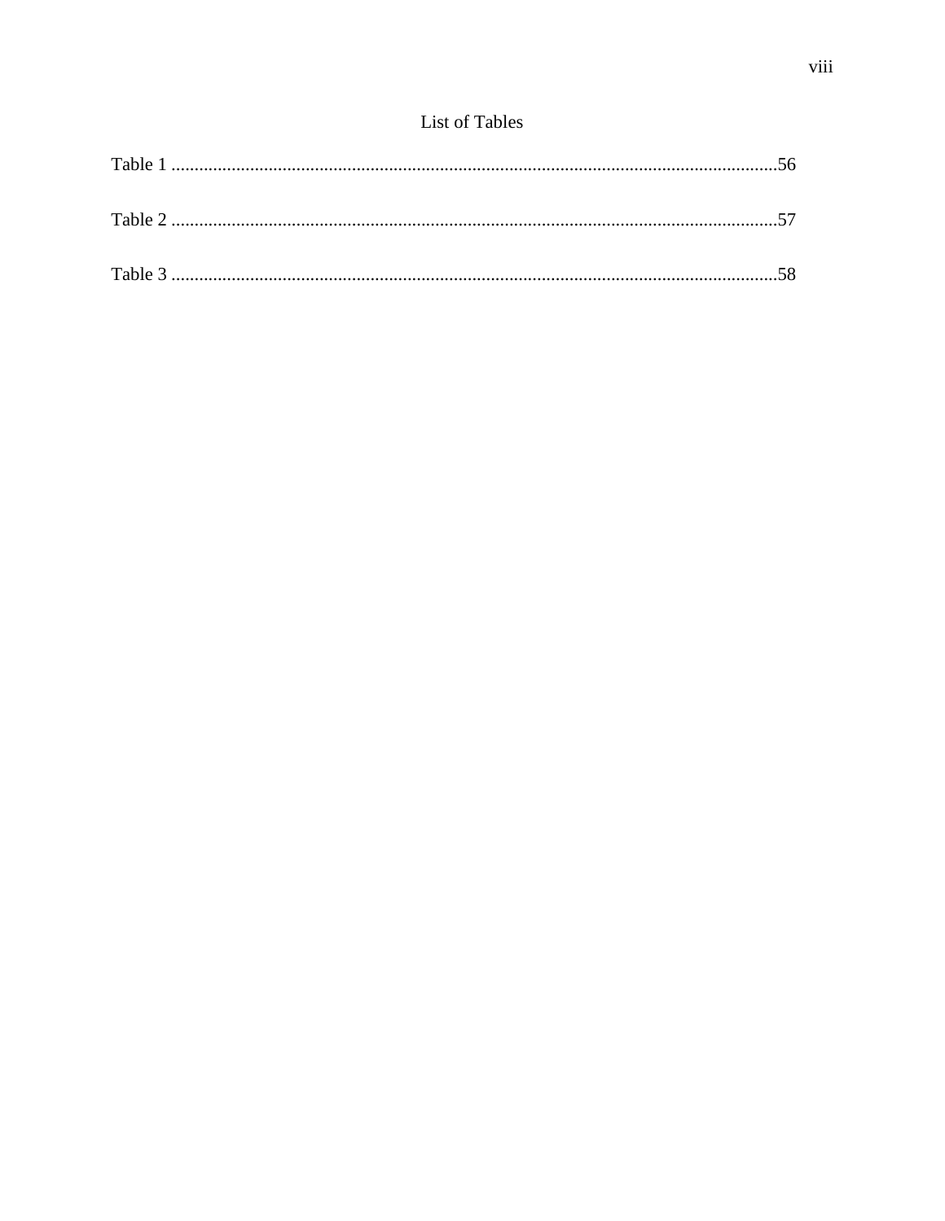# List of Tables

Table 1 ...................................................................................................................................56

Table 2 ...................................................................................................................................57

Table 3 ...................................................................................................................................58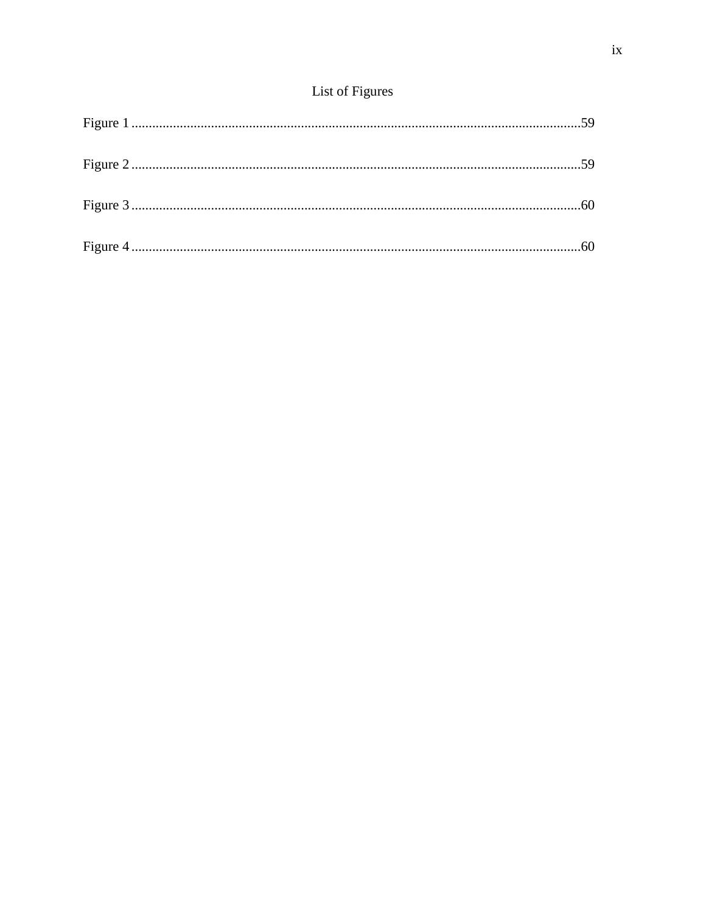## List of Figures

Figure 1 .....59

Figure 2 .....59

Figure 3 .....60

Figure 4 .....60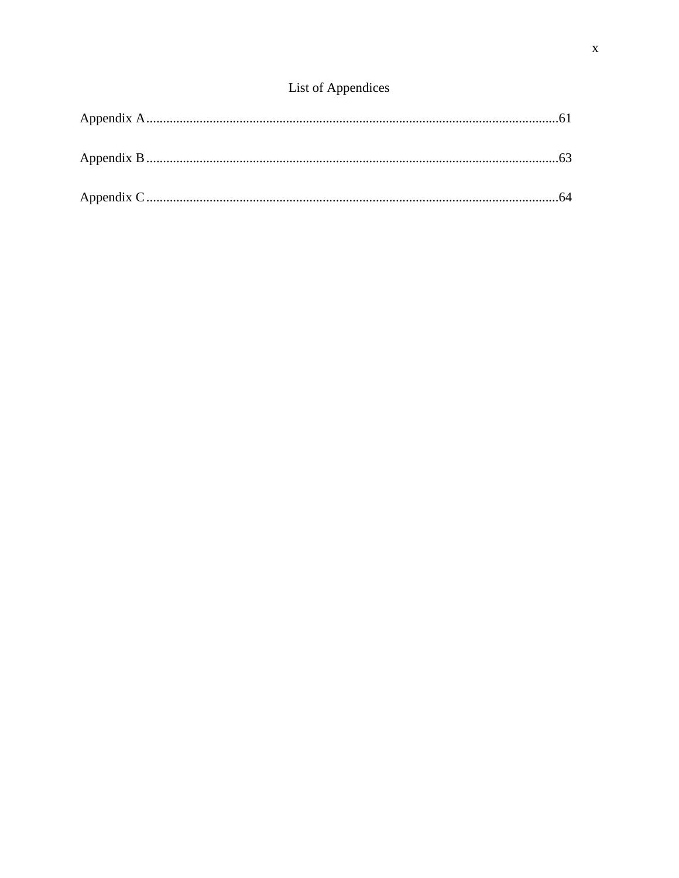# List of Appendices

Appendix A....................................................................................................................61

Appendix B....................................................................................................................63

Appendix C....................................................................................................................64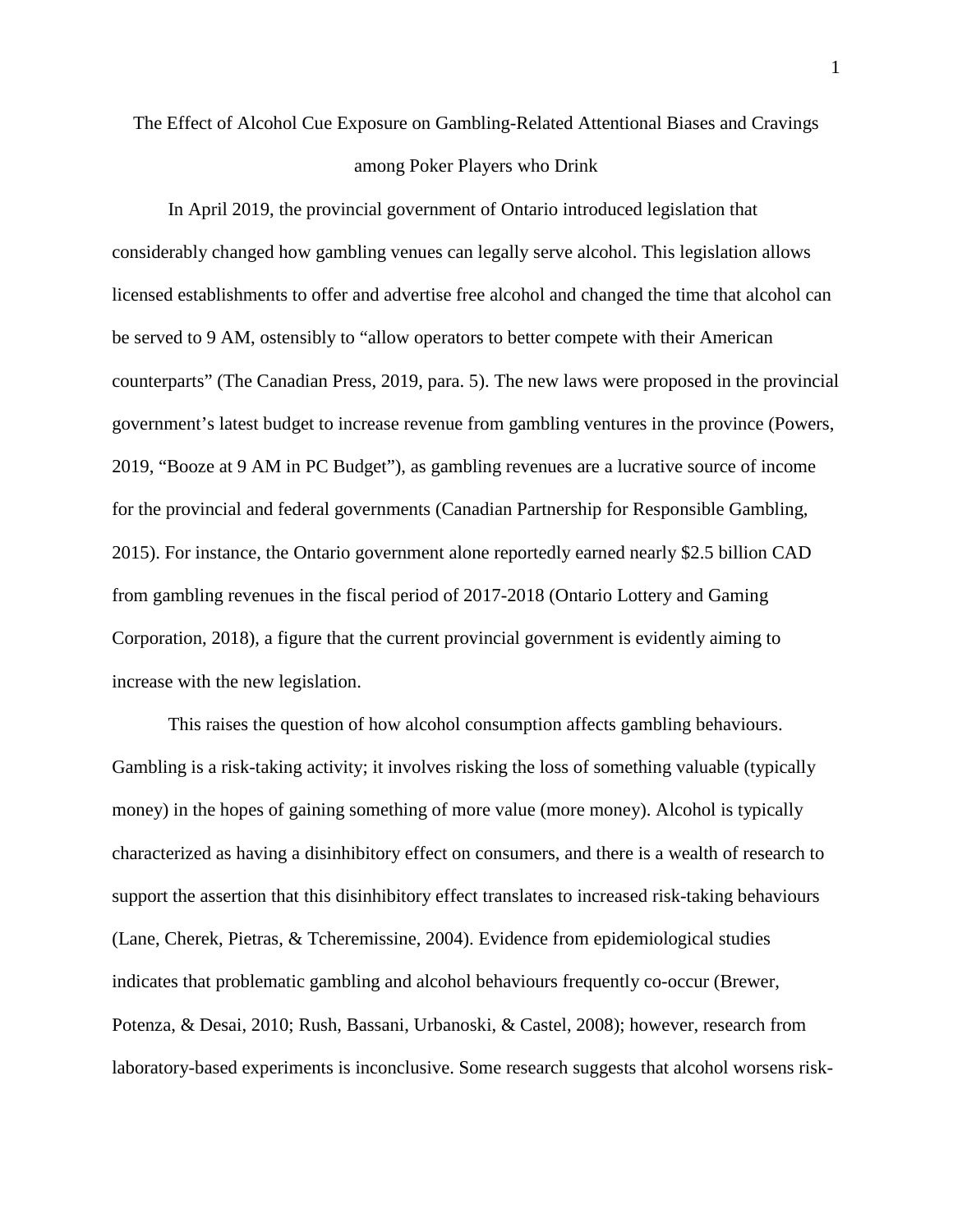# The Effect of Alcohol Cue Exposure on Gambling-Related Attentional Biases and Cravings among Poker Players who Drink

In April 2019, the provincial government of Ontario introduced legislation that considerably changed how gambling venues can legally serve alcohol. This legislation allows licensed establishments to offer and advertise free alcohol and changed the time that alcohol can be served to 9 AM, ostensibly to "allow operators to better compete with their American counterparts" (The Canadian Press, 2019, para. 5). The new laws were proposed in the provincial government's latest budget to increase revenue from gambling ventures in the province (Powers, 2019, "Booze at 9 AM in PC Budget"), as gambling revenues are a lucrative source of income for the provincial and federal governments (Canadian Partnership for Responsible Gambling, 2015). For instance, the Ontario government alone reportedly earned nearly $2.5 billion CAD from gambling revenues in the fiscal period of 2017-2018 (Ontario Lottery and Gaming Corporation, 2018), a figure that the current provincial government is evidently aiming to increase with the new legislation.

This raises the question of how alcohol consumption affects gambling behaviours. Gambling is a risk-taking activity; it involves risking the loss of something valuable (typically money) in the hopes of gaining something of more value (more money). Alcohol is typically characterized as having a disinhibitory effect on consumers, and there is a wealth of research to support the assertion that this disinhibitory effect translates to increased risk-taking behaviours (Lane, Cherek, Pietras, & Tcheremissine, 2004). Evidence from epidemiological studies indicates that problematic gambling and alcohol behaviours frequently co-occur (Brewer, Potenza, & Desai, 2010; Rush, Bassani, Urbanoski, & Castel, 2008); however, research from laboratory-based experiments is inconclusive. Some research suggests that alcohol worsens risk-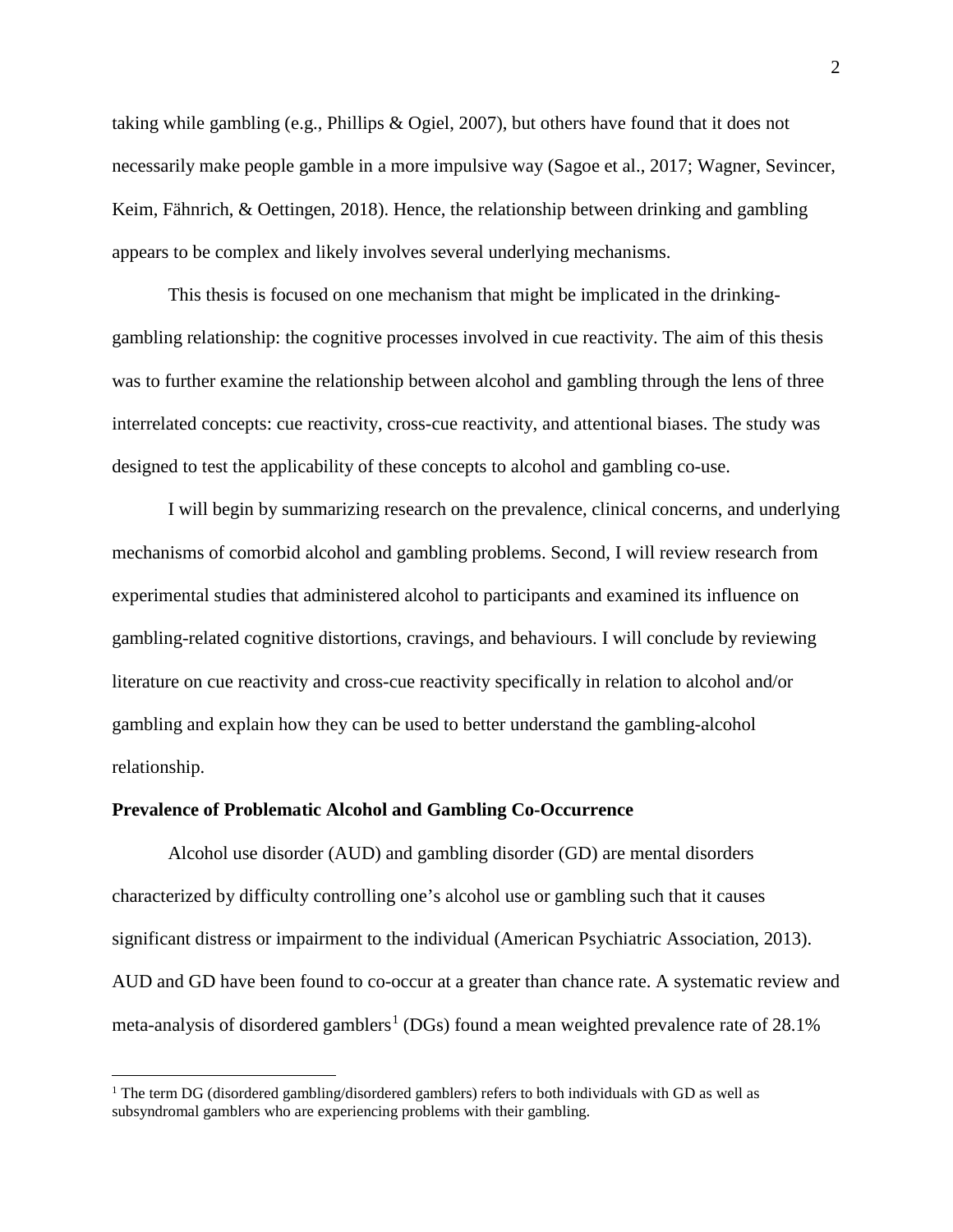taking while gambling (e.g., Phillips & Ogiel, 2007), but others have found that it does not necessarily make people gamble in a more impulsive way (Sagoe et al., 2017; Wagner, Sevincer, Keim, Fähnrich, & Oettingen, 2018). Hence, the relationship between drinking and gambling appears to be complex and likely involves several underlying mechanisms.

This thesis is focused on one mechanism that might be implicated in the drinking-gambling relationship: the cognitive processes involved in cue reactivity. The aim of this thesis was to further examine the relationship between alcohol and gambling through the lens of three interrelated concepts: cue reactivity, cross-cue reactivity, and attentional biases. The study was designed to test the applicability of these concepts to alcohol and gambling co-use.

I will begin by summarizing research on the prevalence, clinical concerns, and underlying mechanisms of comorbid alcohol and gambling problems. Second, I will review research from experimental studies that administered alcohol to participants and examined its influence on gambling-related cognitive distortions, cravings, and behaviours. I will conclude by reviewing literature on cue reactivity and cross-cue reactivity specifically in relation to alcohol and/or gambling and explain how they can be used to better understand the gambling-alcohol relationship.

**Prevalence of Problematic Alcohol and Gambling Co-Occurrence**

Alcohol use disorder (AUD) and gambling disorder (GD) are mental disorders characterized by difficulty controlling one's alcohol use or gambling such that it causes significant distress or impairment to the individual (American Psychiatric Association, 2013). AUD and GD have been found to co-occur at a greater than chance rate. A systematic review and meta-analysis of disordered gamblers[1] (DGs) found a mean weighted prevalence rate of 28.1%

[1] The term DG (disordered gambling/disordered gamblers) refers to both individuals with GD as well as subsyndromal gamblers who are experiencing problems with their gambling.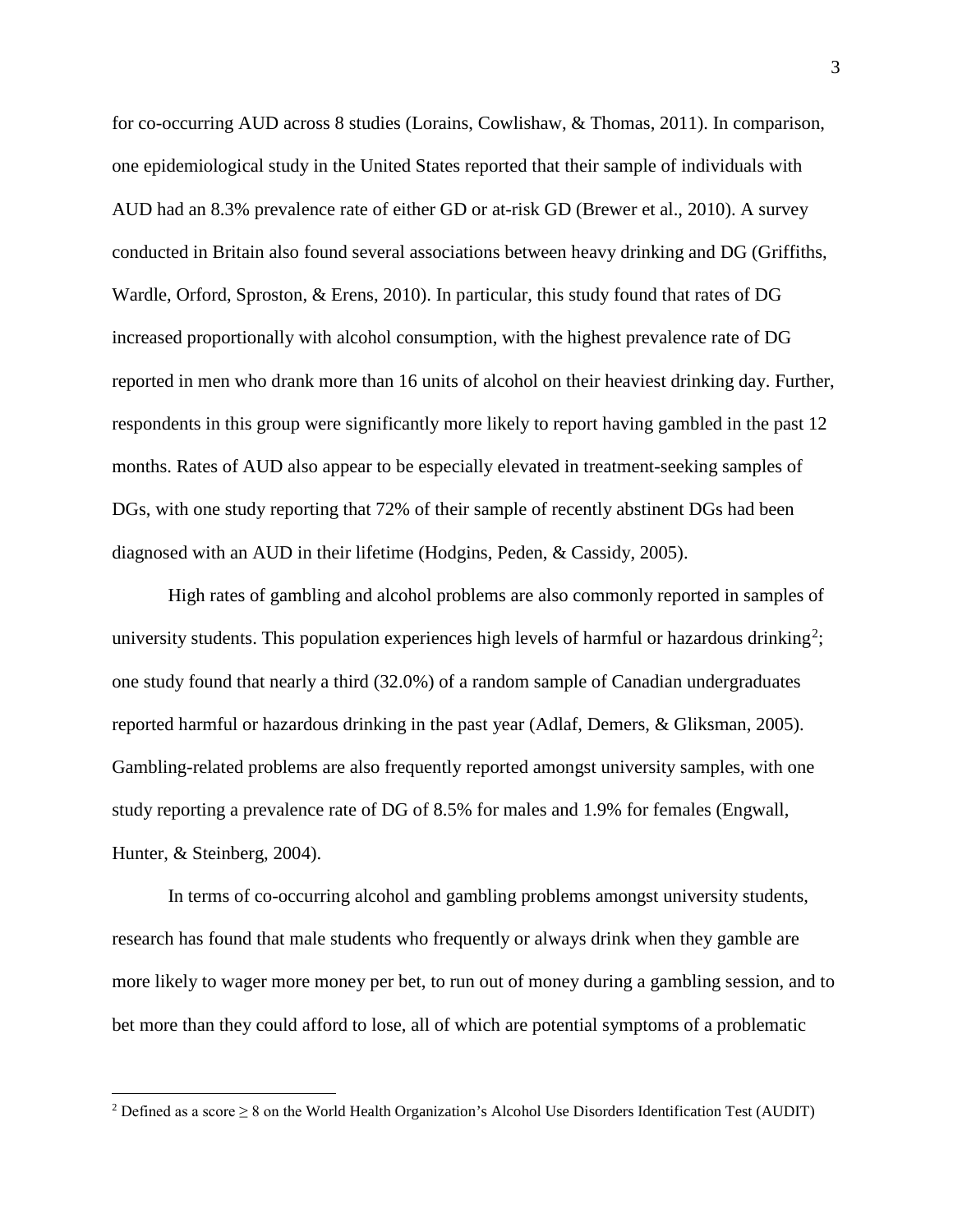for co-occurring AUD across 8 studies (Lorains, Cowlishaw, & Thomas, 2011). In comparison, one epidemiological study in the United States reported that their sample of individuals with AUD had an 8.3% prevalence rate of either GD or at-risk GD (Brewer et al., 2010). A survey conducted in Britain also found several associations between heavy drinking and DG (Griffiths, Wardle, Orford, Sproston, & Erens, 2010). In particular, this study found that rates of DG increased proportionally with alcohol consumption, with the highest prevalence rate of DG reported in men who drank more than 16 units of alcohol on their heaviest drinking day. Further, respondents in this group were significantly more likely to report having gambled in the past 12 months. Rates of AUD also appear to be especially elevated in treatment-seeking samples of DGs, with one study reporting that 72% of their sample of recently abstinent DGs had been diagnosed with an AUD in their lifetime (Hodgins, Peden, & Cassidy, 2005).

High rates of gambling and alcohol problems are also commonly reported in samples of university students. This population experiences high levels of harmful or hazardous drinking[2]; one study found that nearly a third (32.0%) of a random sample of Canadian undergraduates reported harmful or hazardous drinking in the past year (Adlaf, Demers, & Gliksman, 2005). Gambling-related problems are also frequently reported amongst university samples, with one study reporting a prevalence rate of DG of 8.5% for males and 1.9% for females (Engwall, Hunter, & Steinberg, 2004).

In terms of co-occurring alcohol and gambling problems amongst university students, research has found that male students who frequently or always drink when they gamble are more likely to wager more money per bet, to run out of money during a gambling session, and to bet more than they could afford to lose, all of which are potential symptoms of a problematic

[2] Defined as a score $\geq 8$ on the World Health Organization's Alcohol Use Disorders Identification Test (AUDIT)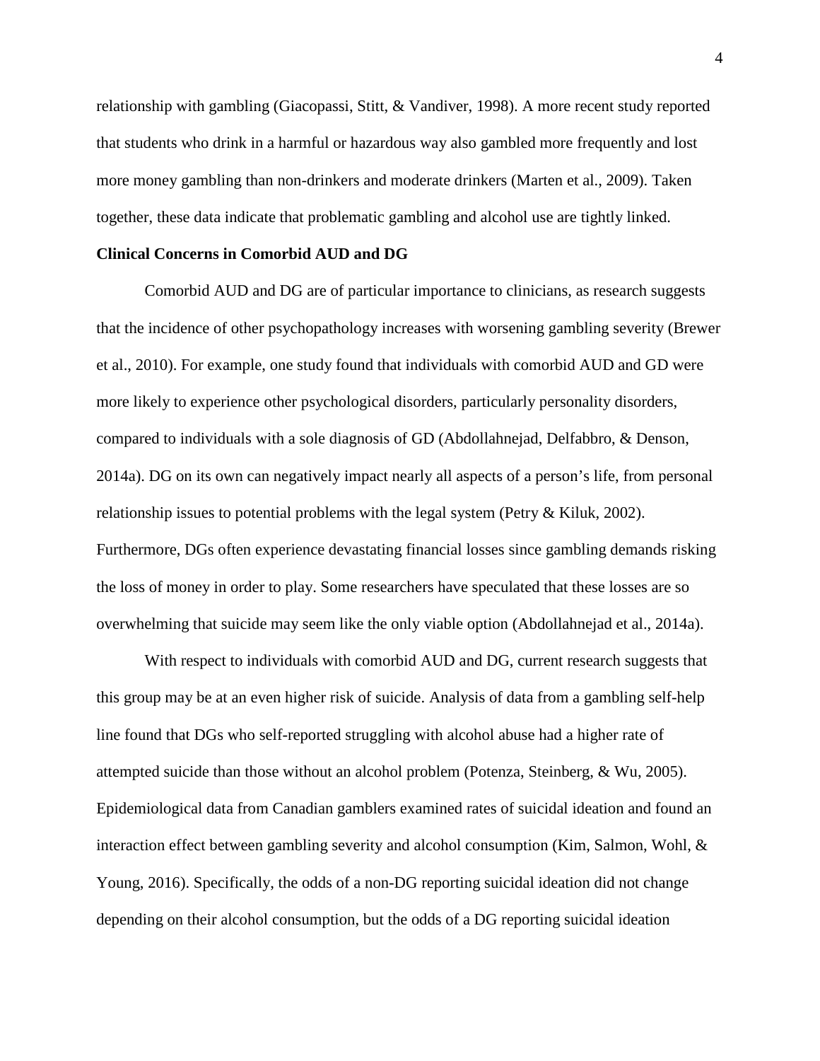relationship with gambling (Giacopassi, Stitt, & Vandiver, 1998). A more recent study reported that students who drink in a harmful or hazardous way also gambled more frequently and lost more money gambling than non-drinkers and moderate drinkers (Marten et al., 2009). Taken together, these data indicate that problematic gambling and alcohol use are tightly linked.

**Clinical Concerns in Comorbid AUD and DG**

Comorbid AUD and DG are of particular importance to clinicians, as research suggests that the incidence of other psychopathology increases with worsening gambling severity (Brewer et al., 2010). For example, one study found that individuals with comorbid AUD and GD were more likely to experience other psychological disorders, particularly personality disorders, compared to individuals with a sole diagnosis of GD (Abdollahnejad, Delfabbro, & Denson, 2014a). DG on its own can negatively impact nearly all aspects of a person's life, from personal relationship issues to potential problems with the legal system (Petry & Kiluk, 2002). Furthermore, DGs often experience devastating financial losses since gambling demands risking the loss of money in order to play. Some researchers have speculated that these losses are so overwhelming that suicide may seem like the only viable option (Abdollahnejad et al., 2014a).

With respect to individuals with comorbid AUD and DG, current research suggests that this group may be at an even higher risk of suicide. Analysis of data from a gambling self-help line found that DGs who self-reported struggling with alcohol abuse had a higher rate of attempted suicide than those without an alcohol problem (Potenza, Steinberg, & Wu, 2005). Epidemiological data from Canadian gamblers examined rates of suicidal ideation and found an interaction effect between gambling severity and alcohol consumption (Kim, Salmon, Wohl, & Young, 2016). Specifically, the odds of a non-DG reporting suicidal ideation did not change depending on their alcohol consumption, but the odds of a DG reporting suicidal ideation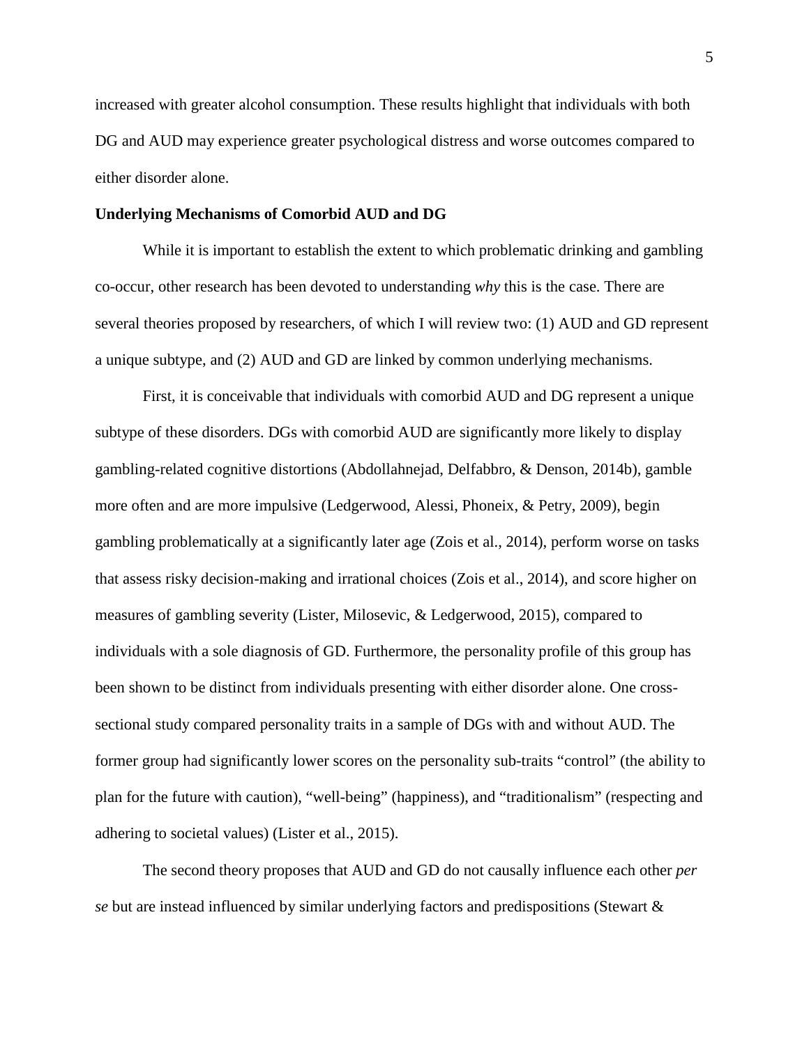increased with greater alcohol consumption. These results highlight that individuals with both DG and AUD may experience greater psychological distress and worse outcomes compared to either disorder alone.

**Underlying Mechanisms of Comorbid AUD and DG**

While it is important to establish the extent to which problematic drinking and gambling co-occur, other research has been devoted to understanding *why* this is the case. There are several theories proposed by researchers, of which I will review two: (1) AUD and GD represent a unique subtype, and (2) AUD and GD are linked by common underlying mechanisms.

First, it is conceivable that individuals with comorbid AUD and DG represent a unique subtype of these disorders. DGs with comorbid AUD are significantly more likely to display gambling-related cognitive distortions (Abdollahnejad, Delfabbro, & Denson, 2014b), gamble more often and are more impulsive (Ledgerwood, Alessi, Phoneix, & Petry, 2009), begin gambling problematically at a significantly later age (Zois et al., 2014), perform worse on tasks that assess risky decision-making and irrational choices (Zois et al., 2014), and score higher on measures of gambling severity (Lister, Milosevic, & Ledgerwood, 2015), compared to individuals with a sole diagnosis of GD. Furthermore, the personality profile of this group has been shown to be distinct from individuals presenting with either disorder alone. One cross-sectional study compared personality traits in a sample of DGs with and without AUD. The former group had significantly lower scores on the personality sub-traits "control" (the ability to plan for the future with caution), "well-being" (happiness), and "traditionalism" (respecting and adhering to societal values) (Lister et al., 2015).

The second theory proposes that AUD and GD do not causally influence each other *per se* but are instead influenced by similar underlying factors and predispositions (Stewart &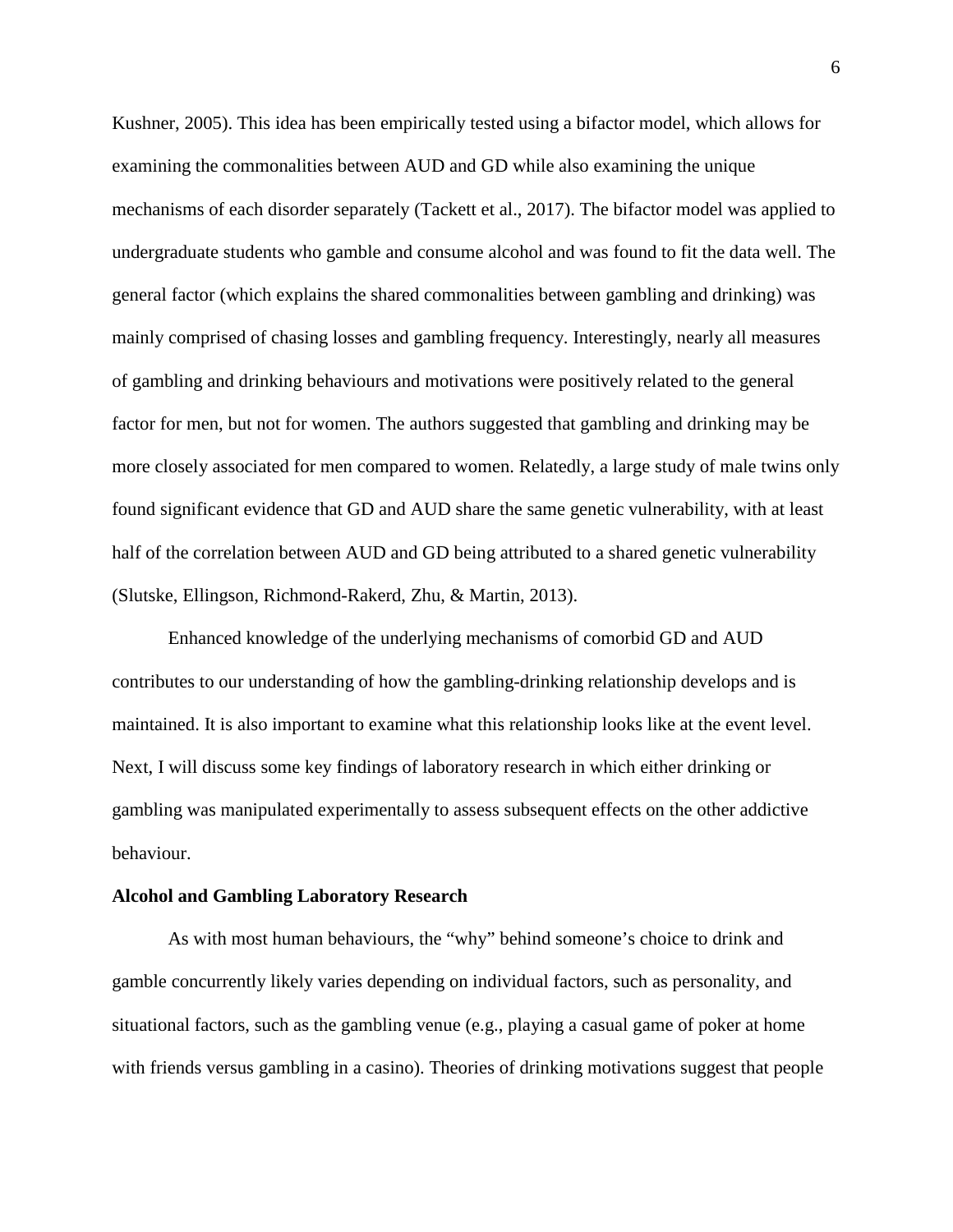Kushner, 2005). This idea has been empirically tested using a bifactor model, which allows for examining the commonalities between AUD and GD while also examining the unique mechanisms of each disorder separately (Tackett et al., 2017). The bifactor model was applied to undergraduate students who gamble and consume alcohol and was found to fit the data well. The general factor (which explains the shared commonalities between gambling and drinking) was mainly comprised of chasing losses and gambling frequency. Interestingly, nearly all measures of gambling and drinking behaviours and motivations were positively related to the general factor for men, but not for women. The authors suggested that gambling and drinking may be more closely associated for men compared to women. Relatedly, a large study of male twins only found significant evidence that GD and AUD share the same genetic vulnerability, with at least half of the correlation between AUD and GD being attributed to a shared genetic vulnerability (Slutske, Ellingson, Richmond-Rakerd, Zhu, & Martin, 2013).

Enhanced knowledge of the underlying mechanisms of comorbid GD and AUD contributes to our understanding of how the gambling-drinking relationship develops and is maintained. It is also important to examine what this relationship looks like at the event level. Next, I will discuss some key findings of laboratory research in which either drinking or gambling was manipulated experimentally to assess subsequent effects on the other addictive behaviour.

**Alcohol and Gambling Laboratory Research**

As with most human behaviours, the "why" behind someone's choice to drink and gamble concurrently likely varies depending on individual factors, such as personality, and situational factors, such as the gambling venue (e.g., playing a casual game of poker at home with friends versus gambling in a casino). Theories of drinking motivations suggest that people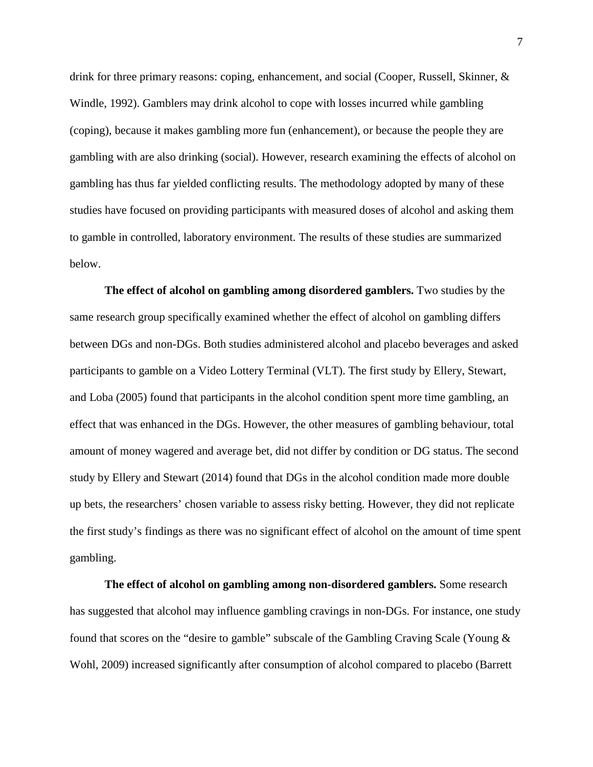drink for three primary reasons: coping, enhancement, and social (Cooper, Russell, Skinner, & Windle, 1992). Gamblers may drink alcohol to cope with losses incurred while gambling (coping), because it makes gambling more fun (enhancement), or because the people they are gambling with are also drinking (social). However, research examining the effects of alcohol on gambling has thus far yielded conflicting results. The methodology adopted by many of these studies have focused on providing participants with measured doses of alcohol and asking them to gamble in controlled, laboratory environment. The results of these studies are summarized below.

**The effect of alcohol on gambling among disordered gamblers.** Two studies by the same research group specifically examined whether the effect of alcohol on gambling differs between DGs and non-DGs. Both studies administered alcohol and placebo beverages and asked participants to gamble on a Video Lottery Terminal (VLT). The first study by Ellery, Stewart, and Loba (2005) found that participants in the alcohol condition spent more time gambling, an effect that was enhanced in the DGs. However, the other measures of gambling behaviour, total amount of money wagered and average bet, did not differ by condition or DG status. The second study by Ellery and Stewart (2014) found that DGs in the alcohol condition made more double up bets, the researchers' chosen variable to assess risky betting. However, they did not replicate the first study's findings as there was no significant effect of alcohol on the amount of time spent gambling.

**The effect of alcohol on gambling among non-disordered gamblers.** Some research has suggested that alcohol may influence gambling cravings in non-DGs. For instance, one study found that scores on the "desire to gamble" subscale of the Gambling Craving Scale (Young & Wohl, 2009) increased significantly after consumption of alcohol compared to placebo (Barrett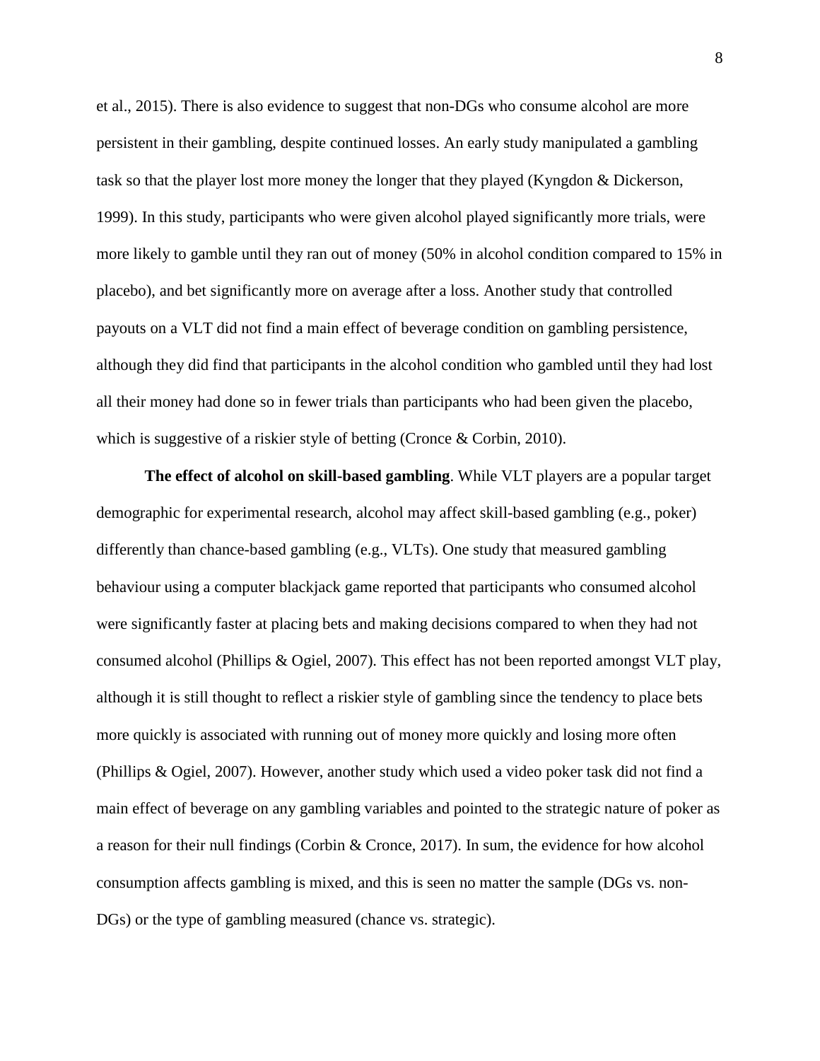et al., 2015). There is also evidence to suggest that non-DGs who consume alcohol are more persistent in their gambling, despite continued losses. An early study manipulated a gambling task so that the player lost more money the longer that they played (Kyngdon & Dickerson, 1999). In this study, participants who were given alcohol played significantly more trials, were more likely to gamble until they ran out of money (50% in alcohol condition compared to 15% in placebo), and bet significantly more on average after a loss. Another study that controlled payouts on a VLT did not find a main effect of beverage condition on gambling persistence, although they did find that participants in the alcohol condition who gambled until they had lost all their money had done so in fewer trials than participants who had been given the placebo, which is suggestive of a riskier style of betting (Cronce & Corbin, 2010).

**The effect of alcohol on skill-based gambling**. While VLT players are a popular target demographic for experimental research, alcohol may affect skill-based gambling (e.g., poker) differently than chance-based gambling (e.g., VLTs). One study that measured gambling behaviour using a computer blackjack game reported that participants who consumed alcohol were significantly faster at placing bets and making decisions compared to when they had not consumed alcohol (Phillips & Ogiel, 2007). This effect has not been reported amongst VLT play, although it is still thought to reflect a riskier style of gambling since the tendency to place bets more quickly is associated with running out of money more quickly and losing more often (Phillips & Ogiel, 2007). However, another study which used a video poker task did not find a main effect of beverage on any gambling variables and pointed to the strategic nature of poker as a reason for their null findings (Corbin & Cronce, 2017). In sum, the evidence for how alcohol consumption affects gambling is mixed, and this is seen no matter the sample (DGs vs. non-DGs) or the type of gambling measured (chance vs. strategic).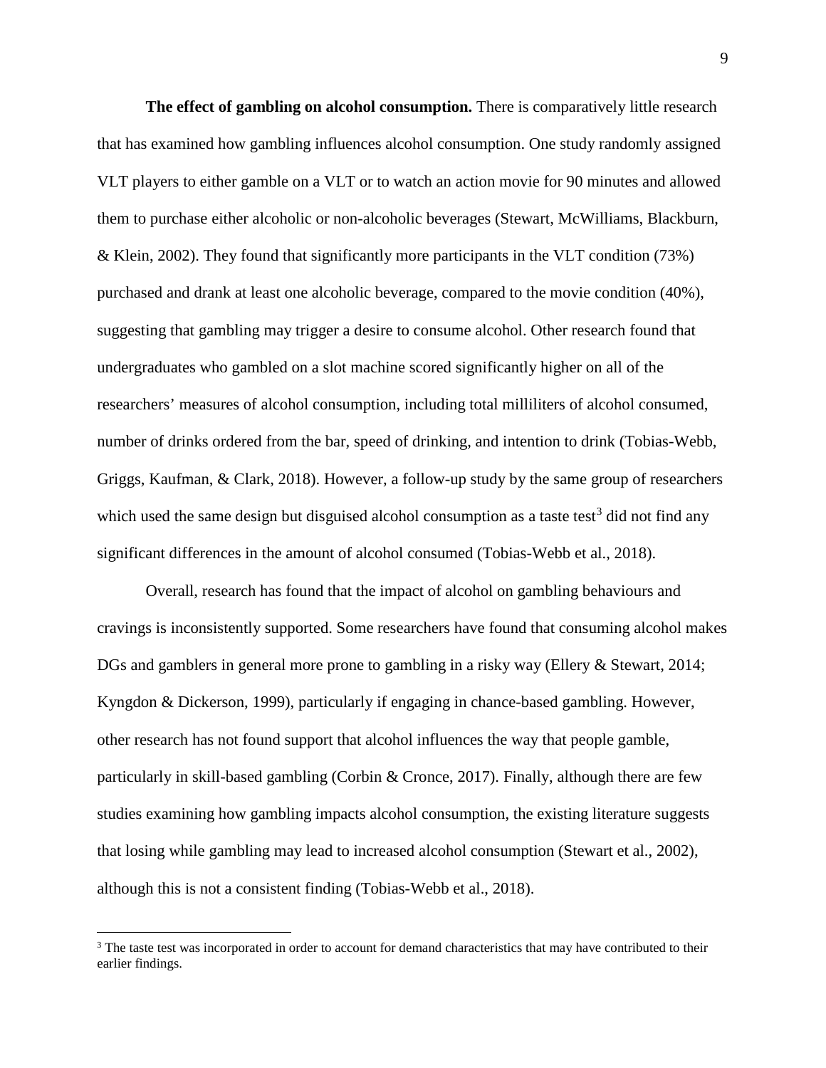**The effect of gambling on alcohol consumption.** There is comparatively little research that has examined how gambling influences alcohol consumption. One study randomly assigned VLT players to either gamble on a VLT or to watch an action movie for 90 minutes and allowed them to purchase either alcoholic or non-alcoholic beverages (Stewart, McWilliams, Blackburn, & Klein, 2002). They found that significantly more participants in the VLT condition (73%) purchased and drank at least one alcoholic beverage, compared to the movie condition (40%), suggesting that gambling may trigger a desire to consume alcohol. Other research found that undergraduates who gambled on a slot machine scored significantly higher on all of the researchers' measures of alcohol consumption, including total milliliters of alcohol consumed, number of drinks ordered from the bar, speed of drinking, and intention to drink (Tobias-Webb, Griggs, Kaufman, & Clark, 2018). However, a follow-up study by the same group of researchers which used the same design but disguised alcohol consumption as a taste test[3] did not find any significant differences in the amount of alcohol consumed (Tobias-Webb et al., 2018).

Overall, research has found that the impact of alcohol on gambling behaviours and cravings is inconsistently supported. Some researchers have found that consuming alcohol makes DGs and gamblers in general more prone to gambling in a risky way (Ellery & Stewart, 2014; Kyngdon & Dickerson, 1999), particularly if engaging in chance-based gambling. However, other research has not found support that alcohol influences the way that people gamble, particularly in skill-based gambling (Corbin & Cronce, 2017). Finally, although there are few studies examining how gambling impacts alcohol consumption, the existing literature suggests that losing while gambling may lead to increased alcohol consumption (Stewart et al., 2002), although this is not a consistent finding (Tobias-Webb et al., 2018).

---

[3] The taste test was incorporated in order to account for demand characteristics that may have contributed to their earlier findings.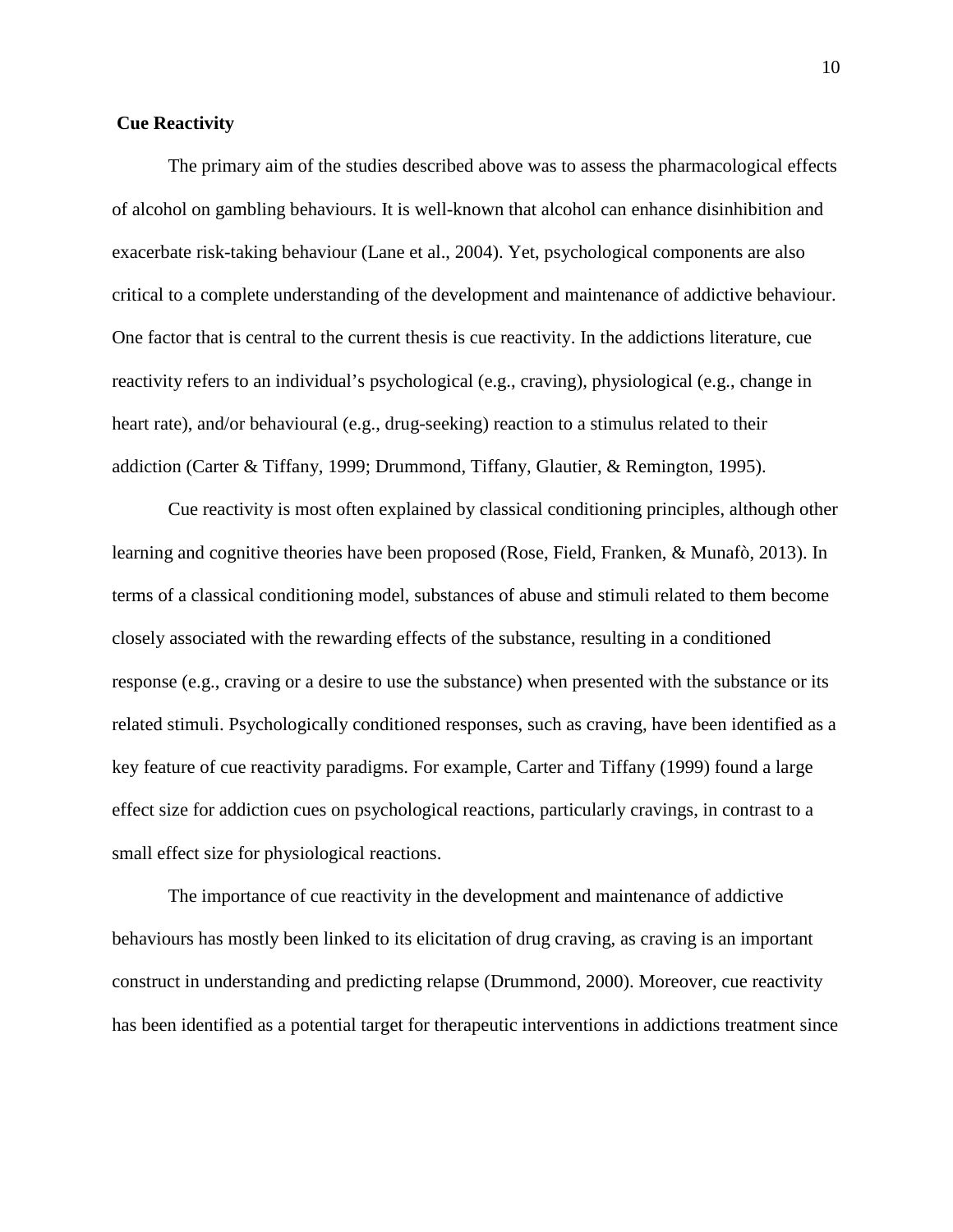## Cue Reactivity

The primary aim of the studies described above was to assess the pharmacological effects of alcohol on gambling behaviours. It is well-known that alcohol can enhance disinhibition and exacerbate risk-taking behaviour (Lane et al., 2004). Yet, psychological components are also critical to a complete understanding of the development and maintenance of addictive behaviour. One factor that is central to the current thesis is cue reactivity. In the addictions literature, cue reactivity refers to an individual's psychological (e.g., craving), physiological (e.g., change in heart rate), and/or behavioural (e.g., drug-seeking) reaction to a stimulus related to their addiction (Carter & Tiffany, 1999; Drummond, Tiffany, Glautier, & Remington, 1995).

Cue reactivity is most often explained by classical conditioning principles, although other learning and cognitive theories have been proposed (Rose, Field, Franken, & Munafò, 2013). In terms of a classical conditioning model, substances of abuse and stimuli related to them become closely associated with the rewarding effects of the substance, resulting in a conditioned response (e.g., craving or a desire to use the substance) when presented with the substance or its related stimuli. Psychologically conditioned responses, such as craving, have been identified as a key feature of cue reactivity paradigms. For example, Carter and Tiffany (1999) found a large effect size for addiction cues on psychological reactions, particularly cravings, in contrast to a small effect size for physiological reactions.

The importance of cue reactivity in the development and maintenance of addictive behaviours has mostly been linked to its elicitation of drug craving, as craving is an important construct in understanding and predicting relapse (Drummond, 2000). Moreover, cue reactivity has been identified as a potential target for therapeutic interventions in addictions treatment since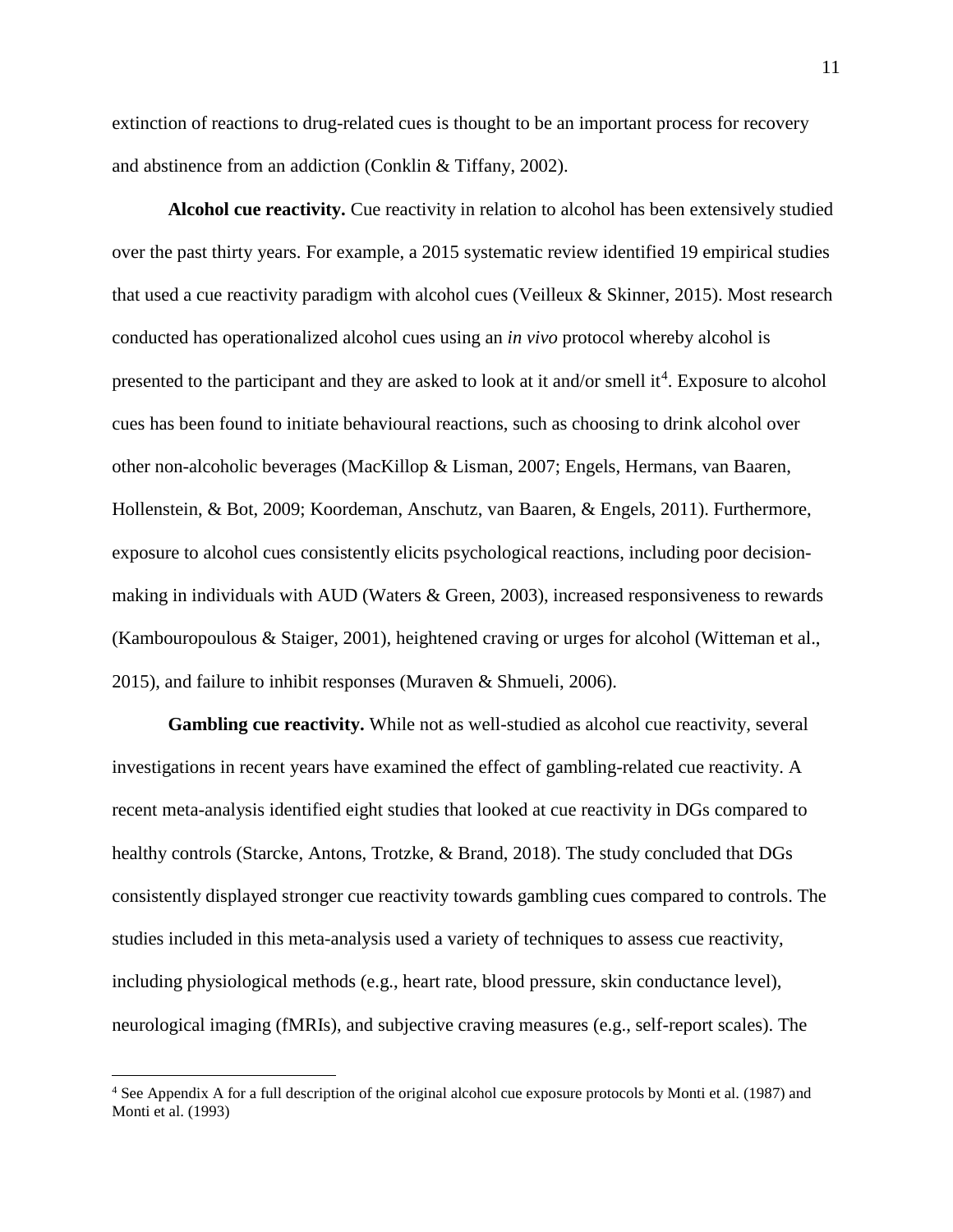extinction of reactions to drug-related cues is thought to be an important process for recovery and abstinence from an addiction (Conklin & Tiffany, 2002).

**Alcohol cue reactivity.** Cue reactivity in relation to alcohol has been extensively studied over the past thirty years. For example, a 2015 systematic review identified 19 empirical studies that used a cue reactivity paradigm with alcohol cues (Veilleux & Skinner, 2015). Most research conducted has operationalized alcohol cues using an *in vivo* protocol whereby alcohol is presented to the participant and they are asked to look at it and/or smell it[4]. Exposure to alcohol cues has been found to initiate behavioural reactions, such as choosing to drink alcohol over other non-alcoholic beverages (MacKillop & Lisman, 2007; Engels, Hermans, van Baaren, Hollenstein, & Bot, 2009; Koordeman, Anschutz, van Baaren, & Engels, 2011). Furthermore, exposure to alcohol cues consistently elicits psychological reactions, including poor decision-making in individuals with AUD (Waters & Green, 2003), increased responsiveness to rewards (Kambouropoulous & Staiger, 2001), heightened craving or urges for alcohol (Witteman et al., 2015), and failure to inhibit responses (Muraven & Shmueli, 2006).

**Gambling cue reactivity.** While not as well-studied as alcohol cue reactivity, several investigations in recent years have examined the effect of gambling-related cue reactivity. A recent meta-analysis identified eight studies that looked at cue reactivity in DGs compared to healthy controls (Starcke, Antons, Trotzke, & Brand, 2018). The study concluded that DGs consistently displayed stronger cue reactivity towards gambling cues compared to controls. The studies included in this meta-analysis used a variety of techniques to assess cue reactivity, including physiological methods (e.g., heart rate, blood pressure, skin conductance level), neurological imaging (fMRIs), and subjective craving measures (e.g., self-report scales). The

[4] See Appendix A for a full description of the original alcohol cue exposure protocols by Monti et al. (1987) and Monti et al. (1993)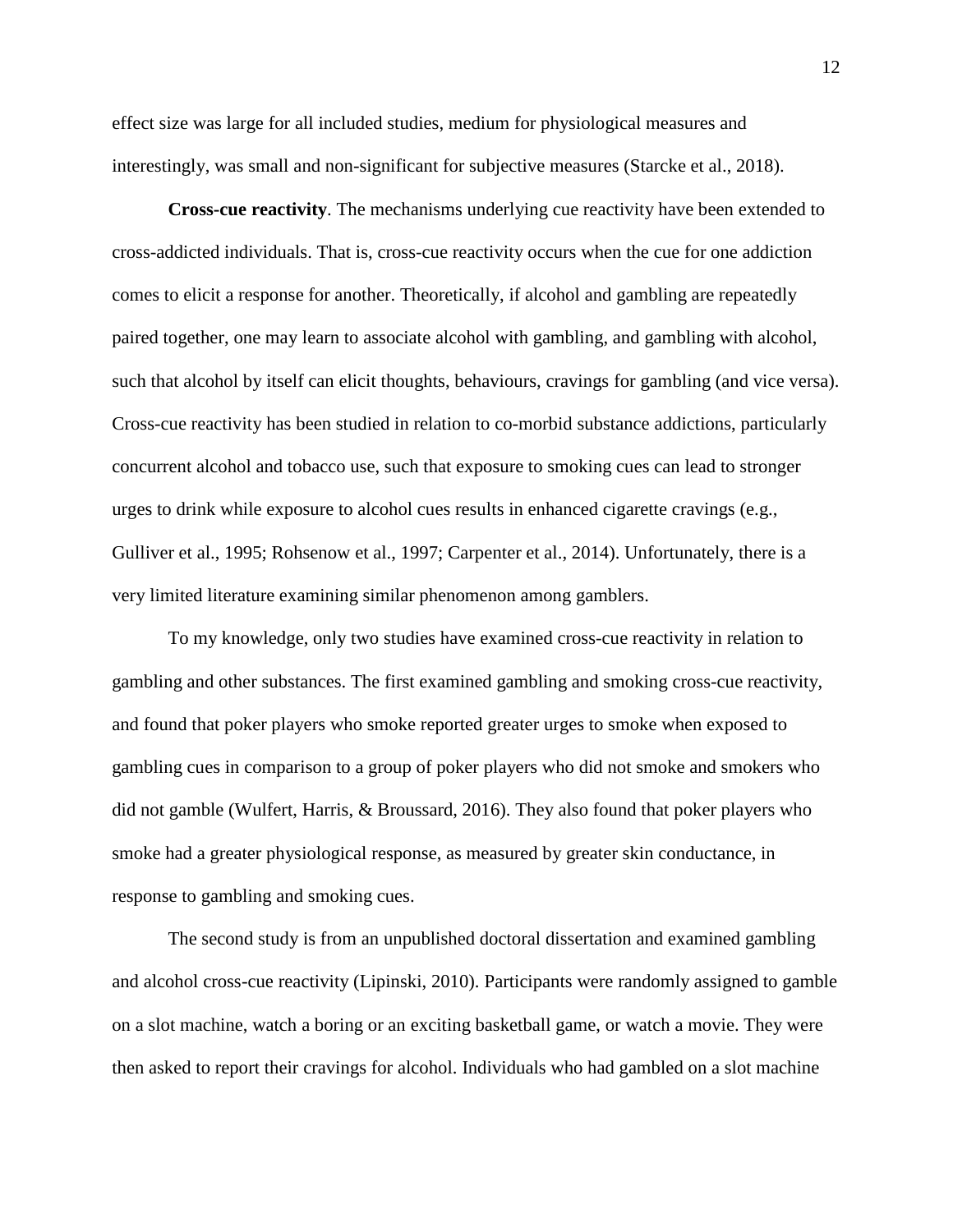effect size was large for all included studies, medium for physiological measures and interestingly, was small and non-significant for subjective measures (Starcke et al., 2018).

**Cross-cue reactivity**. The mechanisms underlying cue reactivity have been extended to cross-addicted individuals. That is, cross-cue reactivity occurs when the cue for one addiction comes to elicit a response for another. Theoretically, if alcohol and gambling are repeatedly paired together, one may learn to associate alcohol with gambling, and gambling with alcohol, such that alcohol by itself can elicit thoughts, behaviours, cravings for gambling (and vice versa). Cross-cue reactivity has been studied in relation to co-morbid substance addictions, particularly concurrent alcohol and tobacco use, such that exposure to smoking cues can lead to stronger urges to drink while exposure to alcohol cues results in enhanced cigarette cravings (e.g., Gulliver et al., 1995; Rohsenow et al., 1997; Carpenter et al., 2014). Unfortunately, there is a very limited literature examining similar phenomenon among gamblers.

To my knowledge, only two studies have examined cross-cue reactivity in relation to gambling and other substances. The first examined gambling and smoking cross-cue reactivity, and found that poker players who smoke reported greater urges to smoke when exposed to gambling cues in comparison to a group of poker players who did not smoke and smokers who did not gamble (Wulfert, Harris, & Broussard, 2016). They also found that poker players who smoke had a greater physiological response, as measured by greater skin conductance, in response to gambling and smoking cues.

The second study is from an unpublished doctoral dissertation and examined gambling and alcohol cross-cue reactivity (Lipinski, 2010). Participants were randomly assigned to gamble on a slot machine, watch a boring or an exciting basketball game, or watch a movie. They were then asked to report their cravings for alcohol. Individuals who had gambled on a slot machine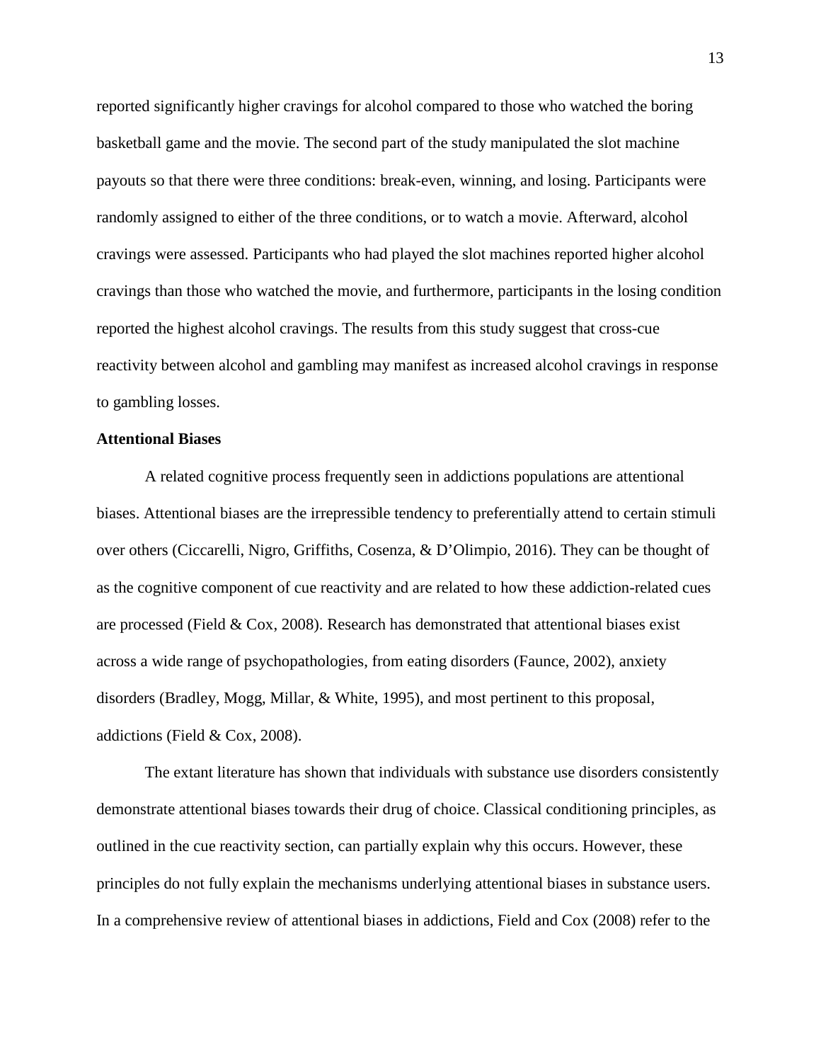reported significantly higher cravings for alcohol compared to those who watched the boring basketball game and the movie. The second part of the study manipulated the slot machine payouts so that there were three conditions: break-even, winning, and losing. Participants were randomly assigned to either of the three conditions, or to watch a movie. Afterward, alcohol cravings were assessed. Participants who had played the slot machines reported higher alcohol cravings than those who watched the movie, and furthermore, participants in the losing condition reported the highest alcohol cravings. The results from this study suggest that cross-cue reactivity between alcohol and gambling may manifest as increased alcohol cravings in response to gambling losses.

**Attentional Biases**

A related cognitive process frequently seen in addictions populations are attentional biases. Attentional biases are the irrepressible tendency to preferentially attend to certain stimuli over others (Ciccarelli, Nigro, Griffiths, Cosenza, & D'Olimpio, 2016). They can be thought of as the cognitive component of cue reactivity and are related to how these addiction-related cues are processed (Field & Cox, 2008). Research has demonstrated that attentional biases exist across a wide range of psychopathologies, from eating disorders (Faunce, 2002), anxiety disorders (Bradley, Mogg, Millar, & White, 1995), and most pertinent to this proposal, addictions (Field & Cox, 2008).

The extant literature has shown that individuals with substance use disorders consistently demonstrate attentional biases towards their drug of choice. Classical conditioning principles, as outlined in the cue reactivity section, can partially explain why this occurs. However, these principles do not fully explain the mechanisms underlying attentional biases in substance users. In a comprehensive review of attentional biases in addictions, Field and Cox (2008) refer to the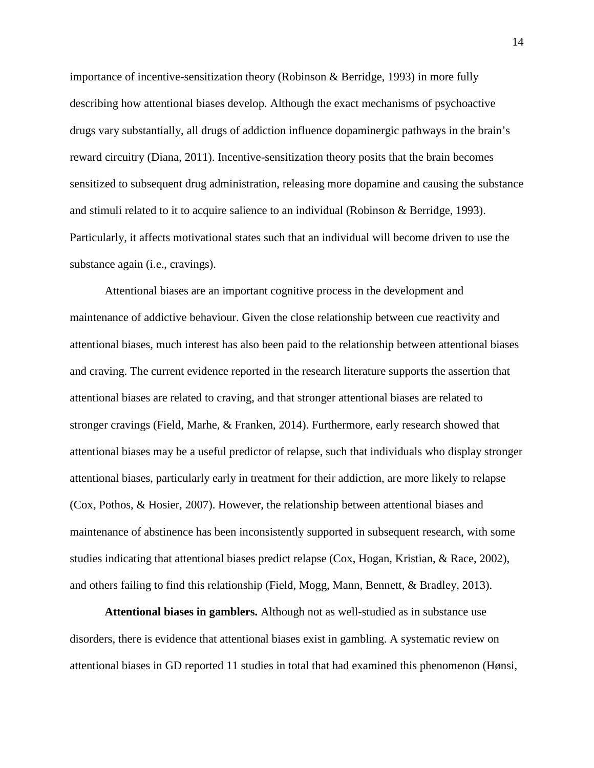importance of incentive-sensitization theory (Robinson & Berridge, 1993) in more fully describing how attentional biases develop. Although the exact mechanisms of psychoactive drugs vary substantially, all drugs of addiction influence dopaminergic pathways in the brain's reward circuitry (Diana, 2011). Incentive-sensitization theory posits that the brain becomes sensitized to subsequent drug administration, releasing more dopamine and causing the substance and stimuli related to it to acquire salience to an individual (Robinson & Berridge, 1993). Particularly, it affects motivational states such that an individual will become driven to use the substance again (i.e., cravings).

Attentional biases are an important cognitive process in the development and maintenance of addictive behaviour. Given the close relationship between cue reactivity and attentional biases, much interest has also been paid to the relationship between attentional biases and craving. The current evidence reported in the research literature supports the assertion that attentional biases are related to craving, and that stronger attentional biases are related to stronger cravings (Field, Marhe, & Franken, 2014). Furthermore, early research showed that attentional biases may be a useful predictor of relapse, such that individuals who display stronger attentional biases, particularly early in treatment for their addiction, are more likely to relapse (Cox, Pothos, & Hosier, 2007). However, the relationship between attentional biases and maintenance of abstinence has been inconsistently supported in subsequent research, with some studies indicating that attentional biases predict relapse (Cox, Hogan, Kristian, & Race, 2002), and others failing to find this relationship (Field, Mogg, Mann, Bennett, & Bradley, 2013).

**Attentional biases in gamblers.** Although not as well-studied as in substance use disorders, there is evidence that attentional biases exist in gambling. A systematic review on attentional biases in GD reported 11 studies in total that had examined this phenomenon (Hønsi,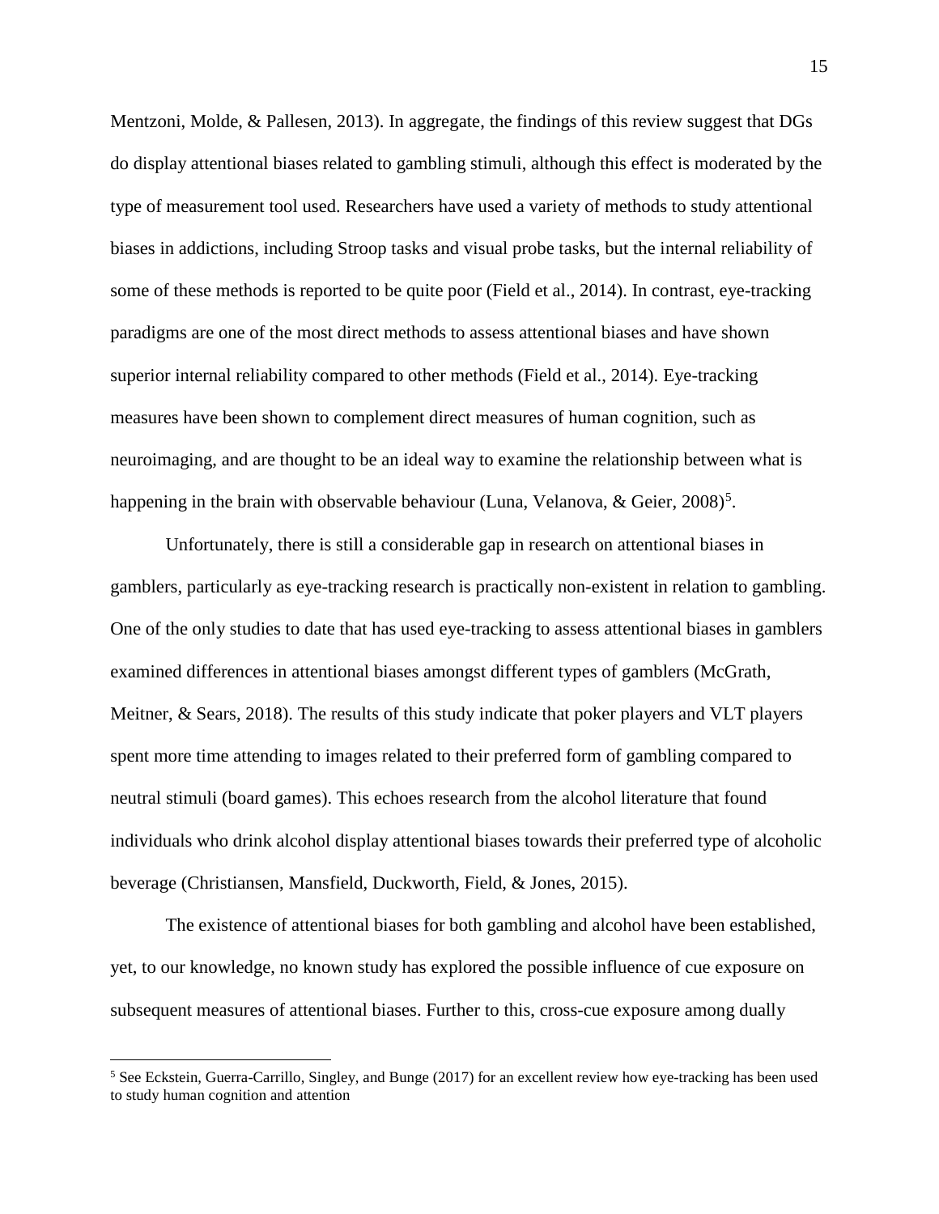Mentzoni, Molde, & Pallesen, 2013). In aggregate, the findings of this review suggest that DGs do display attentional biases related to gambling stimuli, although this effect is moderated by the type of measurement tool used. Researchers have used a variety of methods to study attentional biases in addictions, including Stroop tasks and visual probe tasks, but the internal reliability of some of these methods is reported to be quite poor (Field et al., 2014). In contrast, eye-tracking paradigms are one of the most direct methods to assess attentional biases and have shown superior internal reliability compared to other methods (Field et al., 2014). Eye-tracking measures have been shown to complement direct measures of human cognition, such as neuroimaging, and are thought to be an ideal way to examine the relationship between what is happening in the brain with observable behaviour (Luna, Velanova, & Geier, 2008)[5].

Unfortunately, there is still a considerable gap in research on attentional biases in gamblers, particularly as eye-tracking research is practically non-existent in relation to gambling. One of the only studies to date that has used eye-tracking to assess attentional biases in gamblers examined differences in attentional biases amongst different types of gamblers (McGrath, Meitner, & Sears, 2018). The results of this study indicate that poker players and VLT players spent more time attending to images related to their preferred form of gambling compared to neutral stimuli (board games). This echoes research from the alcohol literature that found individuals who drink alcohol display attentional biases towards their preferred type of alcoholic beverage (Christiansen, Mansfield, Duckworth, Field, & Jones, 2015).

The existence of attentional biases for both gambling and alcohol have been established, yet, to our knowledge, no known study has explored the possible influence of cue exposure on subsequent measures of attentional biases. Further to this, cross-cue exposure among dually

[5] See Eckstein, Guerra-Carrillo, Singley, and Bunge (2017) for an excellent review how eye-tracking has been used to study human cognition and attention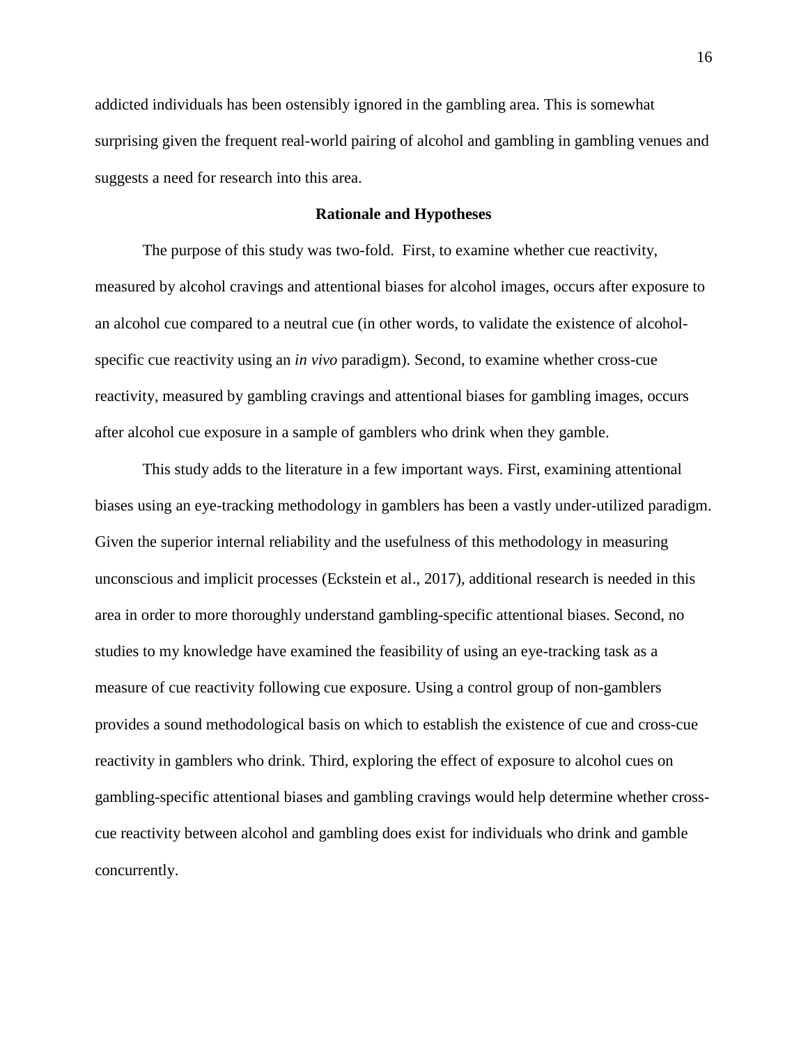addicted individuals has been ostensibly ignored in the gambling area. This is somewhat surprising given the frequent real-world pairing of alcohol and gambling in gambling venues and suggests a need for research into this area.

## Rationale and Hypotheses

The purpose of this study was two-fold. First, to examine whether cue reactivity, measured by alcohol cravings and attentional biases for alcohol images, occurs after exposure to an alcohol cue compared to a neutral cue (in other words, to validate the existence of alcohol-specific cue reactivity using an *in vivo* paradigm). Second, to examine whether cross-cue reactivity, measured by gambling cravings and attentional biases for gambling images, occurs after alcohol cue exposure in a sample of gamblers who drink when they gamble.

This study adds to the literature in a few important ways. First, examining attentional biases using an eye-tracking methodology in gamblers has been a vastly under-utilized paradigm. Given the superior internal reliability and the usefulness of this methodology in measuring unconscious and implicit processes (Eckstein et al., 2017), additional research is needed in this area in order to more thoroughly understand gambling-specific attentional biases. Second, no studies to my knowledge have examined the feasibility of using an eye-tracking task as a measure of cue reactivity following cue exposure. Using a control group of non-gamblers provides a sound methodological basis on which to establish the existence of cue and cross-cue reactivity in gamblers who drink. Third, exploring the effect of exposure to alcohol cues on gambling-specific attentional biases and gambling cravings would help determine whether cross-cue reactivity between alcohol and gambling does exist for individuals who drink and gamble concurrently.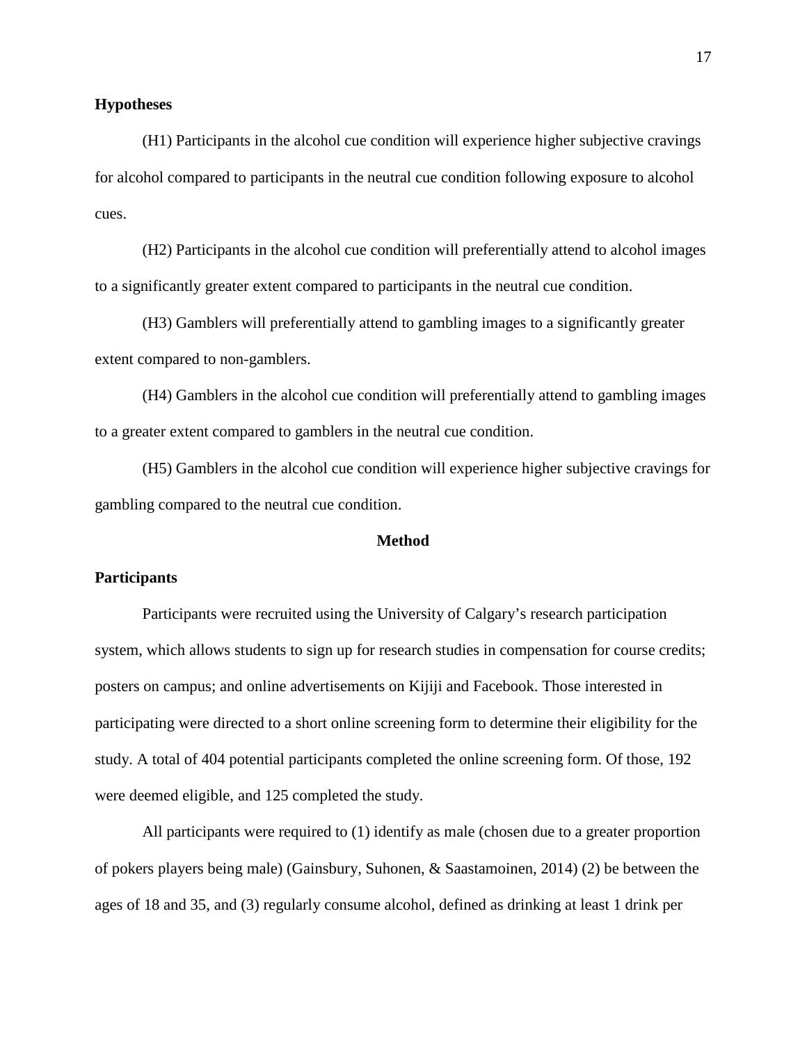## Hypotheses

(H1) Participants in the alcohol cue condition will experience higher subjective cravings for alcohol compared to participants in the neutral cue condition following exposure to alcohol cues.

(H2) Participants in the alcohol cue condition will preferentially attend to alcohol images to a significantly greater extent compared to participants in the neutral cue condition.

(H3) Gamblers will preferentially attend to gambling images to a significantly greater extent compared to non-gamblers.

(H4) Gamblers in the alcohol cue condition will preferentially attend to gambling images to a greater extent compared to gamblers in the neutral cue condition.

(H5) Gamblers in the alcohol cue condition will experience higher subjective cravings for gambling compared to the neutral cue condition.

# Method

## Participants

Participants were recruited using the University of Calgary's research participation system, which allows students to sign up for research studies in compensation for course credits; posters on campus; and online advertisements on Kijiji and Facebook. Those interested in participating were directed to a short online screening form to determine their eligibility for the study. A total of 404 potential participants completed the online screening form. Of those, 192 were deemed eligible, and 125 completed the study.

All participants were required to (1) identify as male (chosen due to a greater proportion of pokers players being male) (Gainsbury, Suhonen, & Saastamoinen, 2014) (2) be between the ages of 18 and 35, and (3) regularly consume alcohol, defined as drinking at least 1 drink per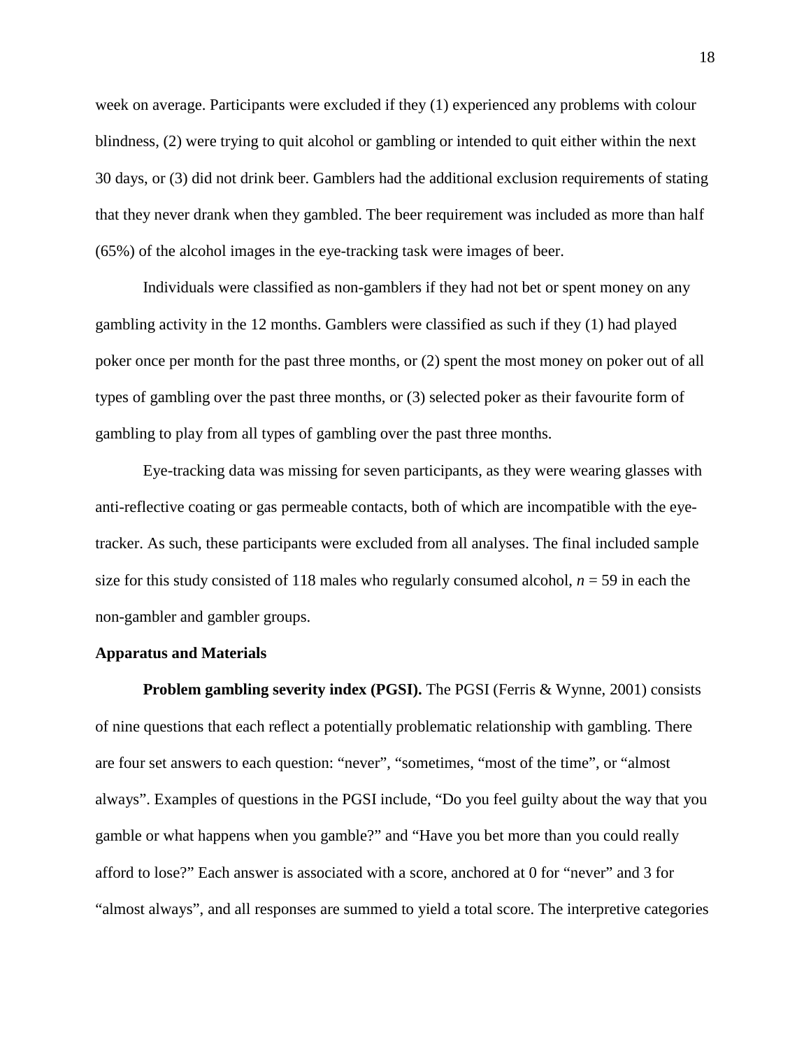week on average. Participants were excluded if they (1) experienced any problems with colour blindness, (2) were trying to quit alcohol or gambling or intended to quit either within the next 30 days, or (3) did not drink beer. Gamblers had the additional exclusion requirements of stating that they never drank when they gambled. The beer requirement was included as more than half (65%) of the alcohol images in the eye-tracking task were images of beer.

Individuals were classified as non-gamblers if they had not bet or spent money on any gambling activity in the 12 months. Gamblers were classified as such if they (1) had played poker once per month for the past three months, or (2) spent the most money on poker out of all types of gambling over the past three months, or (3) selected poker as their favourite form of gambling to play from all types of gambling over the past three months.

Eye-tracking data was missing for seven participants, as they were wearing glasses with anti-reflective coating or gas permeable contacts, both of which are incompatible with the eye-tracker. As such, these participants were excluded from all analyses. The final included sample size for this study consisted of 118 males who regularly consumed alcohol, $n$ = 59 in each the non-gambler and gambler groups.

**Apparatus and Materials**

**Problem gambling severity index (PGSI).** The PGSI (Ferris & Wynne, 2001) consists of nine questions that each reflect a potentially problematic relationship with gambling. There are four set answers to each question: "never", "sometimes, "most of the time", or "almost always". Examples of questions in the PGSI include, "Do you feel guilty about the way that you gamble or what happens when you gamble?" and "Have you bet more than you could really afford to lose?" Each answer is associated with a score, anchored at 0 for "never" and 3 for "almost always", and all responses are summed to yield a total score. The interpretive categories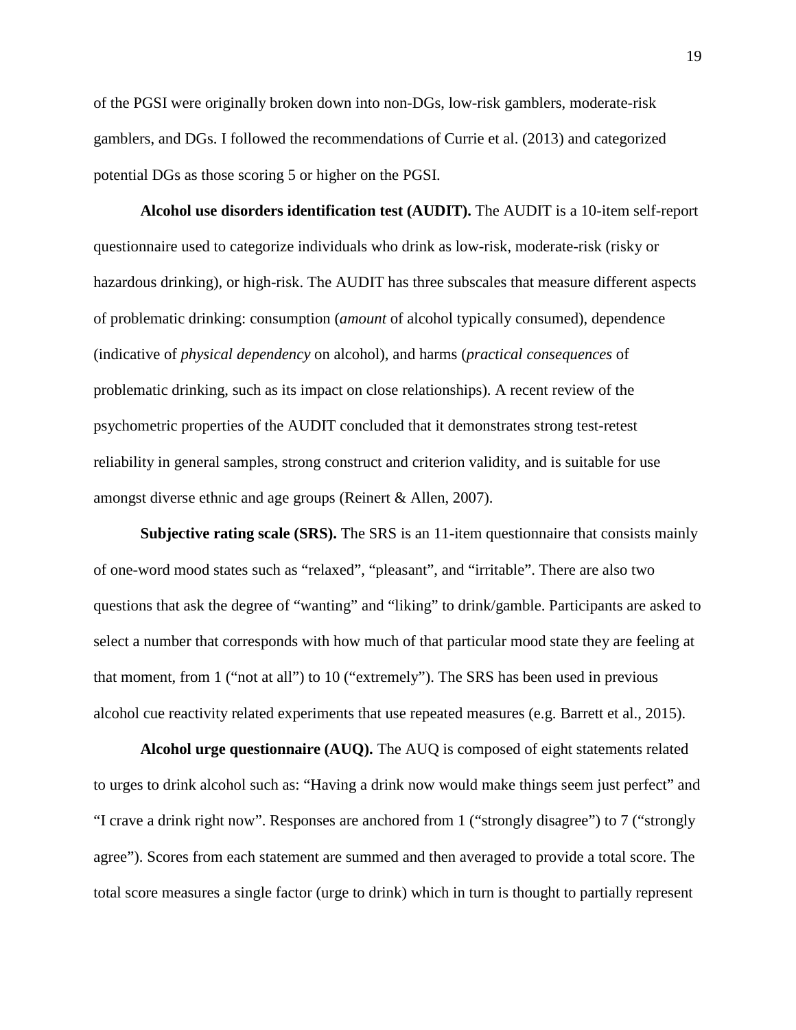of the PGSI were originally broken down into non-DGs, low-risk gamblers, moderate-risk gamblers, and DGs. I followed the recommendations of Currie et al. (2013) and categorized potential DGs as those scoring 5 or higher on the PGSI.

**Alcohol use disorders identification test (AUDIT).** The AUDIT is a 10-item self-report questionnaire used to categorize individuals who drink as low-risk, moderate-risk (risky or hazardous drinking), or high-risk. The AUDIT has three subscales that measure different aspects of problematic drinking: consumption (*amount* of alcohol typically consumed), dependence (indicative of *physical dependency* on alcohol), and harms (*practical consequences* of problematic drinking, such as its impact on close relationships). A recent review of the psychometric properties of the AUDIT concluded that it demonstrates strong test-retest reliability in general samples, strong construct and criterion validity, and is suitable for use amongst diverse ethnic and age groups (Reinert & Allen, 2007).

**Subjective rating scale (SRS).** The SRS is an 11-item questionnaire that consists mainly of one-word mood states such as "relaxed", "pleasant", and "irritable". There are also two questions that ask the degree of "wanting" and "liking" to drink/gamble. Participants are asked to select a number that corresponds with how much of that particular mood state they are feeling at that moment, from 1 ("not at all") to 10 ("extremely"). The SRS has been used in previous alcohol cue reactivity related experiments that use repeated measures (e.g. Barrett et al., 2015).

**Alcohol urge questionnaire (AUQ).** The AUQ is composed of eight statements related to urges to drink alcohol such as: "Having a drink now would make things seem just perfect" and "I crave a drink right now". Responses are anchored from 1 ("strongly disagree") to 7 ("strongly agree"). Scores from each statement are summed and then averaged to provide a total score. The total score measures a single factor (urge to drink) which in turn is thought to partially represent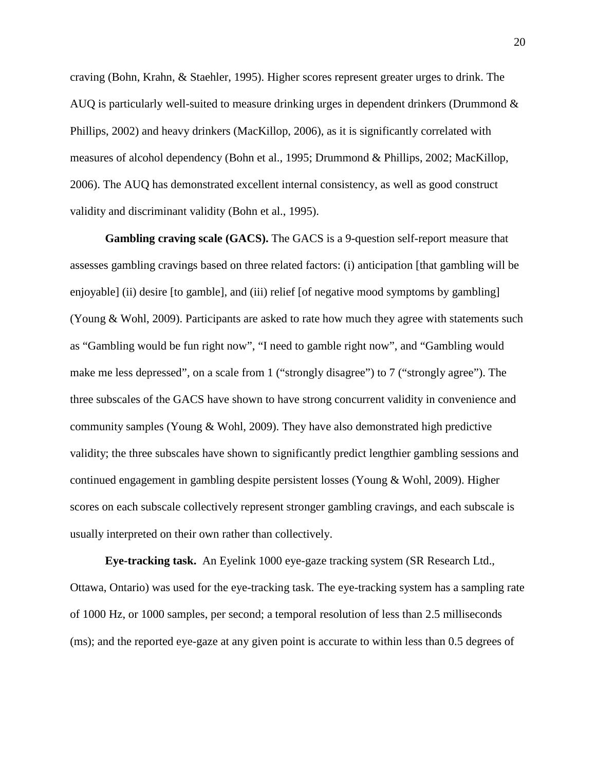craving (Bohn, Krahn, & Staehler, 1995). Higher scores represent greater urges to drink. The AUQ is particularly well-suited to measure drinking urges in dependent drinkers (Drummond & Phillips, 2002) and heavy drinkers (MacKillop, 2006), as it is significantly correlated with measures of alcohol dependency (Bohn et al., 1995; Drummond & Phillips, 2002; MacKillop, 2006). The AUQ has demonstrated excellent internal consistency, as well as good construct validity and discriminant validity (Bohn et al., 1995).

**Gambling craving scale (GACS).** The GACS is a 9-question self-report measure that assesses gambling cravings based on three related factors: (i) anticipation [that gambling will be enjoyable] (ii) desire [to gamble], and (iii) relief [of negative mood symptoms by gambling] (Young & Wohl, 2009). Participants are asked to rate how much they agree with statements such as "Gambling would be fun right now", "I need to gamble right now", and "Gambling would make me less depressed", on a scale from 1 ("strongly disagree") to 7 ("strongly agree"). The three subscales of the GACS have shown to have strong concurrent validity in convenience and community samples (Young & Wohl, 2009). They have also demonstrated high predictive validity; the three subscales have shown to significantly predict lengthier gambling sessions and continued engagement in gambling despite persistent losses (Young & Wohl, 2009). Higher scores on each subscale collectively represent stronger gambling cravings, and each subscale is usually interpreted on their own rather than collectively.

**Eye-tracking task.** An Eyelink 1000 eye-gaze tracking system (SR Research Ltd., Ottawa, Ontario) was used for the eye-tracking task. The eye-tracking system has a sampling rate of 1000 Hz, or 1000 samples, per second; a temporal resolution of less than 2.5 milliseconds (ms); and the reported eye-gaze at any given point is accurate to within less than 0.5 degrees of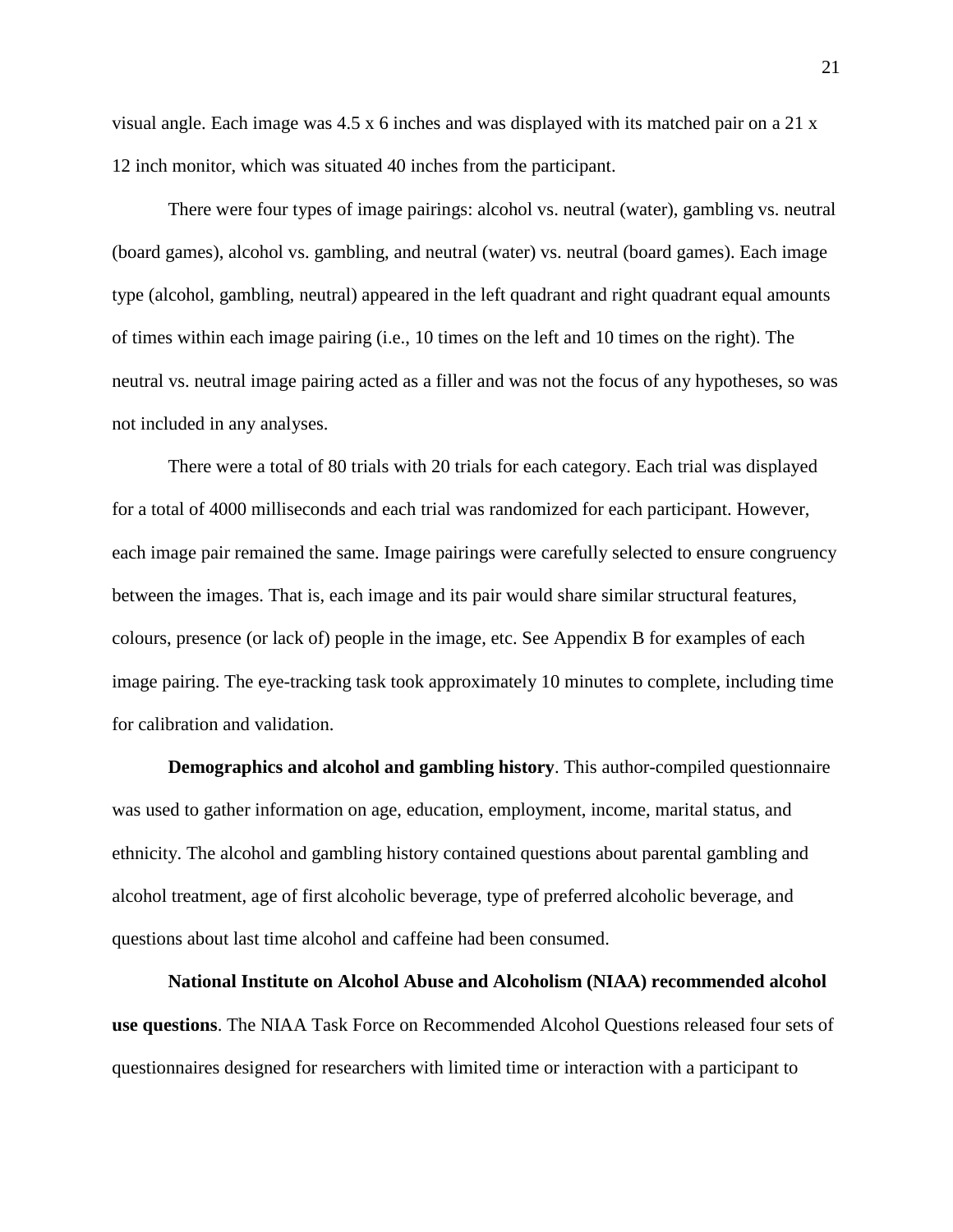visual angle. Each image was 4.5 x 6 inches and was displayed with its matched pair on a 21 x 12 inch monitor, which was situated 40 inches from the participant.

There were four types of image pairings: alcohol vs. neutral (water), gambling vs. neutral (board games), alcohol vs. gambling, and neutral (water) vs. neutral (board games). Each image type (alcohol, gambling, neutral) appeared in the left quadrant and right quadrant equal amounts of times within each image pairing (i.e., 10 times on the left and 10 times on the right). The neutral vs. neutral image pairing acted as a filler and was not the focus of any hypotheses, so was not included in any analyses.

There were a total of 80 trials with 20 trials for each category. Each trial was displayed for a total of 4000 milliseconds and each trial was randomized for each participant. However, each image pair remained the same. Image pairings were carefully selected to ensure congruency between the images. That is, each image and its pair would share similar structural features, colours, presence (or lack of) people in the image, etc. See Appendix B for examples of each image pairing. The eye-tracking task took approximately 10 minutes to complete, including time for calibration and validation.

**Demographics and alcohol and gambling history**. This author-compiled questionnaire was used to gather information on age, education, employment, income, marital status, and ethnicity. The alcohol and gambling history contained questions about parental gambling and alcohol treatment, age of first alcoholic beverage, type of preferred alcoholic beverage, and questions about last time alcohol and caffeine had been consumed.

**National Institute on Alcohol Abuse and Alcoholism (NIAA) recommended alcohol use questions**. The NIAA Task Force on Recommended Alcohol Questions released four sets of questionnaires designed for researchers with limited time or interaction with a participant to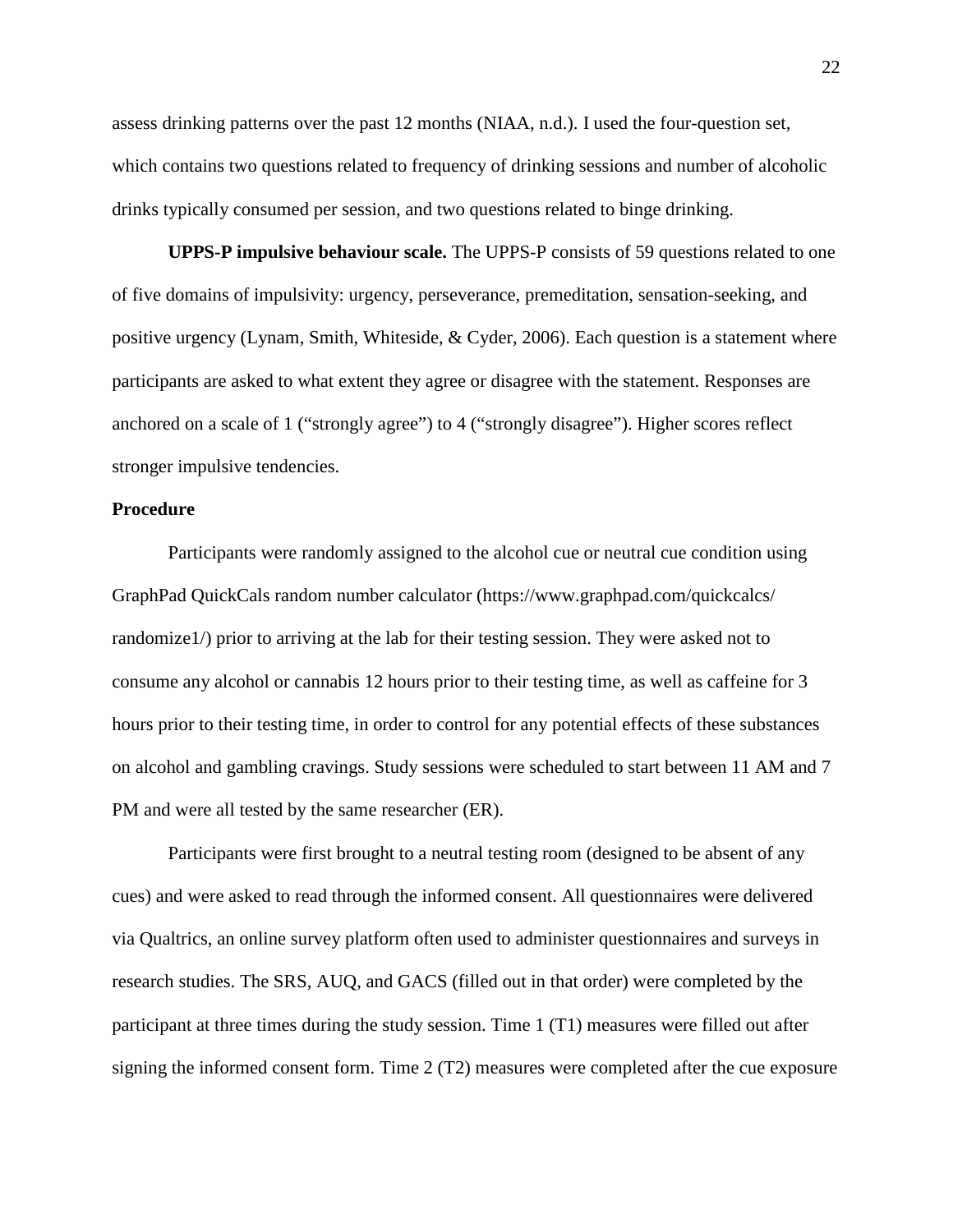assess drinking patterns over the past 12 months (NIAA, n.d.). I used the four-question set, which contains two questions related to frequency of drinking sessions and number of alcoholic drinks typically consumed per session, and two questions related to binge drinking.

**UPPS-P impulsive behaviour scale.** The UPPS-P consists of 59 questions related to one of five domains of impulsivity: urgency, perseverance, premeditation, sensation-seeking, and positive urgency (Lynam, Smith, Whiteside, & Cyder, 2006). Each question is a statement where participants are asked to what extent they agree or disagree with the statement. Responses are anchored on a scale of 1 (“strongly agree”) to 4 (“strongly disagree”). Higher scores reflect stronger impulsive tendencies.

### Procedure

Participants were randomly assigned to the alcohol cue or neutral cue condition using GraphPad QuickCals random number calculator (https://www.graphpad.com/quickcalcs/randomize1/) prior to arriving at the lab for their testing session. They were asked not to consume any alcohol or cannabis 12 hours prior to their testing time, as well as caffeine for 3 hours prior to their testing time, in order to control for any potential effects of these substances on alcohol and gambling cravings. Study sessions were scheduled to start between 11 AM and 7 PM and were all tested by the same researcher (ER).

Participants were first brought to a neutral testing room (designed to be absent of any cues) and were asked to read through the informed consent. All questionnaires were delivered via Qualtrics, an online survey platform often used to administer questionnaires and surveys in research studies. The SRS, AUQ, and GACS (filled out in that order) were completed by the participant at three times during the study session. Time 1 (T1) measures were filled out after signing the informed consent form. Time 2 (T2) measures were completed after the cue exposure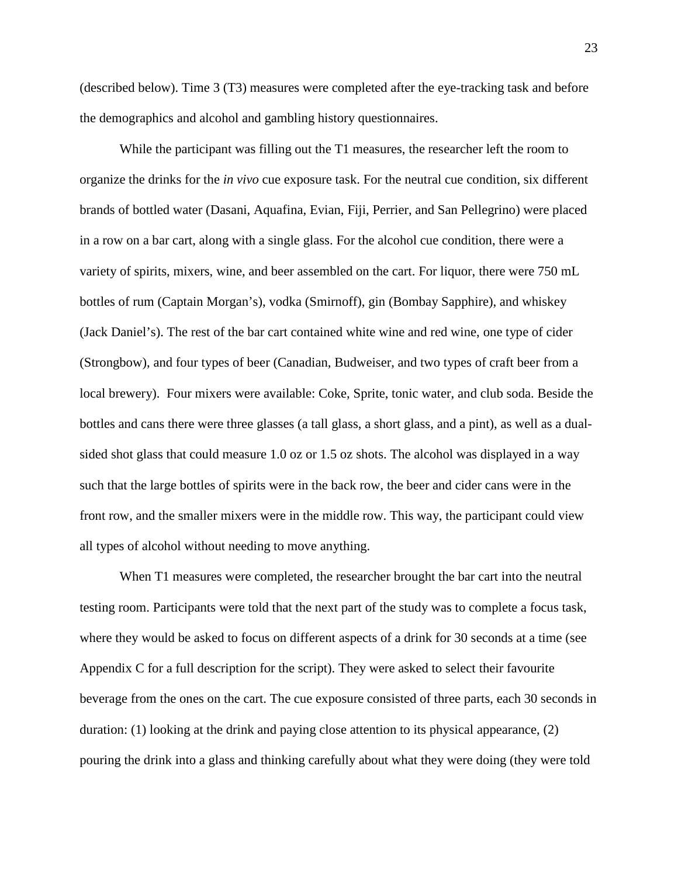(described below). Time 3 (T3) measures were completed after the eye-tracking task and before the demographics and alcohol and gambling history questionnaires.

While the participant was filling out the T1 measures, the researcher left the room to organize the drinks for the *in vivo* cue exposure task. For the neutral cue condition, six different brands of bottled water (Dasani, Aquafina, Evian, Fiji, Perrier, and San Pellegrino) were placed in a row on a bar cart, along with a single glass. For the alcohol cue condition, there were a variety of spirits, mixers, wine, and beer assembled on the cart. For liquor, there were 750 mL bottles of rum (Captain Morgan's), vodka (Smirnoff), gin (Bombay Sapphire), and whiskey (Jack Daniel's). The rest of the bar cart contained white wine and red wine, one type of cider (Strongbow), and four types of beer (Canadian, Budweiser, and two types of craft beer from a local brewery). Four mixers were available: Coke, Sprite, tonic water, and club soda. Beside the bottles and cans there were three glasses (a tall glass, a short glass, and a pint), as well as a dual-sided shot glass that could measure 1.0 oz or 1.5 oz shots. The alcohol was displayed in a way such that the large bottles of spirits were in the back row, the beer and cider cans were in the front row, and the smaller mixers were in the middle row. This way, the participant could view all types of alcohol without needing to move anything.

When T1 measures were completed, the researcher brought the bar cart into the neutral testing room. Participants were told that the next part of the study was to complete a focus task, where they would be asked to focus on different aspects of a drink for 30 seconds at a time (see Appendix C for a full description for the script). They were asked to select their favourite beverage from the ones on the cart. The cue exposure consisted of three parts, each 30 seconds in duration: (1) looking at the drink and paying close attention to its physical appearance, (2) pouring the drink into a glass and thinking carefully about what they were doing (they were told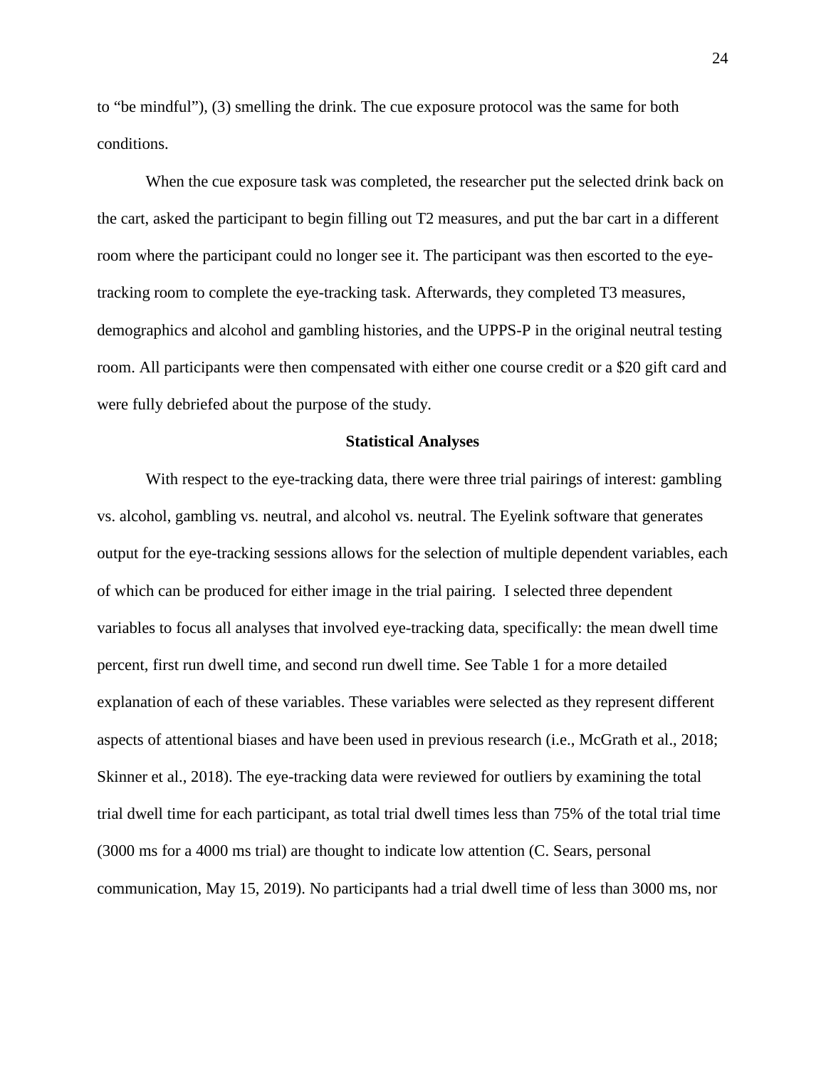to “be mindful”), (3) smelling the drink. The cue exposure protocol was the same for both conditions.

When the cue exposure task was completed, the researcher put the selected drink back on the cart, asked the participant to begin filling out T2 measures, and put the bar cart in a different room where the participant could no longer see it. The participant was then escorted to the eye-tracking room to complete the eye-tracking task. Afterwards, they completed T3 measures, demographics and alcohol and gambling histories, and the UPPS-P in the original neutral testing room. All participants were then compensated with either one course credit or a $20 gift card and were fully debriefed about the purpose of the study.

## Statistical Analyses

With respect to the eye-tracking data, there were three trial pairings of interest: gambling vs. alcohol, gambling vs. neutral, and alcohol vs. neutral. The Eyelink software that generates output for the eye-tracking sessions allows for the selection of multiple dependent variables, each of which can be produced for either image in the trial pairing. I selected three dependent variables to focus all analyses that involved eye-tracking data, specifically: the mean dwell time percent, first run dwell time, and second run dwell time. See Table 1 for a more detailed explanation of each of these variables. These variables were selected as they represent different aspects of attentional biases and have been used in previous research (i.e., McGrath et al., 2018; Skinner et al., 2018). The eye-tracking data were reviewed for outliers by examining the total trial dwell time for each participant, as total trial dwell times less than 75% of the total trial time (3000 ms for a 4000 ms trial) are thought to indicate low attention (C. Sears, personal communication, May 15, 2019). No participants had a trial dwell time of less than 3000 ms, nor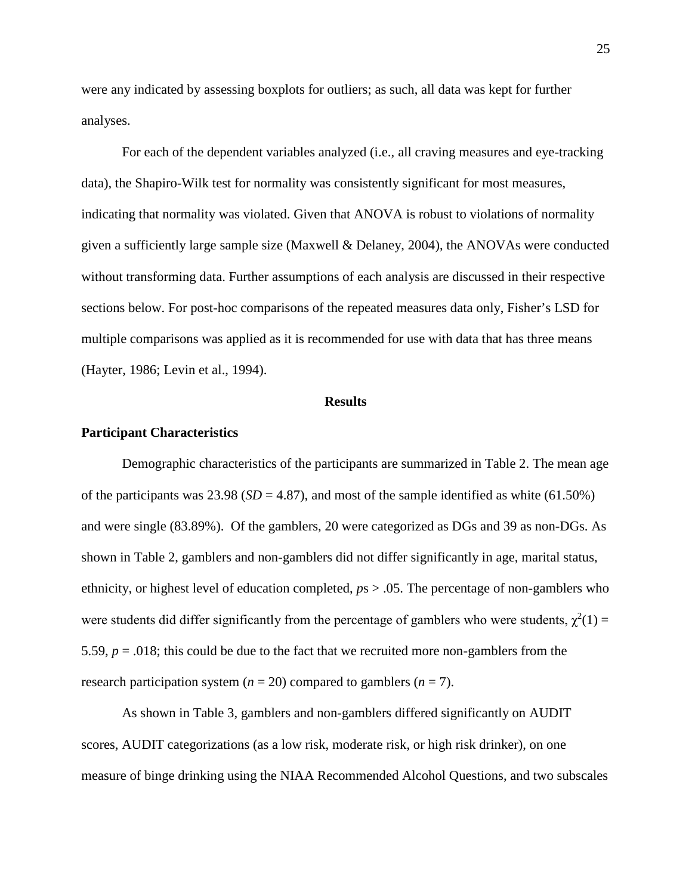were any indicated by assessing boxplots for outliers; as such, all data was kept for further analyses.

For each of the dependent variables analyzed (i.e., all craving measures and eye-tracking data), the Shapiro-Wilk test for normality was consistently significant for most measures, indicating that normality was violated. Given that ANOVA is robust to violations of normality given a sufficiently large sample size (Maxwell & Delaney, 2004), the ANOVAs were conducted without transforming data. Further assumptions of each analysis are discussed in their respective sections below. For post-hoc comparisons of the repeated measures data only, Fisher's LSD for multiple comparisons was applied as it is recommended for use with data that has three means (Hayter, 1986; Levin et al., 1994).

## Results

### Participant Characteristics

Demographic characteristics of the participants are summarized in Table 2. The mean age of the participants was 23.98 ($SD$ = 4.87), and most of the sample identified as white (61.50%) and were single (83.89%). Of the gamblers, 20 were categorized as DGs and 39 as non-DGs. As shown in Table 2, gamblers and non-gamblers did not differ significantly in age, marital status, ethnicity, or highest level of education completed, $p$s > .05. The percentage of non-gamblers who were students did differ significantly from the percentage of gamblers who were students, $\chi^2(1) = 5.59$, $p = .018$; this could be due to the fact that we recruited more non-gamblers from the research participation system ($n$ = 20) compared to gamblers ($n$ = 7).

As shown in Table 3, gamblers and non-gamblers differed significantly on AUDIT scores, AUDIT categorizations (as a low risk, moderate risk, or high risk drinker), on one measure of binge drinking using the NIAA Recommended Alcohol Questions, and two subscales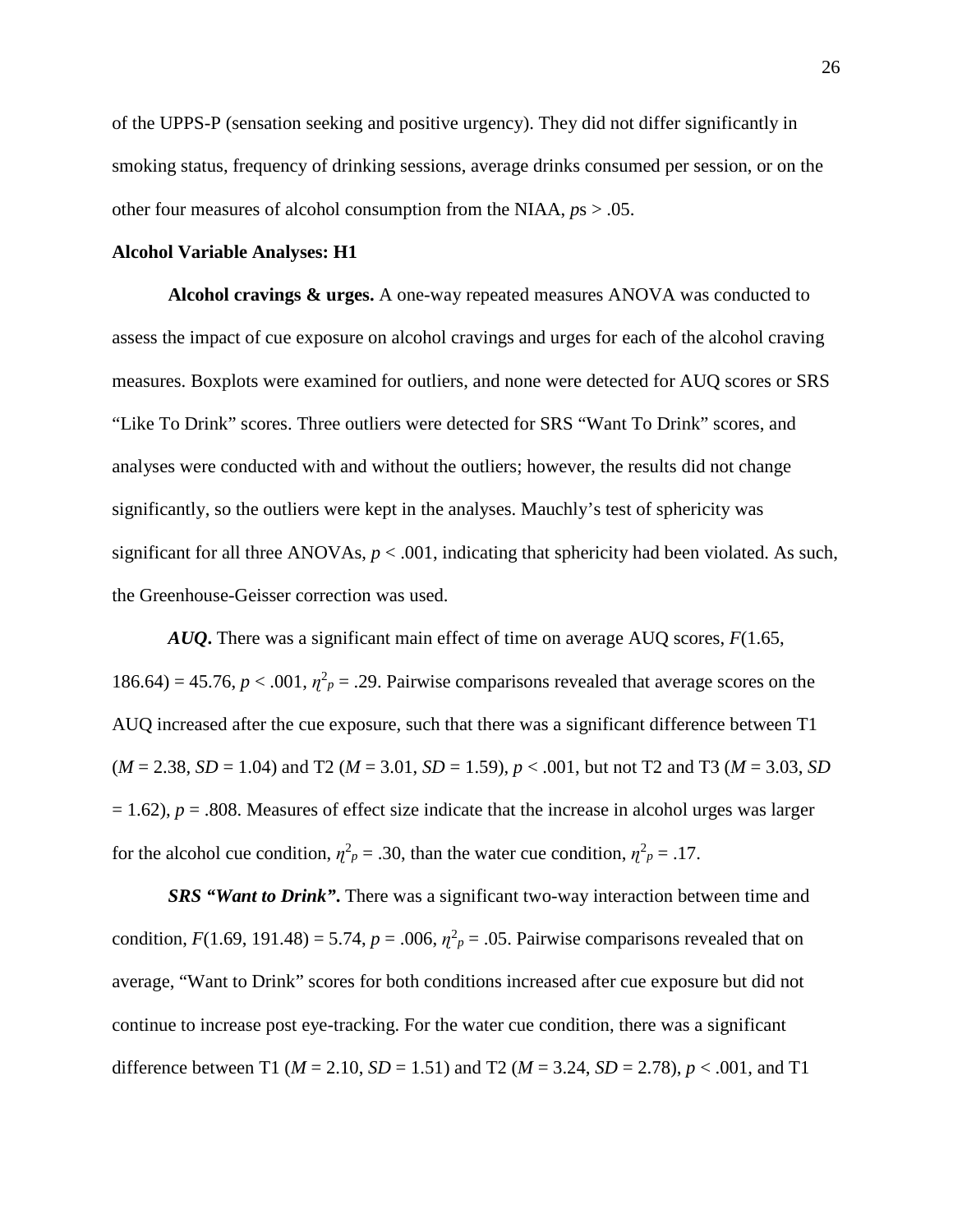of the UPPS-P (sensation seeking and positive urgency). They did not differ significantly in smoking status, frequency of drinking sessions, average drinks consumed per session, or on the other four measures of alcohol consumption from the NIAA, *p*s > .05.

**Alcohol Variable Analyses: H1**

**Alcohol cravings & urges.** A one-way repeated measures ANOVA was conducted to assess the impact of cue exposure on alcohol cravings and urges for each of the alcohol craving measures. Boxplots were examined for outliers, and none were detected for AUQ scores or SRS "Like To Drink" scores. Three outliers were detected for SRS "Want To Drink" scores, and analyses were conducted with and without the outliers; however, the results did not change significantly, so the outliers were kept in the analyses. Mauchly's test of sphericity was significant for all three ANOVAs, $p < .001$, indicating that sphericity had been violated. As such, the Greenhouse-Geisser correction was used.

***AUQ.*** There was a significant main effect of time on average AUQ scores, $F(1.65, 186.64) = 45.76$, $p < .001$, $\eta^2_p = .29$. Pairwise comparisons revealed that average scores on the AUQ increased after the cue exposure, such that there was a significant difference between T1 ($M = 2.38$, $SD = 1.04$) and T2 ($M = 3.01$, $SD = 1.59$), $p < .001$, but not T2 and T3 ($M = 3.03$, $SD = 1.62$), $p = .808$. Measures of effect size indicate that the increase in alcohol urges was larger for the alcohol cue condition, $\eta^2_p = .30$, than the water cue condition, $\eta^2_p = .17$.

***SRS "Want to Drink".*** There was a significant two-way interaction between time and condition, $F(1.69, 191.48) = 5.74$, $p = .006$, $\eta^2_p = .05$. Pairwise comparisons revealed that on average, "Want to Drink" scores for both conditions increased after cue exposure but did not continue to increase post eye-tracking. For the water cue condition, there was a significant difference between T1 ($M = 2.10$, $SD = 1.51$) and T2 ($M = 3.24$, $SD = 2.78$), $p < .001$, and T1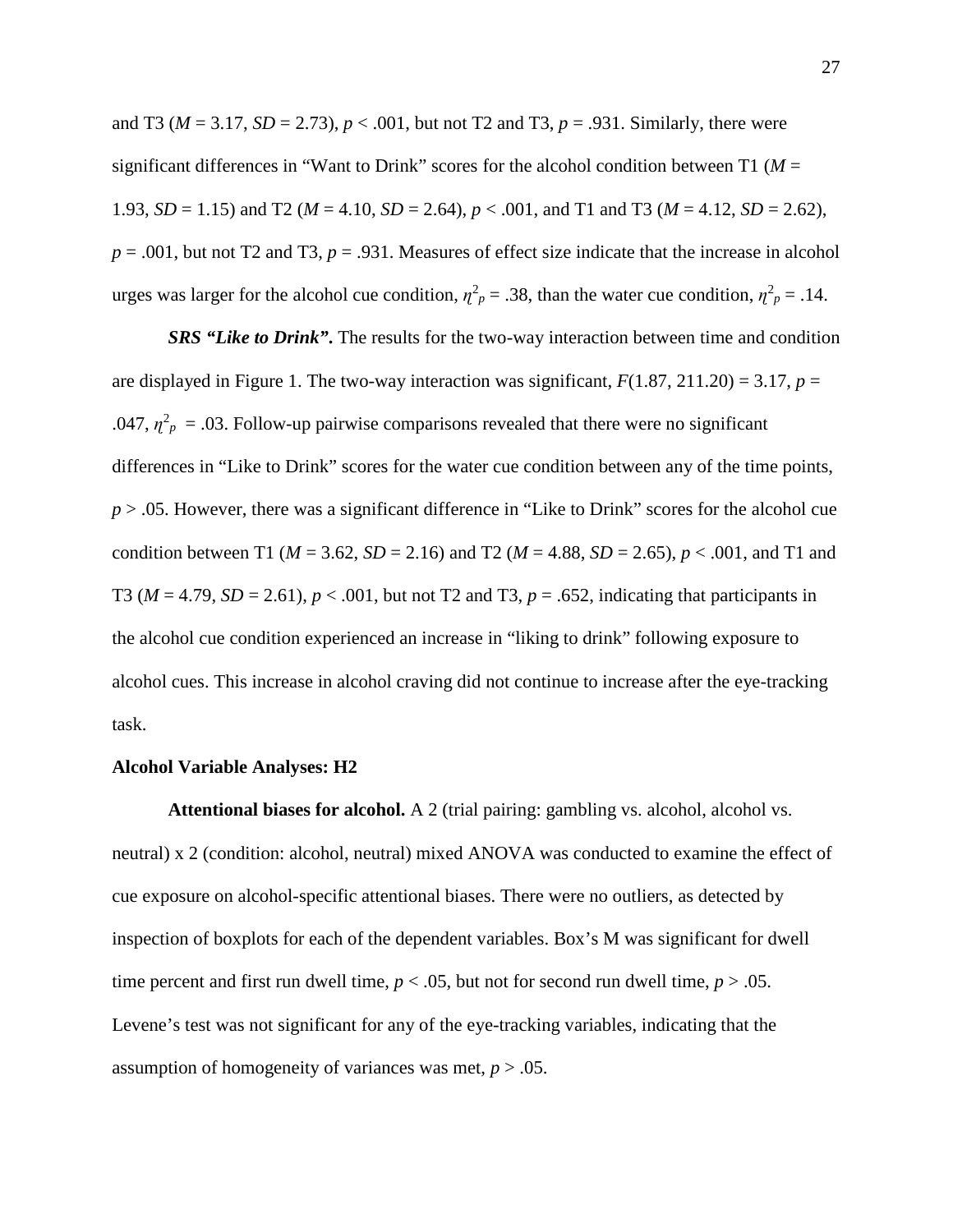and T3 ($M$ = 3.17, $SD$ = 2.73), $p$ < .001, but not T2 and T3, $p$ = .931. Similarly, there were significant differences in "Want to Drink" scores for the alcohol condition between T1 ($M$ = 1.93, $SD$ = 1.15) and T2 ($M$ = 4.10, $SD$ = 2.64), $p$ < .001, and T1 and T3 ($M$ = 4.12, $SD$ = 2.62), $p$ = .001, but not T2 and T3, $p$ = .931. Measures of effect size indicate that the increase in alcohol urges was larger for the alcohol cue condition, $\eta^2_p$ = .38, than the water cue condition, $\eta^2_p$ = .14.

***SRS "Like to Drink".*** The results for the two-way interaction between time and condition are displayed in Figure 1. The two-way interaction was significant, $F(1.87, 211.20) = 3.17$, $p$ = .047, $\eta^2_p$ = .03. Follow-up pairwise comparisons revealed that there were no significant differences in "Like to Drink" scores for the water cue condition between any of the time points, $p$ > .05. However, there was a significant difference in "Like to Drink" scores for the alcohol cue condition between T1 ($M$ = 3.62, $SD$ = 2.16) and T2 ($M$ = 4.88, $SD$ = 2.65), $p$ < .001, and T1 and T3 ($M$ = 4.79, $SD$ = 2.61), $p$ < .001, but not T2 and T3, $p$ = .652, indicating that participants in the alcohol cue condition experienced an increase in "liking to drink" following exposure to alcohol cues. This increase in alcohol craving did not continue to increase after the eye-tracking task.

**Alcohol Variable Analyses: H2**

**Attentional biases for alcohol.** A 2 (trial pairing: gambling vs. alcohol, alcohol vs. neutral) x 2 (condition: alcohol, neutral) mixed ANOVA was conducted to examine the effect of cue exposure on alcohol-specific attentional biases. There were no outliers, as detected by inspection of boxplots for each of the dependent variables. Box's M was significant for dwell time percent and first run dwell time, $p$ < .05, but not for second run dwell time, $p$ > .05. Levene's test was not significant for any of the eye-tracking variables, indicating that the assumption of homogeneity of variances was met, $p$ > .05.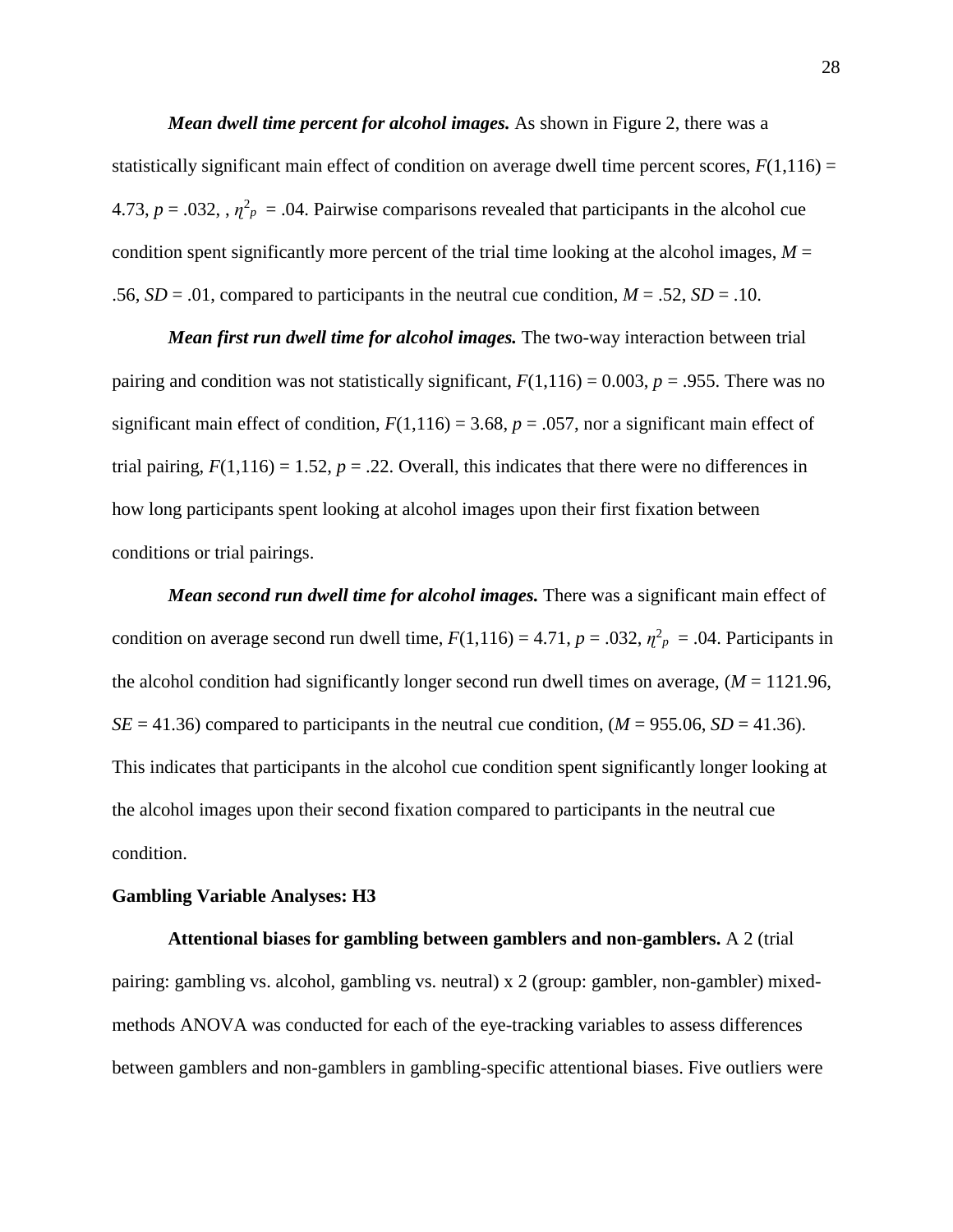***Mean dwell time percent for alcohol images.*** As shown in Figure 2, there was a statistically significant main effect of condition on average dwell time percent scores, $F(1,116) = 4.73$, $p = .032$, , $\eta^2_p = .04$. Pairwise comparisons revealed that participants in the alcohol cue condition spent significantly more percent of the trial time looking at the alcohol images, $M = .56$, $SD = .01$, compared to participants in the neutral cue condition, $M = .52$, $SD = .10$.

***Mean first run dwell time for alcohol images.*** The two-way interaction between trial pairing and condition was not statistically significant, $F(1,116) = 0.003$, $p = .955$. There was no significant main effect of condition, $F(1,116) = 3.68$, $p = .057$, nor a significant main effect of trial pairing, $F(1,116) = 1.52$, $p = .22$. Overall, this indicates that there were no differences in how long participants spent looking at alcohol images upon their first fixation between conditions or trial pairings.

***Mean second run dwell time for alcohol images.*** There was a significant main effect of condition on average second run dwell time, $F(1,116) = 4.71$, $p = .032$, $\eta^2_p = .04$. Participants in the alcohol condition had significantly longer second run dwell times on average, ($M = 1121.96$, $SE = 41.36$) compared to participants in the neutral cue condition, ($M = 955.06$, $SD = 41.36$). This indicates that participants in the alcohol cue condition spent significantly longer looking at the alcohol images upon their second fixation compared to participants in the neutral cue condition.

**Gambling Variable Analyses: H3**

**Attentional biases for gambling between gamblers and non-gamblers.** A 2 (trial pairing: gambling vs. alcohol, gambling vs. neutral) x 2 (group: gambler, non-gambler) mixed-methods ANOVA was conducted for each of the eye-tracking variables to assess differences between gamblers and non-gamblers in gambling-specific attentional biases. Five outliers were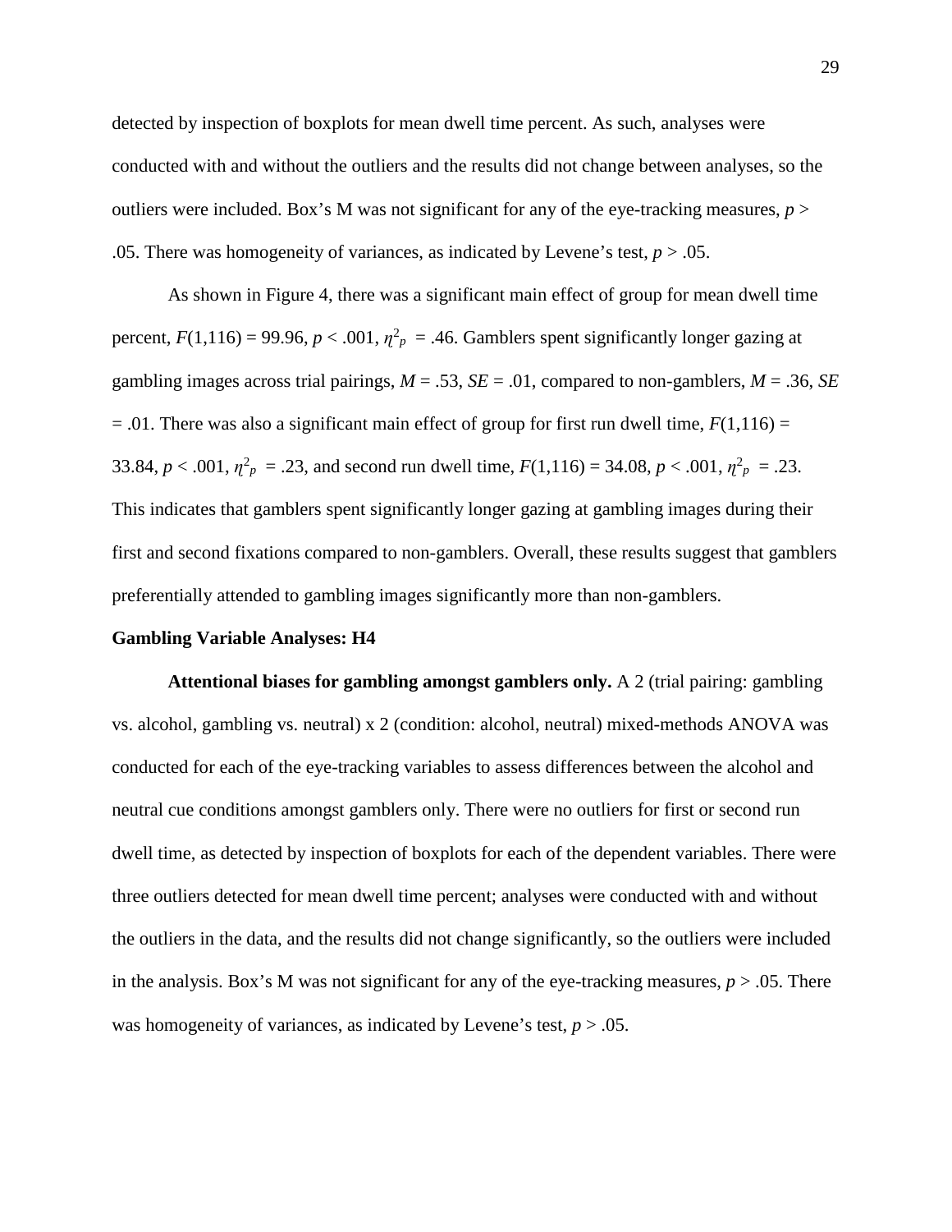detected by inspection of boxplots for mean dwell time percent. As such, analyses were conducted with and without the outliers and the results did not change between analyses, so the outliers were included. Box's M was not significant for any of the eye-tracking measures, $p > .05$. There was homogeneity of variances, as indicated by Levene's test, $p > .05$.

As shown in Figure 4, there was a significant main effect of group for mean dwell time percent, $F(1,116) = 99.96$, $p < .001$, $\eta^2_p = .46$. Gamblers spent significantly longer gazing at gambling images across trial pairings, $M = .53$, $SE = .01$, compared to non-gamblers, $M = .36$, $SE = .01$. There was also a significant main effect of group for first run dwell time, $F(1,116) = 33.84$, $p < .001$, $\eta^2_p = .23$, and second run dwell time, $F(1,116) = 34.08$, $p < .001$, $\eta^2_p = .23$. This indicates that gamblers spent significantly longer gazing at gambling images during their first and second fixations compared to non-gamblers. Overall, these results suggest that gamblers preferentially attended to gambling images significantly more than non-gamblers.

**Gambling Variable Analyses: H4**

**Attentional biases for gambling amongst gamblers only.** A 2 (trial pairing: gambling vs. alcohol, gambling vs. neutral) x 2 (condition: alcohol, neutral) mixed-methods ANOVA was conducted for each of the eye-tracking variables to assess differences between the alcohol and neutral cue conditions amongst gamblers only. There were no outliers for first or second run dwell time, as detected by inspection of boxplots for each of the dependent variables. There were three outliers detected for mean dwell time percent; analyses were conducted with and without the outliers in the data, and the results did not change significantly, so the outliers were included in the analysis. Box's M was not significant for any of the eye-tracking measures, $p > .05$. There was homogeneity of variances, as indicated by Levene's test, $p > .05$.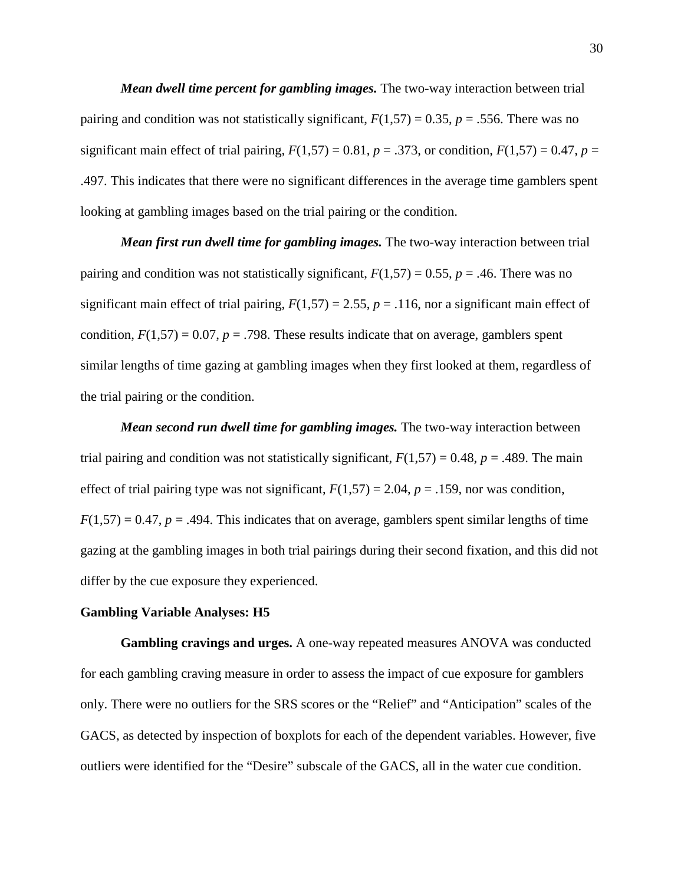***Mean dwell time percent for gambling images.*** The two-way interaction between trial pairing and condition was not statistically significant, $F(1,57) = 0.35$, $p = .556$. There was no significant main effect of trial pairing, $F(1,57) = 0.81$, $p = .373$, or condition, $F(1,57) = 0.47$, $p = .497$. This indicates that there were no significant differences in the average time gamblers spent looking at gambling images based on the trial pairing or the condition.

***Mean first run dwell time for gambling images.*** The two-way interaction between trial pairing and condition was not statistically significant, $F(1,57) = 0.55$, $p = .46$. There was no significant main effect of trial pairing, $F(1,57) = 2.55$, $p = .116$, nor a significant main effect of condition, $F(1,57) = 0.07$, $p = .798$. These results indicate that on average, gamblers spent similar lengths of time gazing at gambling images when they first looked at them, regardless of the trial pairing or the condition.

***Mean second run dwell time for gambling images.*** The two-way interaction between trial pairing and condition was not statistically significant, $F(1,57) = 0.48$, $p = .489$. The main effect of trial pairing type was not significant, $F(1,57) = 2.04$, $p = .159$, nor was condition, $F(1,57) = 0.47$, $p = .494$. This indicates that on average, gamblers spent similar lengths of time gazing at the gambling images in both trial pairings during their second fixation, and this did not differ by the cue exposure they experienced.

## Gambling Variable Analyses: H5

**Gambling cravings and urges.** A one-way repeated measures ANOVA was conducted for each gambling craving measure in order to assess the impact of cue exposure for gamblers only. There were no outliers for the SRS scores or the "Relief" and "Anticipation" scales of the GACS, as detected by inspection of boxplots for each of the dependent variables. However, five outliers were identified for the "Desire" subscale of the GACS, all in the water cue condition.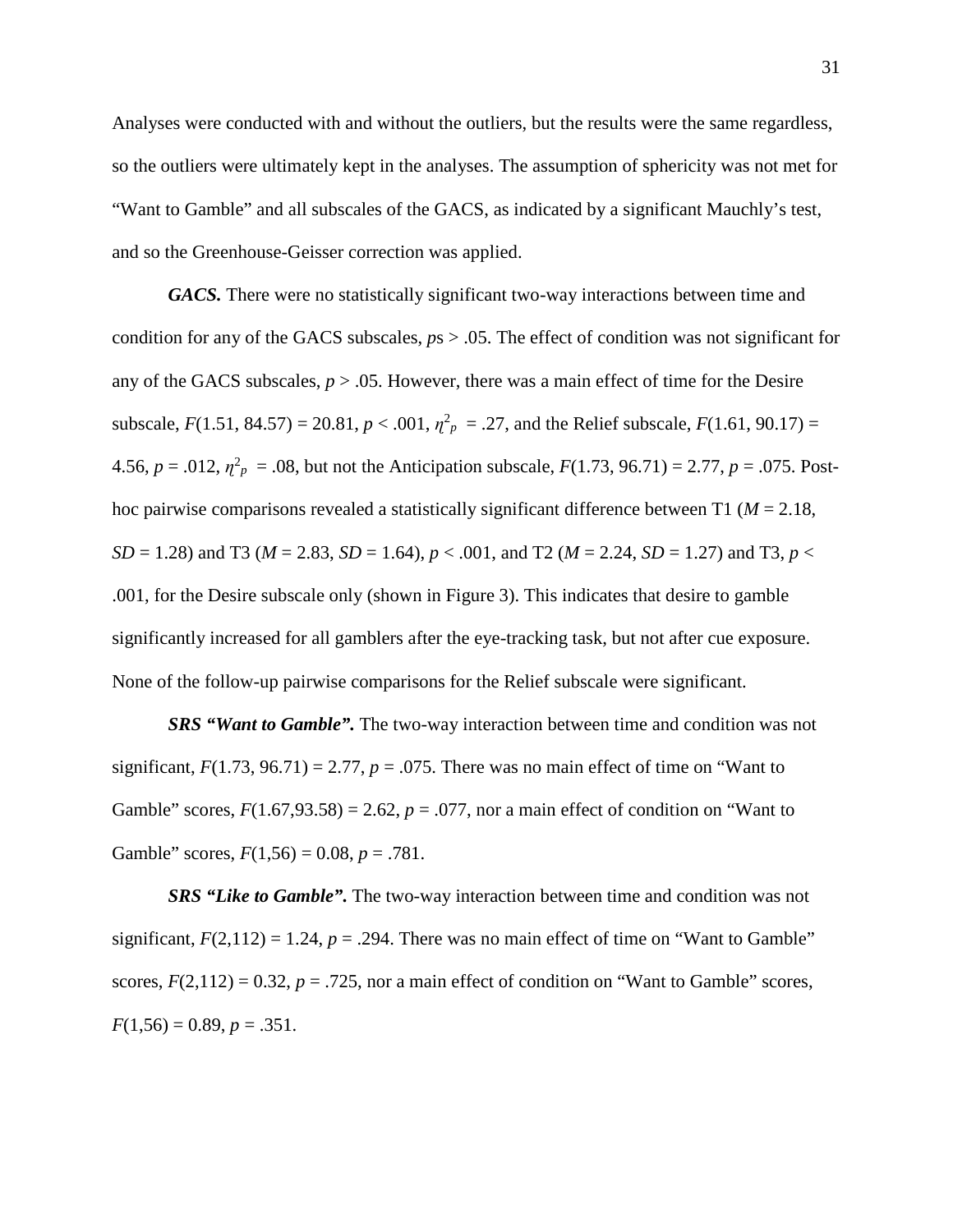Analyses were conducted with and without the outliers, but the results were the same regardless, so the outliers were ultimately kept in the analyses. The assumption of sphericity was not met for “Want to Gamble” and all subscales of the GACS, as indicated by a significant Mauchly’s test, and so the Greenhouse-Geisser correction was applied.

***GACS.*** There were no statistically significant two-way interactions between time and condition for any of the GACS subscales, *p*s > .05. The effect of condition was not significant for any of the GACS subscales, $p > .05$. However, there was a main effect of time for the Desire subscale, $F(1.51, 84.57) = 20.81$, $p < .001$, $\eta^2_p = .27$, and the Relief subscale, $F(1.61, 90.17) = 4.56$, $p = .012$, $\eta^2_p = .08$, but not the Anticipation subscale, $F(1.73, 96.71) = 2.77$, $p = .075$. Post-hoc pairwise comparisons revealed a statistically significant difference between T1 ($M = 2.18$, $SD = 1.28$) and T3 ($M = 2.83$, $SD = 1.64$), $p < .001$, and T2 ($M = 2.24$, $SD = 1.27$) and T3, $p < .001$, for the Desire subscale only (shown in Figure 3). This indicates that desire to gamble significantly increased for all gamblers after the eye-tracking task, but not after cue exposure. None of the follow-up pairwise comparisons for the Relief subscale were significant.

***SRS “Want to Gamble”.*** The two-way interaction between time and condition was not significant, $F(1.73, 96.71) = 2.77$, $p = .075$. There was no main effect of time on “Want to Gamble” scores, $F(1.67, 93.58) = 2.62$, $p = .077$, nor a main effect of condition on “Want to Gamble” scores, $F(1, 56) = 0.08$, $p = .781$.

***SRS “Like to Gamble”.*** The two-way interaction between time and condition was not significant, $F(2, 112) = 1.24$, $p = .294$. There was no main effect of time on “Want to Gamble” scores, $F(2, 112) = 0.32$, $p = .725$, nor a main effect of condition on “Want to Gamble” scores, $F(1, 56) = 0.89$, $p = .351$.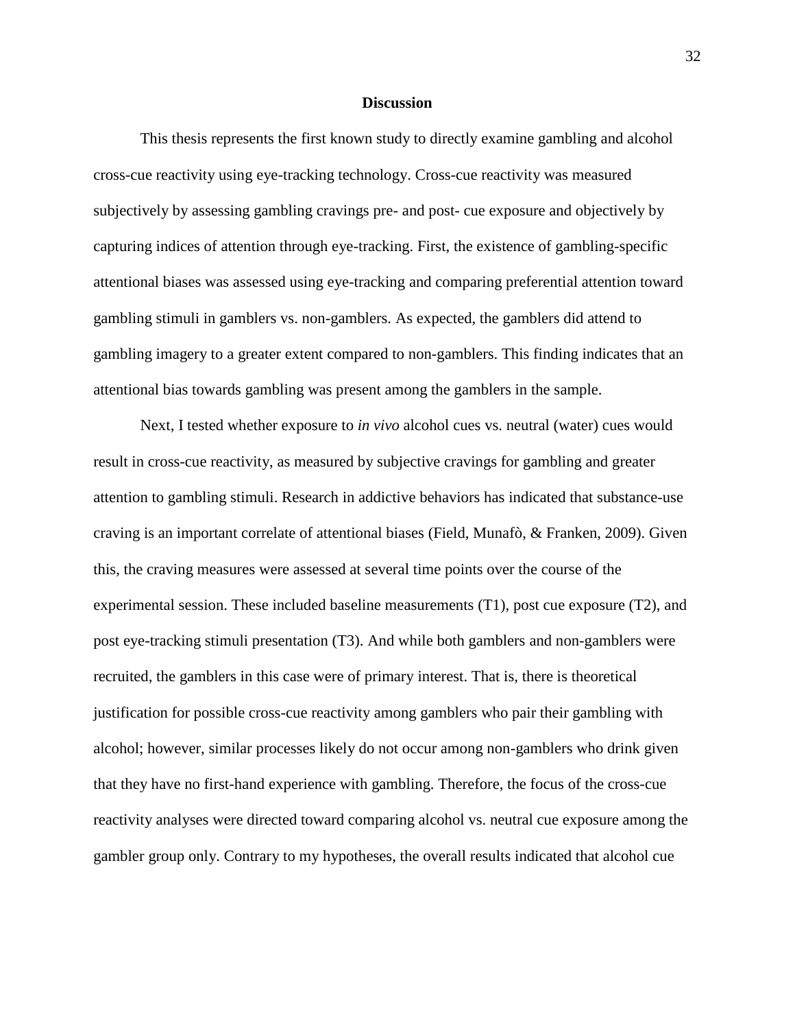## Discussion

This thesis represents the first known study to directly examine gambling and alcohol cross-cue reactivity using eye-tracking technology. Cross-cue reactivity was measured subjectively by assessing gambling cravings pre- and post- cue exposure and objectively by capturing indices of attention through eye-tracking. First, the existence of gambling-specific attentional biases was assessed using eye-tracking and comparing preferential attention toward gambling stimuli in gamblers vs. non-gamblers. As expected, the gamblers did attend to gambling imagery to a greater extent compared to non-gamblers. This finding indicates that an attentional bias towards gambling was present among the gamblers in the sample.

Next, I tested whether exposure to *in vivo* alcohol cues vs. neutral (water) cues would result in cross-cue reactivity, as measured by subjective cravings for gambling and greater attention to gambling stimuli. Research in addictive behaviors has indicated that substance-use craving is an important correlate of attentional biases (Field, Munafò, & Franken, 2009). Given this, the craving measures were assessed at several time points over the course of the experimental session. These included baseline measurements (T1), post cue exposure (T2), and post eye-tracking stimuli presentation (T3). And while both gamblers and non-gamblers were recruited, the gamblers in this case were of primary interest. That is, there is theoretical justification for possible cross-cue reactivity among gamblers who pair their gambling with alcohol; however, similar processes likely do not occur among non-gamblers who drink given that they have no first-hand experience with gambling. Therefore, the focus of the cross-cue reactivity analyses were directed toward comparing alcohol vs. neutral cue exposure among the gambler group only. Contrary to my hypotheses, the overall results indicated that alcohol cue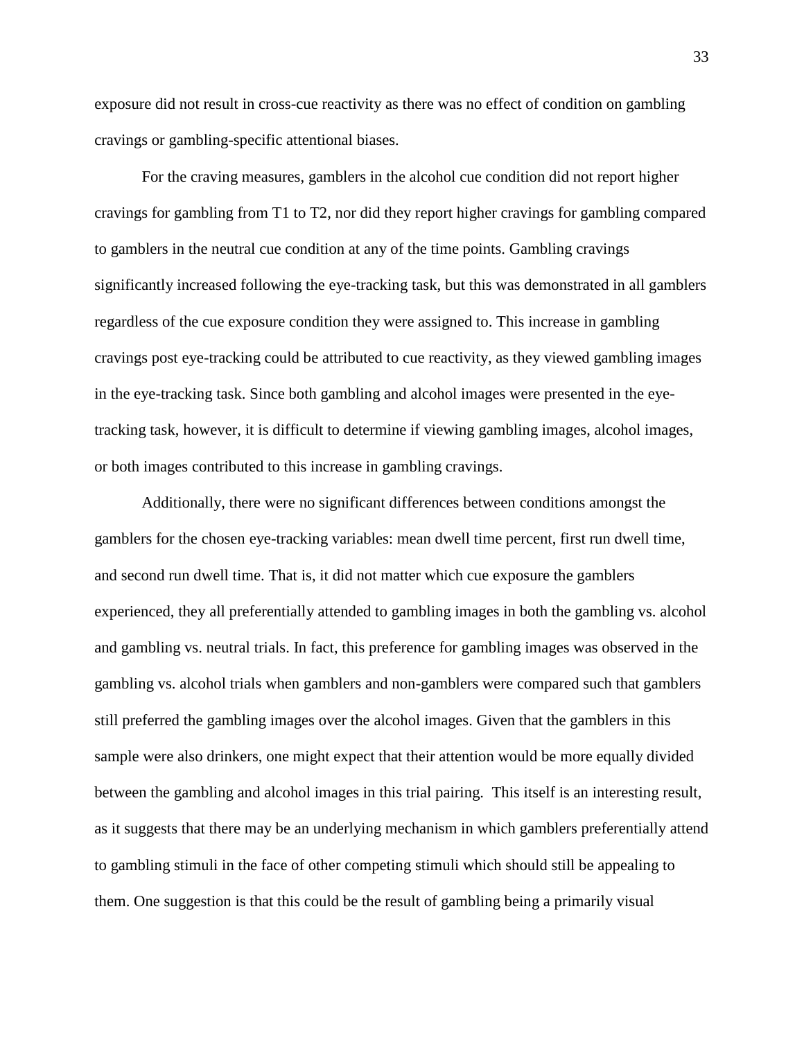exposure did not result in cross-cue reactivity as there was no effect of condition on gambling cravings or gambling-specific attentional biases.

For the craving measures, gamblers in the alcohol cue condition did not report higher cravings for gambling from T1 to T2, nor did they report higher cravings for gambling compared to gamblers in the neutral cue condition at any of the time points. Gambling cravings significantly increased following the eye-tracking task, but this was demonstrated in all gamblers regardless of the cue exposure condition they were assigned to. This increase in gambling cravings post eye-tracking could be attributed to cue reactivity, as they viewed gambling images in the eye-tracking task. Since both gambling and alcohol images were presented in the eye-tracking task, however, it is difficult to determine if viewing gambling images, alcohol images, or both images contributed to this increase in gambling cravings.

Additionally, there were no significant differences between conditions amongst the gamblers for the chosen eye-tracking variables: mean dwell time percent, first run dwell time, and second run dwell time. That is, it did not matter which cue exposure the gamblers experienced, they all preferentially attended to gambling images in both the gambling vs. alcohol and gambling vs. neutral trials. In fact, this preference for gambling images was observed in the gambling vs. alcohol trials when gamblers and non-gamblers were compared such that gamblers still preferred the gambling images over the alcohol images. Given that the gamblers in this sample were also drinkers, one might expect that their attention would be more equally divided between the gambling and alcohol images in this trial pairing. This itself is an interesting result, as it suggests that there may be an underlying mechanism in which gamblers preferentially attend to gambling stimuli in the face of other competing stimuli which should still be appealing to them. One suggestion is that this could be the result of gambling being a primarily visual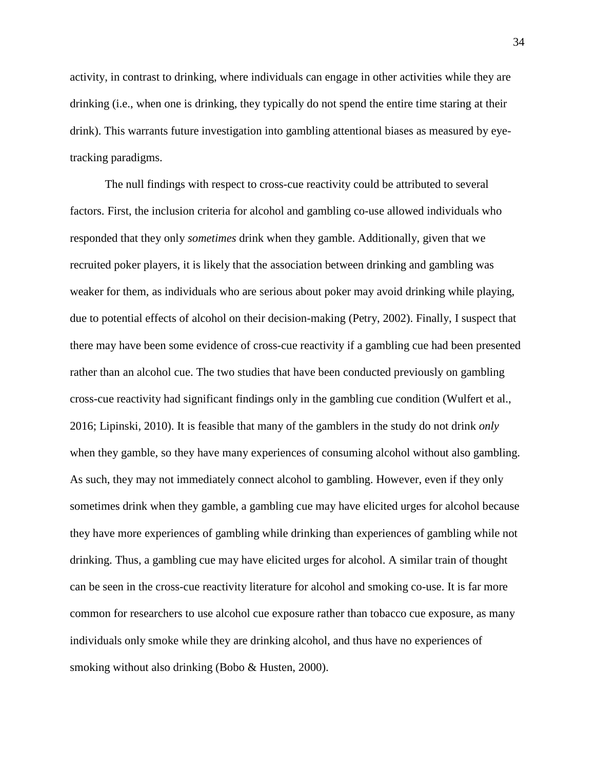activity, in contrast to drinking, where individuals can engage in other activities while they are drinking (i.e., when one is drinking, they typically do not spend the entire time staring at their drink). This warrants future investigation into gambling attentional biases as measured by eye-tracking paradigms.

The null findings with respect to cross-cue reactivity could be attributed to several factors. First, the inclusion criteria for alcohol and gambling co-use allowed individuals who responded that they only *sometimes* drink when they gamble. Additionally, given that we recruited poker players, it is likely that the association between drinking and gambling was weaker for them, as individuals who are serious about poker may avoid drinking while playing, due to potential effects of alcohol on their decision-making (Petry, 2002). Finally, I suspect that there may have been some evidence of cross-cue reactivity if a gambling cue had been presented rather than an alcohol cue. The two studies that have been conducted previously on gambling cross-cue reactivity had significant findings only in the gambling cue condition (Wulfert et al., 2016; Lipinski, 2010). It is feasible that many of the gamblers in the study do not drink *only* when they gamble, so they have many experiences of consuming alcohol without also gambling. As such, they may not immediately connect alcohol to gambling. However, even if they only sometimes drink when they gamble, a gambling cue may have elicited urges for alcohol because they have more experiences of gambling while drinking than experiences of gambling while not drinking. Thus, a gambling cue may have elicited urges for alcohol. A similar train of thought can be seen in the cross-cue reactivity literature for alcohol and smoking co-use. It is far more common for researchers to use alcohol cue exposure rather than tobacco cue exposure, as many individuals only smoke while they are drinking alcohol, and thus have no experiences of smoking without also drinking (Bobo & Husten, 2000).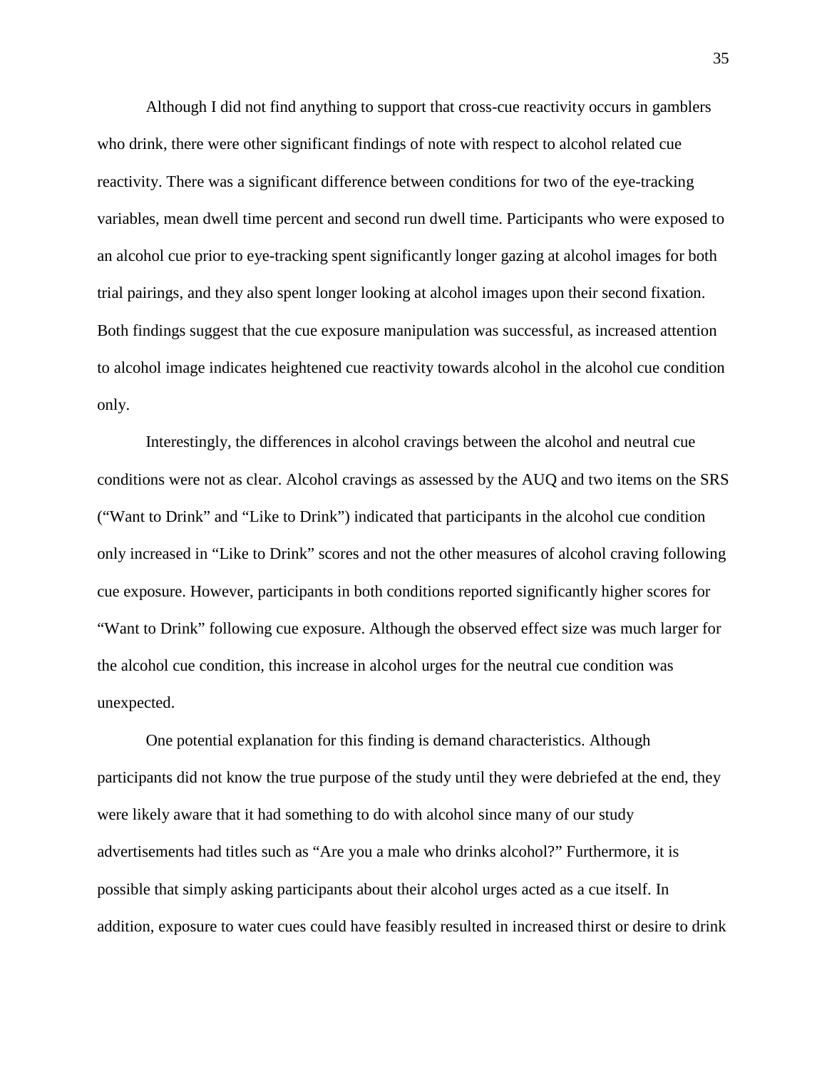Although I did not find anything to support that cross-cue reactivity occurs in gamblers who drink, there were other significant findings of note with respect to alcohol related cue reactivity. There was a significant difference between conditions for two of the eye-tracking variables, mean dwell time percent and second run dwell time. Participants who were exposed to an alcohol cue prior to eye-tracking spent significantly longer gazing at alcohol images for both trial pairings, and they also spent longer looking at alcohol images upon their second fixation. Both findings suggest that the cue exposure manipulation was successful, as increased attention to alcohol image indicates heightened cue reactivity towards alcohol in the alcohol cue condition only.

Interestingly, the differences in alcohol cravings between the alcohol and neutral cue conditions were not as clear. Alcohol cravings as assessed by the AUQ and two items on the SRS ("Want to Drink" and "Like to Drink") indicated that participants in the alcohol cue condition only increased in "Like to Drink" scores and not the other measures of alcohol craving following cue exposure. However, participants in both conditions reported significantly higher scores for "Want to Drink" following cue exposure. Although the observed effect size was much larger for the alcohol cue condition, this increase in alcohol urges for the neutral cue condition was unexpected.

One potential explanation for this finding is demand characteristics. Although participants did not know the true purpose of the study until they were debriefed at the end, they were likely aware that it had something to do with alcohol since many of our study advertisements had titles such as "Are you a male who drinks alcohol?" Furthermore, it is possible that simply asking participants about their alcohol urges acted as a cue itself. In addition, exposure to water cues could have feasibly resulted in increased thirst or desire to drink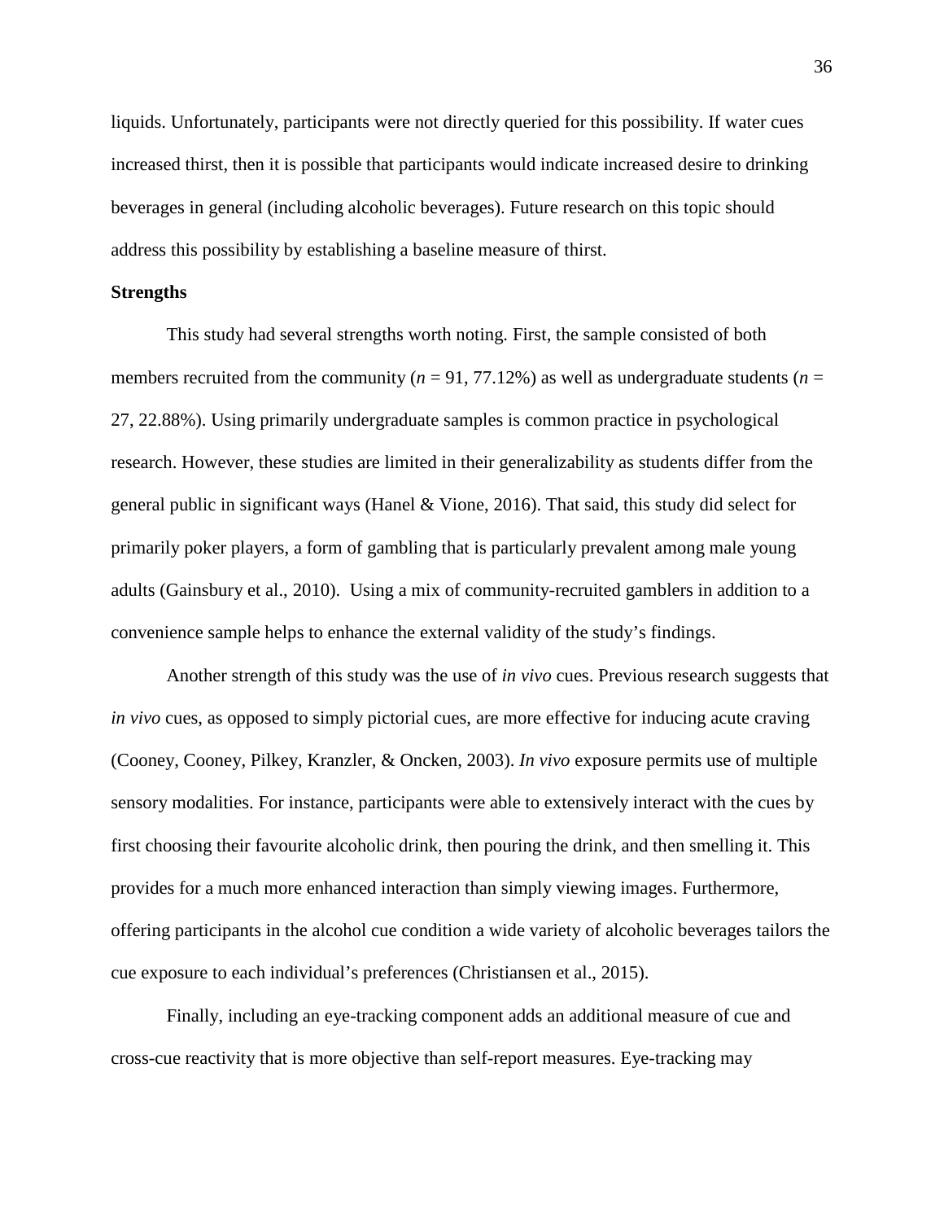liquids. Unfortunately, participants were not directly queried for this possibility. If water cues increased thirst, then it is possible that participants would indicate increased desire to drinking beverages in general (including alcoholic beverages). Future research on this topic should address this possibility by establishing a baseline measure of thirst.

**Strengths**

This study had several strengths worth noting. First, the sample consisted of both members recruited from the community (*n* = 91, 77.12%) as well as undergraduate students (*n* = 27, 22.88%). Using primarily undergraduate samples is common practice in psychological research. However, these studies are limited in their generalizability as students differ from the general public in significant ways (Hanel & Vione, 2016). That said, this study did select for primarily poker players, a form of gambling that is particularly prevalent among male young adults (Gainsbury et al., 2010). Using a mix of community-recruited gamblers in addition to a convenience sample helps to enhance the external validity of the study's findings.

Another strength of this study was the use of *in vivo* cues. Previous research suggests that *in vivo* cues, as opposed to simply pictorial cues, are more effective for inducing acute craving (Cooney, Cooney, Pilkey, Kranzler, & Oncken, 2003). *In vivo* exposure permits use of multiple sensory modalities. For instance, participants were able to extensively interact with the cues by first choosing their favourite alcoholic drink, then pouring the drink, and then smelling it. This provides for a much more enhanced interaction than simply viewing images. Furthermore, offering participants in the alcohol cue condition a wide variety of alcoholic beverages tailors the cue exposure to each individual's preferences (Christiansen et al., 2015).

Finally, including an eye-tracking component adds an additional measure of cue and cross-cue reactivity that is more objective than self-report measures. Eye-tracking may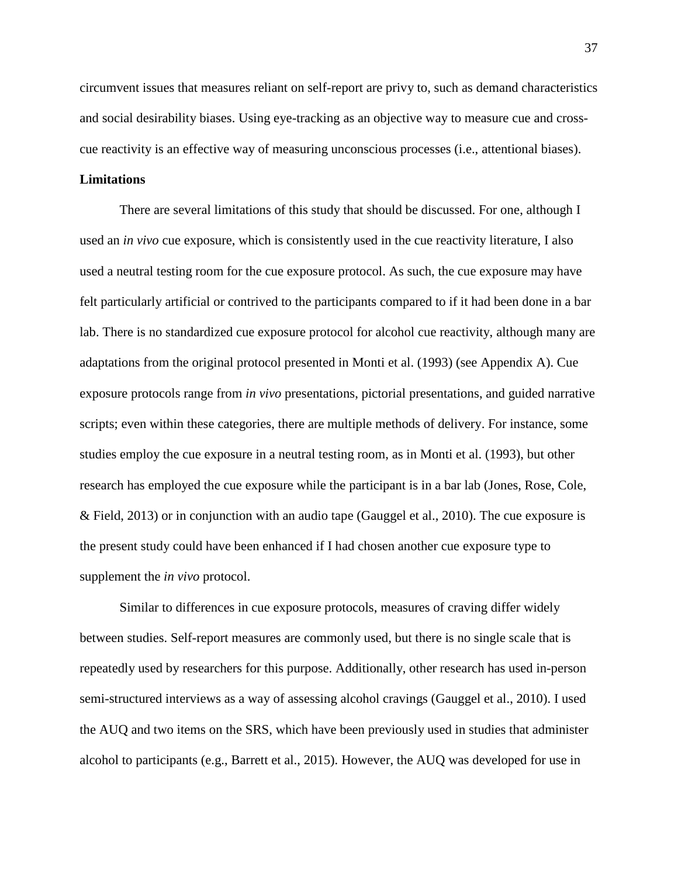circumvent issues that measures reliant on self-report are privy to, such as demand characteristics and social desirability biases. Using eye-tracking as an objective way to measure cue and cross-cue reactivity is an effective way of measuring unconscious processes (i.e., attentional biases).

**Limitations**

There are several limitations of this study that should be discussed. For one, although I used an *in vivo* cue exposure, which is consistently used in the cue reactivity literature, I also used a neutral testing room for the cue exposure protocol. As such, the cue exposure may have felt particularly artificial or contrived to the participants compared to if it had been done in a bar lab. There is no standardized cue exposure protocol for alcohol cue reactivity, although many are adaptations from the original protocol presented in Monti et al. (1993) (see Appendix A). Cue exposure protocols range from *in vivo* presentations, pictorial presentations, and guided narrative scripts; even within these categories, there are multiple methods of delivery. For instance, some studies employ the cue exposure in a neutral testing room, as in Monti et al. (1993), but other research has employed the cue exposure while the participant is in a bar lab (Jones, Rose, Cole, & Field, 2013) or in conjunction with an audio tape (Gauggel et al., 2010). The cue exposure is the present study could have been enhanced if I had chosen another cue exposure type to supplement the *in vivo* protocol.

Similar to differences in cue exposure protocols, measures of craving differ widely between studies. Self-report measures are commonly used, but there is no single scale that is repeatedly used by researchers for this purpose. Additionally, other research has used in-person semi-structured interviews as a way of assessing alcohol cravings (Gauggel et al., 2010). I used the AUQ and two items on the SRS, which have been previously used in studies that administer alcohol to participants (e.g., Barrett et al., 2015). However, the AUQ was developed for use in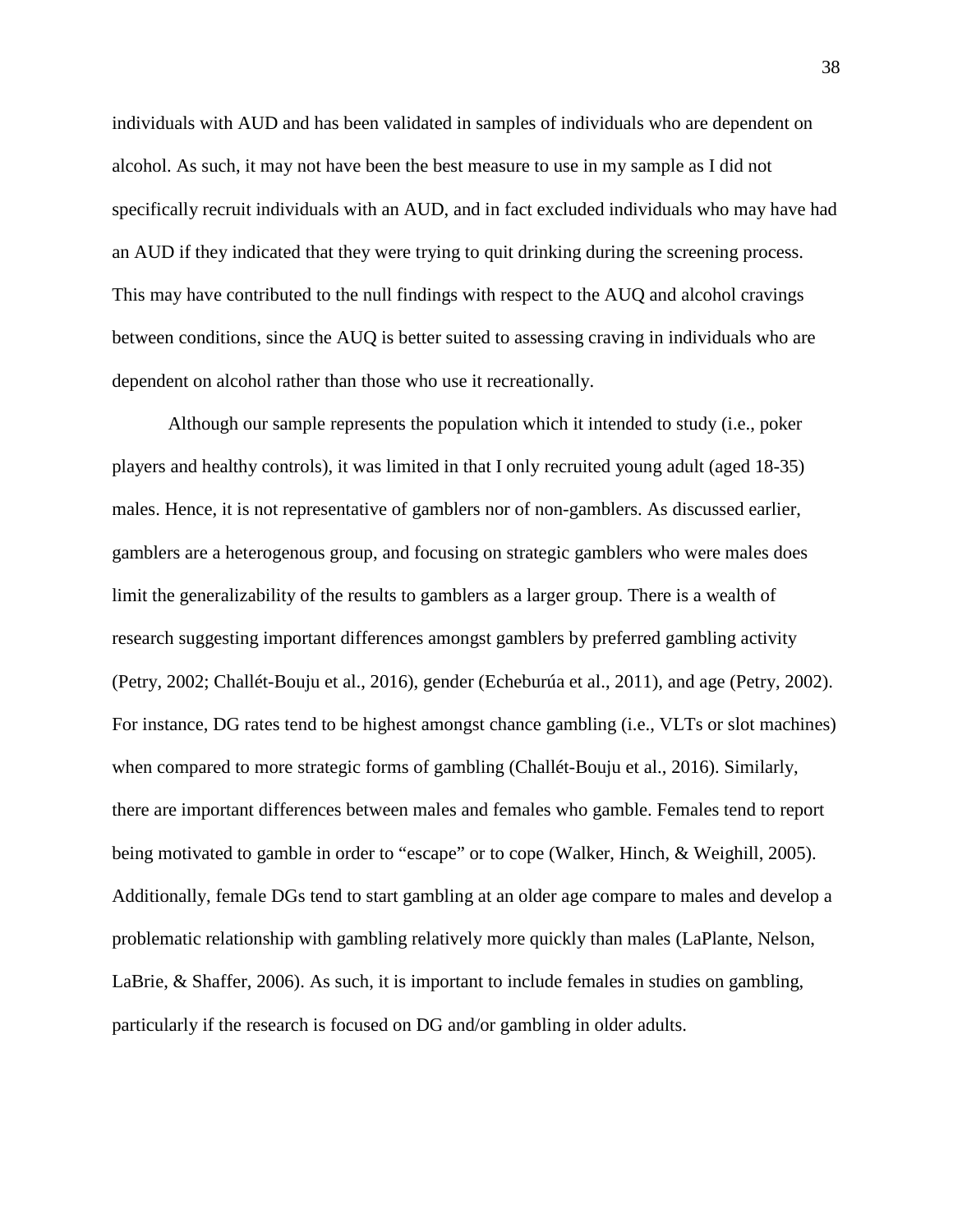individuals with AUD and has been validated in samples of individuals who are dependent on alcohol. As such, it may not have been the best measure to use in my sample as I did not specifically recruit individuals with an AUD, and in fact excluded individuals who may have had an AUD if they indicated that they were trying to quit drinking during the screening process. This may have contributed to the null findings with respect to the AUQ and alcohol cravings between conditions, since the AUQ is better suited to assessing craving in individuals who are dependent on alcohol rather than those who use it recreationally.

Although our sample represents the population which it intended to study (i.e., poker players and healthy controls), it was limited in that I only recruited young adult (aged 18-35) males. Hence, it is not representative of gamblers nor of non-gamblers. As discussed earlier, gamblers are a heterogenous group, and focusing on strategic gamblers who were males does limit the generalizability of the results to gamblers as a larger group. There is a wealth of research suggesting important differences amongst gamblers by preferred gambling activity (Petry, 2002; Challét-Bouju et al., 2016), gender (Echeburúa et al., 2011), and age (Petry, 2002). For instance, DG rates tend to be highest amongst chance gambling (i.e., VLTs or slot machines) when compared to more strategic forms of gambling (Challét-Bouju et al., 2016). Similarly, there are important differences between males and females who gamble. Females tend to report being motivated to gamble in order to "escape" or to cope (Walker, Hinch, & Weighill, 2005). Additionally, female DGs tend to start gambling at an older age compare to males and develop a problematic relationship with gambling relatively more quickly than males (LaPlante, Nelson, LaBrie, & Shaffer, 2006). As such, it is important to include females in studies on gambling, particularly if the research is focused on DG and/or gambling in older adults.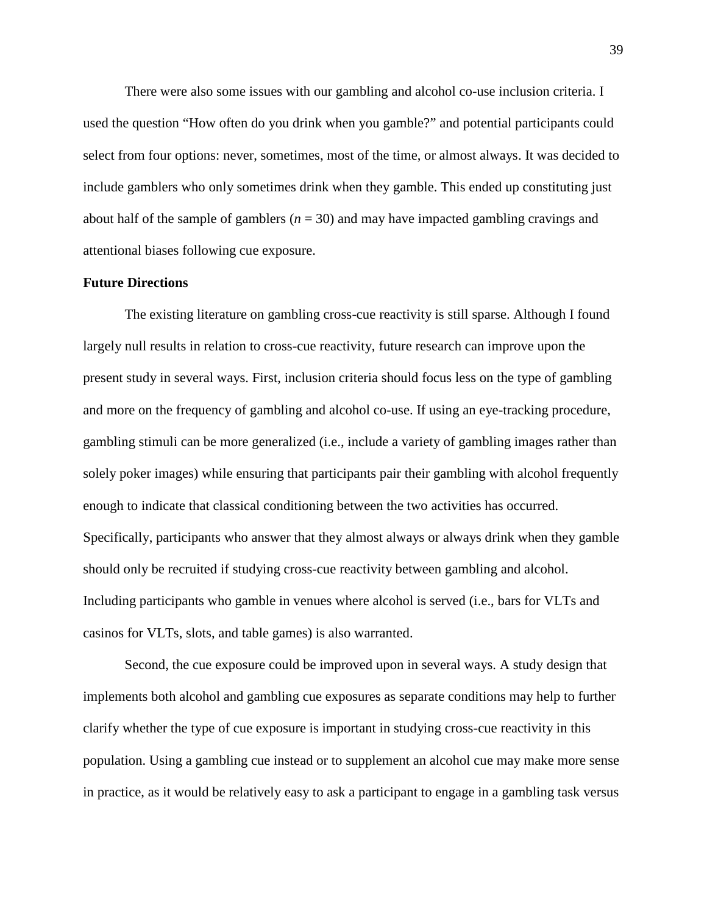There were also some issues with our gambling and alcohol co-use inclusion criteria. I used the question "How often do you drink when you gamble?" and potential participants could select from four options: never, sometimes, most of the time, or almost always. It was decided to include gamblers who only sometimes drink when they gamble. This ended up constituting just about half of the sample of gamblers (*n* = 30) and may have impacted gambling cravings and attentional biases following cue exposure.

**Future Directions**

The existing literature on gambling cross-cue reactivity is still sparse. Although I found largely null results in relation to cross-cue reactivity, future research can improve upon the present study in several ways. First, inclusion criteria should focus less on the type of gambling and more on the frequency of gambling and alcohol co-use. If using an eye-tracking procedure, gambling stimuli can be more generalized (i.e., include a variety of gambling images rather than solely poker images) while ensuring that participants pair their gambling with alcohol frequently enough to indicate that classical conditioning between the two activities has occurred. Specifically, participants who answer that they almost always or always drink when they gamble should only be recruited if studying cross-cue reactivity between gambling and alcohol. Including participants who gamble in venues where alcohol is served (i.e., bars for VLTs and casinos for VLTs, slots, and table games) is also warranted.

Second, the cue exposure could be improved upon in several ways. A study design that implements both alcohol and gambling cue exposures as separate conditions may help to further clarify whether the type of cue exposure is important in studying cross-cue reactivity in this population. Using a gambling cue instead or to supplement an alcohol cue may make more sense in practice, as it would be relatively easy to ask a participant to engage in a gambling task versus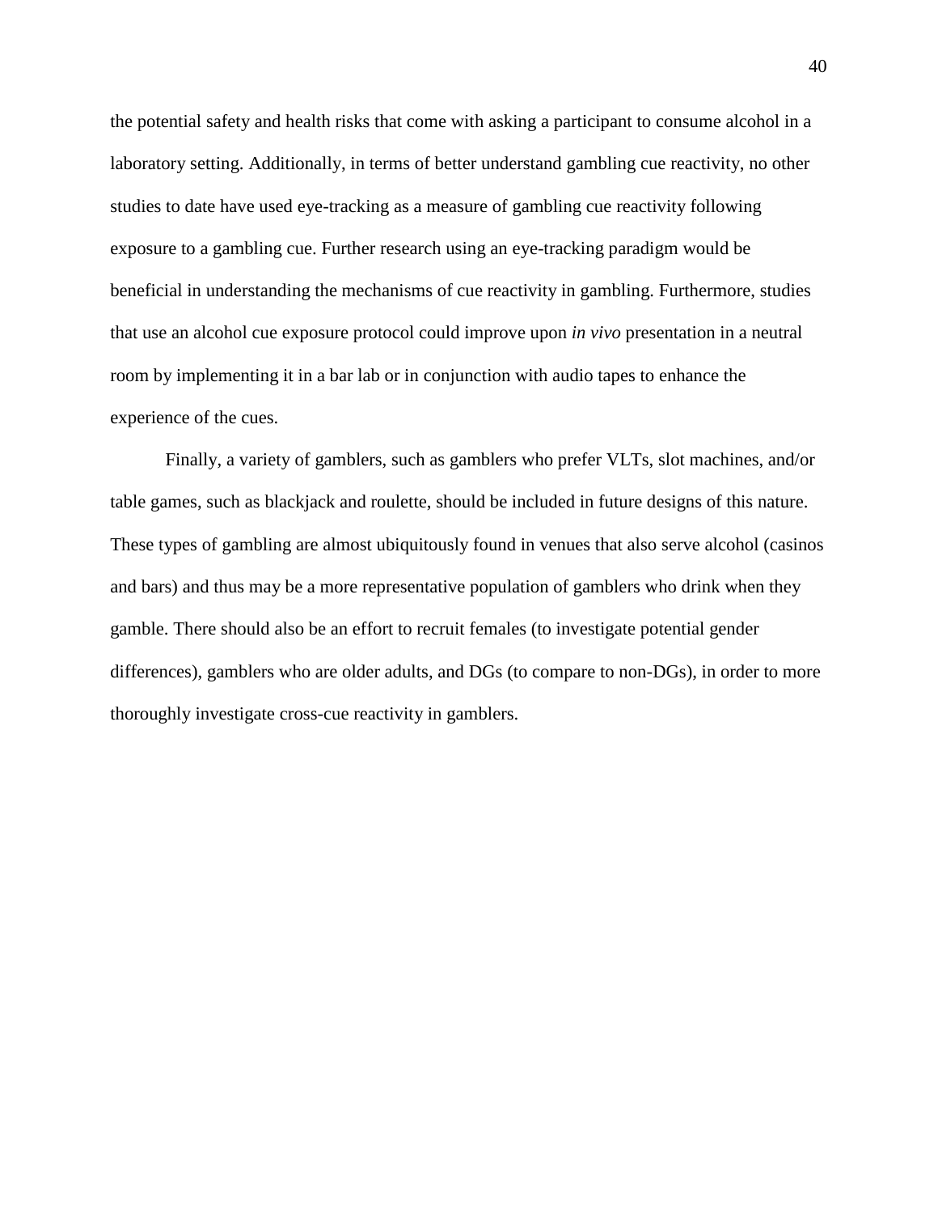the potential safety and health risks that come with asking a participant to consume alcohol in a laboratory setting. Additionally, in terms of better understand gambling cue reactivity, no other studies to date have used eye-tracking as a measure of gambling cue reactivity following exposure to a gambling cue. Further research using an eye-tracking paradigm would be beneficial in understanding the mechanisms of cue reactivity in gambling. Furthermore, studies that use an alcohol cue exposure protocol could improve upon *in vivo* presentation in a neutral room by implementing it in a bar lab or in conjunction with audio tapes to enhance the experience of the cues.

Finally, a variety of gamblers, such as gamblers who prefer VLTs, slot machines, and/or table games, such as blackjack and roulette, should be included in future designs of this nature. These types of gambling are almost ubiquitously found in venues that also serve alcohol (casinos and bars) and thus may be a more representative population of gamblers who drink when they gamble. There should also be an effort to recruit females (to investigate potential gender differences), gamblers who are older adults, and DGs (to compare to non-DGs), in order to more thoroughly investigate cross-cue reactivity in gamblers.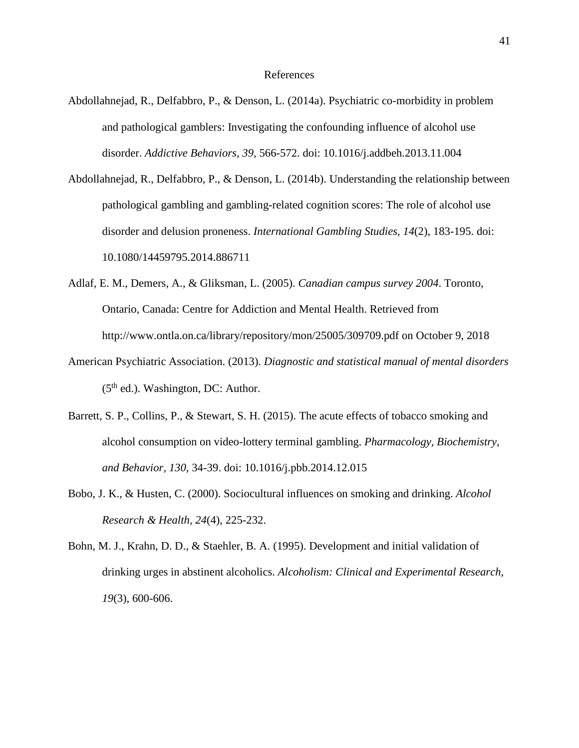# References

Abdollahnejad, R., Delfabbro, P., & Denson, L. (2014a). Psychiatric co-morbidity in problem and pathological gamblers: Investigating the confounding influence of alcohol use disorder. *Addictive Behaviors, 39*, 566-572. doi: 10.1016/j.addbeh.2013.11.004

Abdollahnejad, R., Delfabbro, P., & Denson, L. (2014b). Understanding the relationship between pathological gambling and gambling-related cognition scores: The role of alcohol use disorder and delusion proneness. *International Gambling Studies, 14*(2), 183-195. doi: 10.1080/14459795.2014.886711

Adlaf, E. M., Demers, A., & Gliksman, L. (2005). *Canadian campus survey 2004*. Toronto, Ontario, Canada: Centre for Addiction and Mental Health. Retrieved from http://www.ontla.on.ca/library/repository/mon/25005/309709.pdf on October 9, 2018

American Psychiatric Association. (2013). *Diagnostic and statistical manual of mental disorders* (5th ed.). Washington, DC: Author.

Barrett, S. P., Collins, P., & Stewart, S. H. (2015). The acute effects of tobacco smoking and alcohol consumption on video-lottery terminal gambling. *Pharmacology, Biochemistry, and Behavior, 130*, 34-39. doi: 10.1016/j.pbb.2014.12.015

Bobo, J. K., & Husten, C. (2000). Sociocultural influences on smoking and drinking. *Alcohol Research & Health, 24*(4), 225-232.

Bohn, M. J., Krahn, D. D., & Staehler, B. A. (1995). Development and initial validation of drinking urges in abstinent alcoholics. *Alcoholism: Clinical and Experimental Research, 19*(3), 600-606.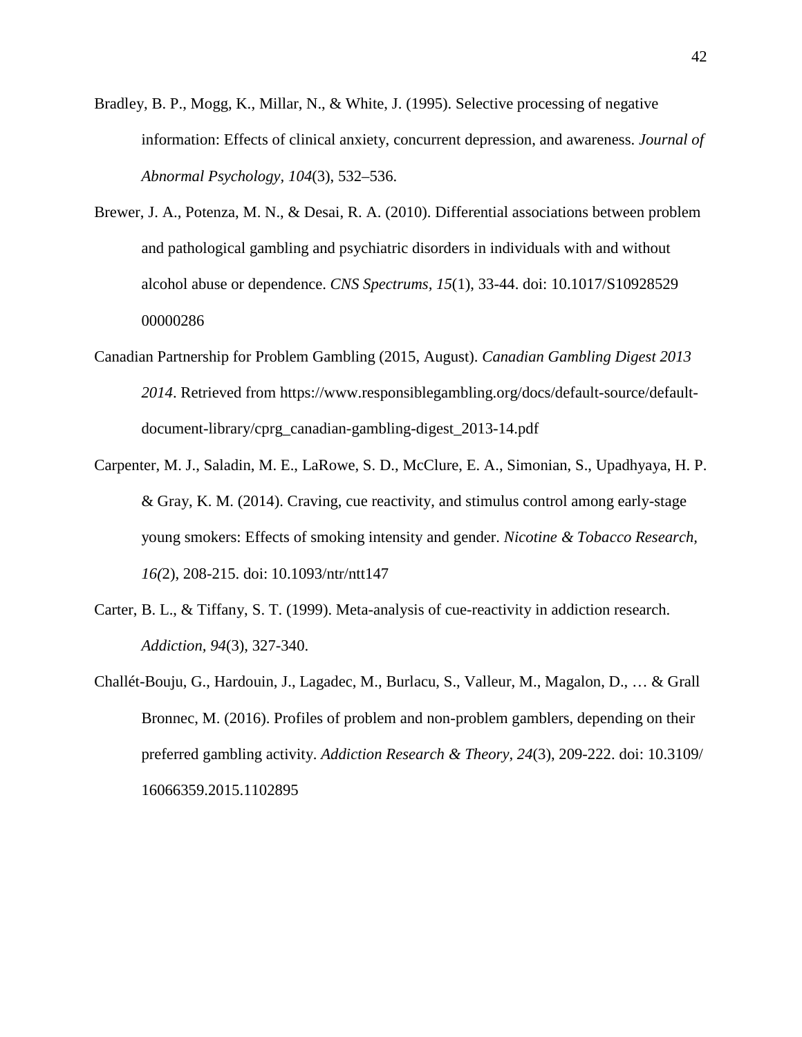Bradley, B. P., Mogg, K., Millar, N., & White, J. (1995). Selective processing of negative information: Effects of clinical anxiety, concurrent depression, and awareness. *Journal of Abnormal Psychology*, *104*(3), 532–536.

Brewer, J. A., Potenza, M. N., & Desai, R. A. (2010). Differential associations between problem and pathological gambling and psychiatric disorders in individuals with and without alcohol abuse or dependence. *CNS Spectrums, 15*(1), 33-44. doi: 10.1017/S10928529 00000286

Canadian Partnership for Problem Gambling (2015, August). *Canadian Gambling Digest 2013 2014*. Retrieved from https://www.responsiblegambling.org/docs/default-source/default-document-library/cprg_canadian-gambling-digest_2013-14.pdf

Carpenter, M. J., Saladin, M. E., LaRowe, S. D., McClure, E. A., Simonian, S., Upadhyaya, H. P. & Gray, K. M. (2014). Craving, cue reactivity, and stimulus control among early-stage young smokers: Effects of smoking intensity and gender. *Nicotine & Tobacco Research, 16(*2), 208-215. doi: 10.1093/ntr/ntt147

Carter, B. L., & Tiffany, S. T. (1999). Meta-analysis of cue-reactivity in addiction research. *Addiction, 94*(3), 327-340.

Challét-Bouju, G., Hardouin, J., Lagadec, M., Burlacu, S., Valleur, M., Magalon, D., … & Grall Bronnec, M. (2016). Profiles of problem and non-problem gamblers, depending on their preferred gambling activity. *Addiction Research & Theory, 24*(3), 209-222. doi: 10.3109/ 16066359.2015.1102895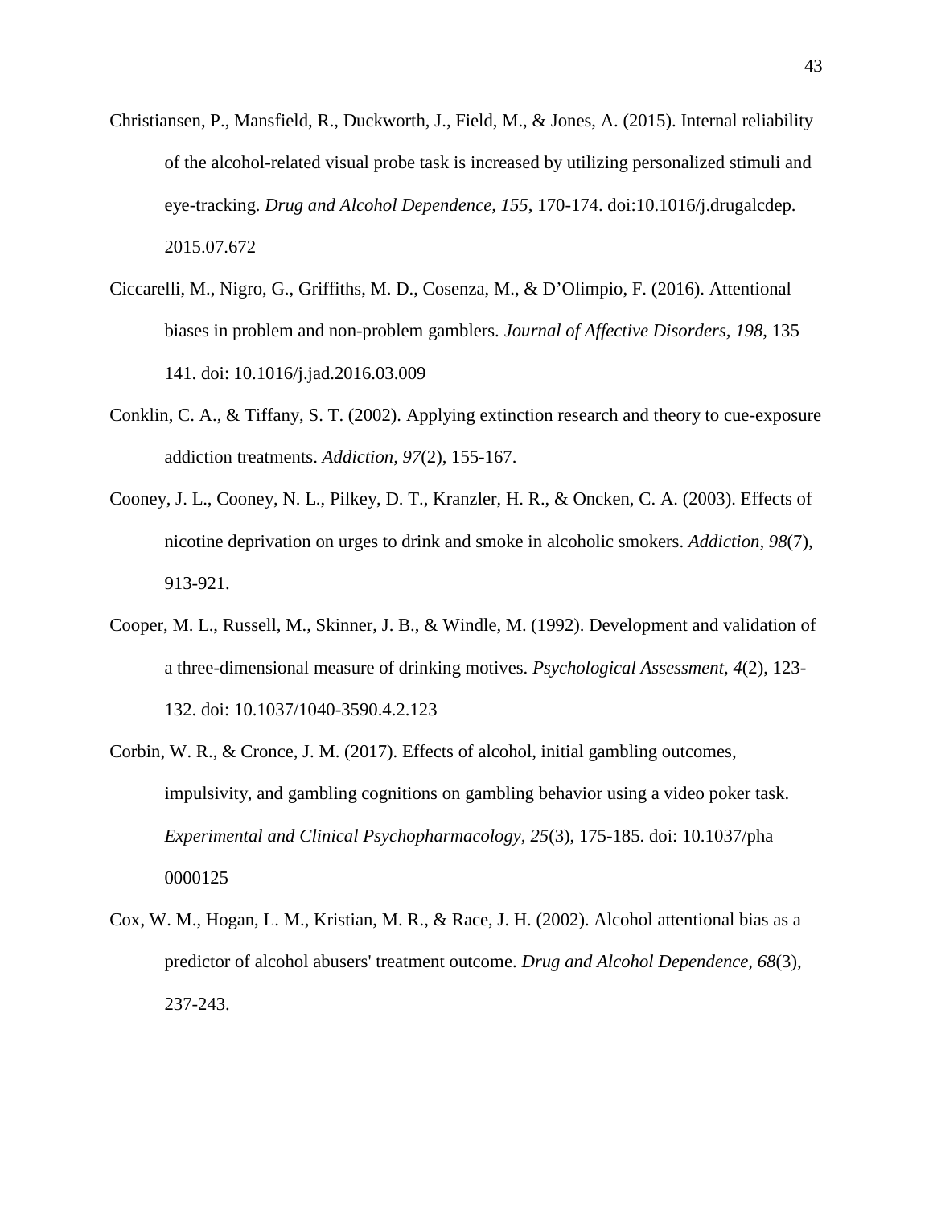Christiansen, P., Mansfield, R., Duckworth, J., Field, M., & Jones, A. (2015). Internal reliability of the alcohol-related visual probe task is increased by utilizing personalized stimuli and eye-tracking. *Drug and Alcohol Dependence, 155*, 170-174. doi:10.1016/j.drugalcdep. 2015.07.672

Ciccarelli, M., Nigro, G., Griffiths, M. D., Cosenza, M., & D'Olimpio, F. (2016). Attentional biases in problem and non-problem gamblers. *Journal of Affective Disorders, 198*, 135 141. doi: 10.1016/j.jad.2016.03.009

Conklin, C. A., & Tiffany, S. T. (2002). Applying extinction research and theory to cue-exposure addiction treatments. *Addiction, 97*(2), 155-167.

Cooney, J. L., Cooney, N. L., Pilkey, D. T., Kranzler, H. R., & Oncken, C. A. (2003). Effects of nicotine deprivation on urges to drink and smoke in alcoholic smokers. *Addiction*, *98*(7), 913-921.

Cooper, M. L., Russell, M., Skinner, J. B., & Windle, M. (1992). Development and validation of a three-dimensional measure of drinking motives. *Psychological Assessment, 4*(2), 123-132. doi: 10.1037/1040-3590.4.2.123

Corbin, W. R., & Cronce, J. M. (2017). Effects of alcohol, initial gambling outcomes, impulsivity, and gambling cognitions on gambling behavior using a video poker task. *Experimental and Clinical Psychopharmacology, 25*(3), 175-185. doi: 10.1037/pha 0000125

Cox, W. M., Hogan, L. M., Kristian, M. R., & Race, J. H. (2002). Alcohol attentional bias as a predictor of alcohol abusers' treatment outcome. *Drug and Alcohol Dependence, 68*(3), 237-243.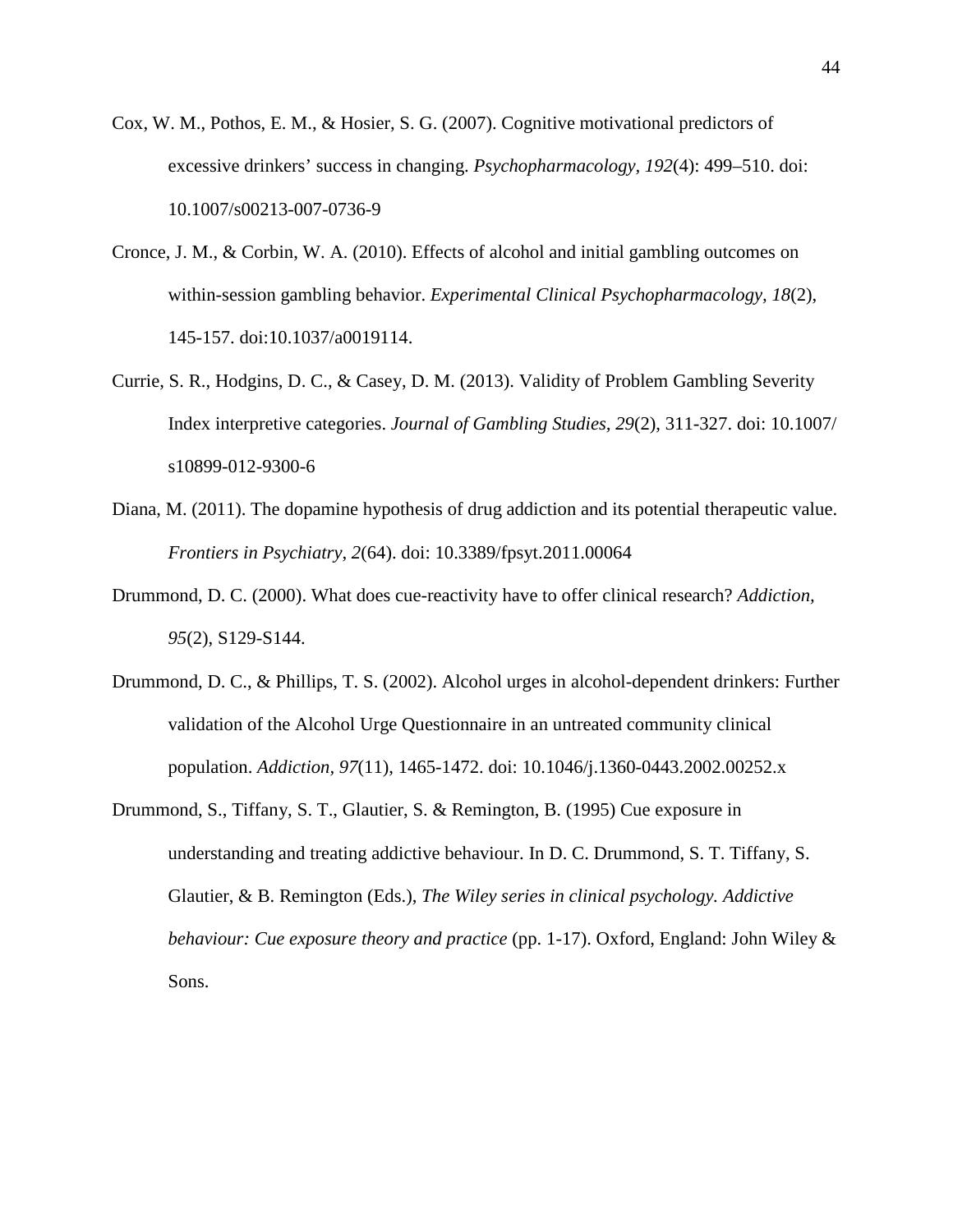Cox, W. M., Pothos, E. M., & Hosier, S. G. (2007). Cognitive motivational predictors of excessive drinkers' success in changing. *Psychopharmacology, 192*(4): 499–510. doi: 10.1007/s00213-007-0736-9

Cronce, J. M., & Corbin, W. A. (2010). Effects of alcohol and initial gambling outcomes on within-session gambling behavior. *Experimental Clinical Psychopharmacology, 18*(2), 145-157. doi:10.1037/a0019114.

Currie, S. R., Hodgins, D. C., & Casey, D. M. (2013). Validity of Problem Gambling Severity Index interpretive categories. *Journal of Gambling Studies, 29*(2), 311-327. doi: 10.1007/ s10899-012-9300-6

Diana, M. (2011). The dopamine hypothesis of drug addiction and its potential therapeutic value. *Frontiers in Psychiatry, 2*(64). doi: 10.3389/fpsyt.2011.00064

Drummond, D. C. (2000). What does cue-reactivity have to offer clinical research? *Addiction, 95*(2), S129-S144.

Drummond, D. C., & Phillips, T. S. (2002). Alcohol urges in alcohol-dependent drinkers: Further validation of the Alcohol Urge Questionnaire in an untreated community clinical population. *Addiction, 97*(11), 1465-1472. doi: 10.1046/j.1360-0443.2002.00252.x

Drummond, S., Tiffany, S. T., Glautier, S. & Remington, B. (1995) Cue exposure in understanding and treating addictive behaviour. In D. C. Drummond, S. T. Tiffany, S. Glautier, & B. Remington (Eds.), *The Wiley series in clinical psychology. Addictive behaviour: Cue exposure theory and practice* (pp. 1-17). Oxford, England: John Wiley & Sons.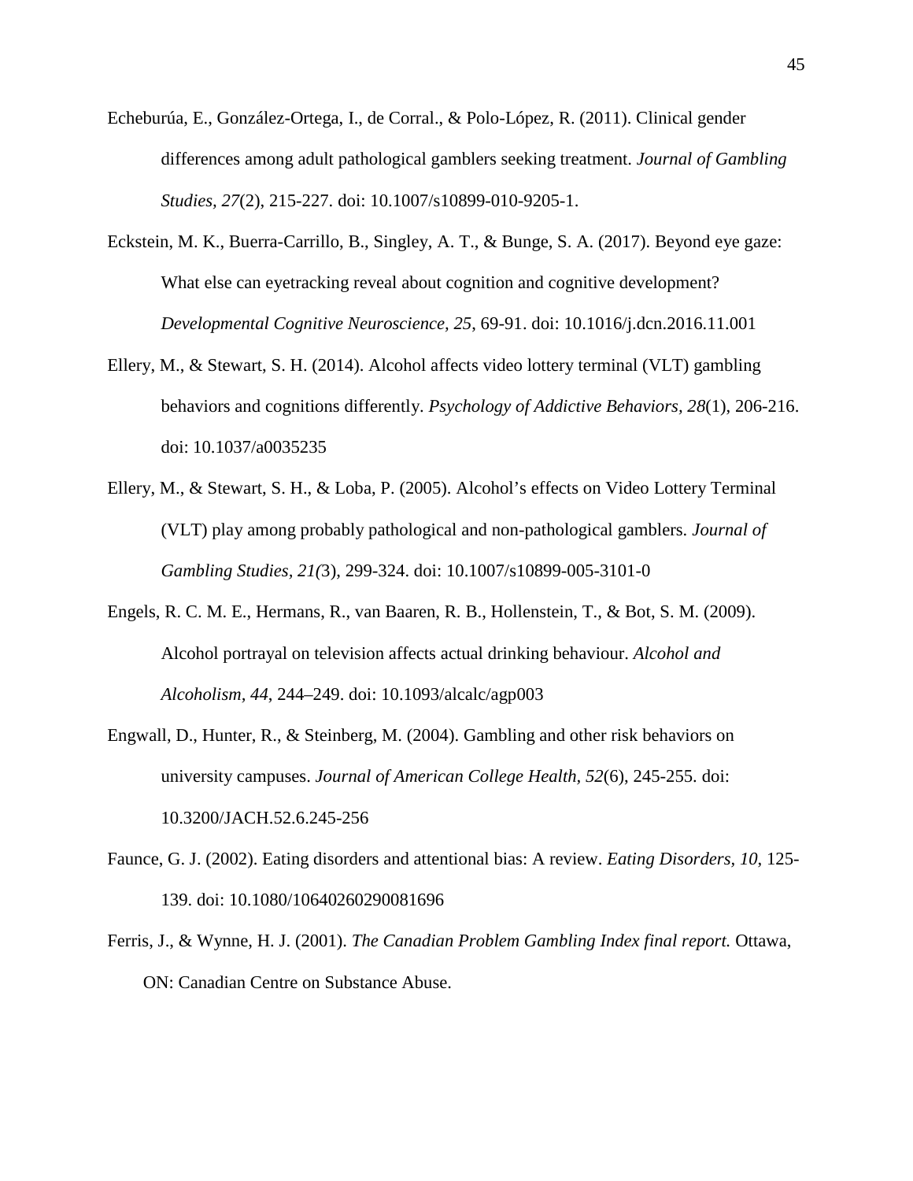Echeburúa, E., González-Ortega, I., de Corral., & Polo-López, R. (2011). Clinical gender differences among adult pathological gamblers seeking treatment. *Journal of Gambling Studies, 27*(2), 215-227. doi: 10.1007/s10899-010-9205-1.

Eckstein, M. K., Buerra-Carrillo, B., Singley, A. T., & Bunge, S. A. (2017). Beyond eye gaze: What else can eyetracking reveal about cognition and cognitive development? *Developmental Cognitive Neuroscience, 25*, 69-91. doi: 10.1016/j.dcn.2016.11.001

Ellery, M., & Stewart, S. H. (2014). Alcohol affects video lottery terminal (VLT) gambling behaviors and cognitions differently. *Psychology of Addictive Behaviors, 28*(1), 206-216. doi: 10.1037/a0035235

Ellery, M., & Stewart, S. H., & Loba, P. (2005). Alcohol's effects on Video Lottery Terminal (VLT) play among probably pathological and non-pathological gamblers. *Journal of Gambling Studies, 21(*3), 299-324. doi: 10.1007/s10899-005-3101-0

Engels, R. C. M. E., Hermans, R., van Baaren, R. B., Hollenstein, T., & Bot, S. M. (2009). Alcohol portrayal on television affects actual drinking behaviour. *Alcohol and Alcoholism, 44*, 244–249. doi: 10.1093/alcalc/agp003

Engwall, D., Hunter, R., & Steinberg, M. (2004). Gambling and other risk behaviors on university campuses. *Journal of American College Health, 52*(6), 245-255. doi: 10.3200/JACH.52.6.245-256

Faunce, G. J. (2002). Eating disorders and attentional bias: A review. *Eating Disorders, 10*, 125-139. doi: 10.1080/10640260290081696

Ferris, J., & Wynne, H. J. (2001). *The Canadian Problem Gambling Index final report.* Ottawa, ON: Canadian Centre on Substance Abuse.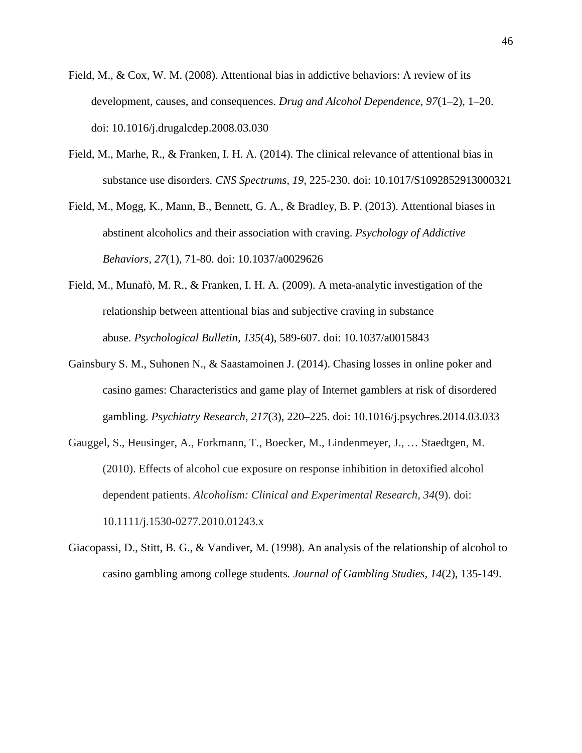Field, M., & Cox, W. M. (2008). Attentional bias in addictive behaviors: A review of its development, causes, and consequences. *Drug and Alcohol Dependence, 97*(1–2), 1–20. doi: 10.1016/j.drugalcdep.2008.03.030

Field, M., Marhe, R., & Franken, I. H. A. (2014). The clinical relevance of attentional bias in substance use disorders. *CNS Spectrums, 19,* 225-230. doi: 10.1017/S1092852913000321

Field, M., Mogg, K., Mann, B., Bennett, G. A., & Bradley, B. P. (2013). Attentional biases in abstinent alcoholics and their association with craving. *Psychology of Addictive Behaviors, 27*(1), 71-80. doi: 10.1037/a0029626

Field, M., Munafò, M. R., & Franken, I. H. A. (2009). A meta-analytic investigation of the relationship between attentional bias and subjective craving in substance abuse. *Psychological Bulletin, 135*(4), 589-607. doi: 10.1037/a0015843

Gainsbury S. M., Suhonen N., & Saastamoinen J. (2014). Chasing losses in online poker and casino games: Characteristics and game play of Internet gamblers at risk of disordered gambling. *Psychiatry Research, 217*(3), 220–225. doi: 10.1016/j.psychres.2014.03.033

Gauggel, S., Heusinger, A., Forkmann, T., Boecker, M., Lindenmeyer, J., … Staedtgen, M. (2010). Effects of alcohol cue exposure on response inhibition in detoxified alcohol dependent patients. *Alcoholism: Clinical and Experimental Research, 34*(9). doi: 10.1111/j.1530-0277.2010.01243.x

Giacopassi, D., Stitt, B. G., & Vandiver, M. (1998). An analysis of the relationship of alcohol to casino gambling among college students*. Journal of Gambling Studies, 14*(2), 135-149.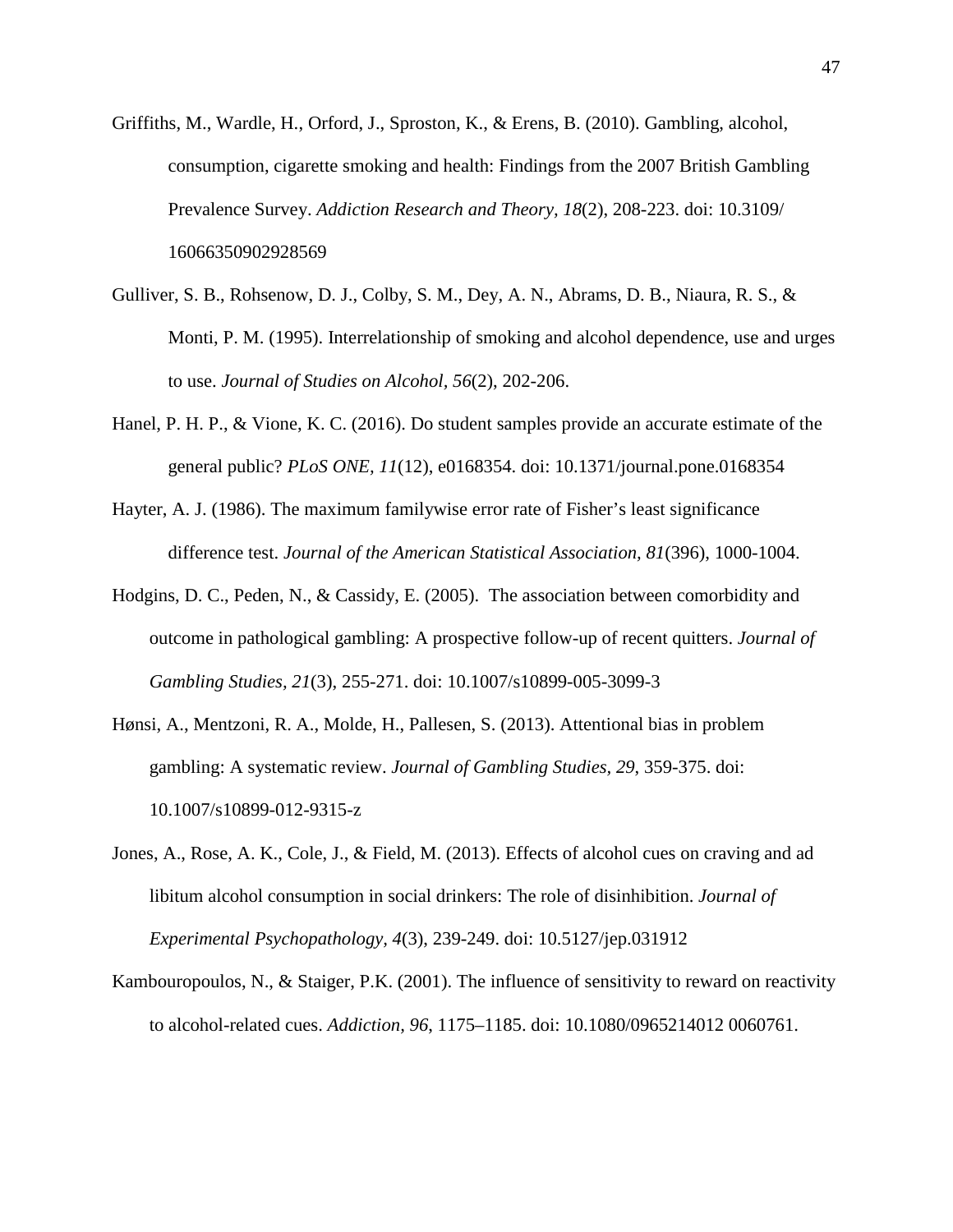Griffiths, M., Wardle, H., Orford, J., Sproston, K., & Erens, B. (2010). Gambling, alcohol, consumption, cigarette smoking and health: Findings from the 2007 British Gambling Prevalence Survey. *Addiction Research and Theory, 18*(2), 208-223. doi: 10.3109/16066350902928569

Gulliver, S. B., Rohsenow, D. J., Colby, S. M., Dey, A. N., Abrams, D. B., Niaura, R. S., & Monti, P. M. (1995). Interrelationship of smoking and alcohol dependence, use and urges to use. *Journal of Studies on Alcohol, 56*(2), 202-206.

Hanel, P. H. P., & Vione, K. C. (2016). Do student samples provide an accurate estimate of the general public? *PLoS ONE, 11*(12), e0168354. doi: 10.1371/journal.pone.0168354

Hayter, A. J. (1986). The maximum familywise error rate of Fisher's least significance difference test. *Journal of the American Statistical Association, 81*(396), 1000-1004.

Hodgins, D. C., Peden, N., & Cassidy, E. (2005). The association between comorbidity and outcome in pathological gambling: A prospective follow-up of recent quitters. *Journal of Gambling Studies, 21*(3), 255-271. doi: 10.1007/s10899-005-3099-3

Hønsi, A., Mentzoni, R. A., Molde, H., Pallesen, S. (2013). Attentional bias in problem gambling: A systematic review. *Journal of Gambling Studies, 29*, 359-375. doi: 10.1007/s10899-012-9315-z

Jones, A., Rose, A. K., Cole, J., & Field, M. (2013). Effects of alcohol cues on craving and ad libitum alcohol consumption in social drinkers: The role of disinhibition. *Journal of Experimental Psychopathology, 4*(3), 239-249. doi: 10.5127/jep.031912

Kambouropoulos, N., & Staiger, P.K. (2001). The influence of sensitivity to reward on reactivity to alcohol-related cues. *Addiction, 96*, 1175–1185. doi: 10.1080/0965214012 0060761.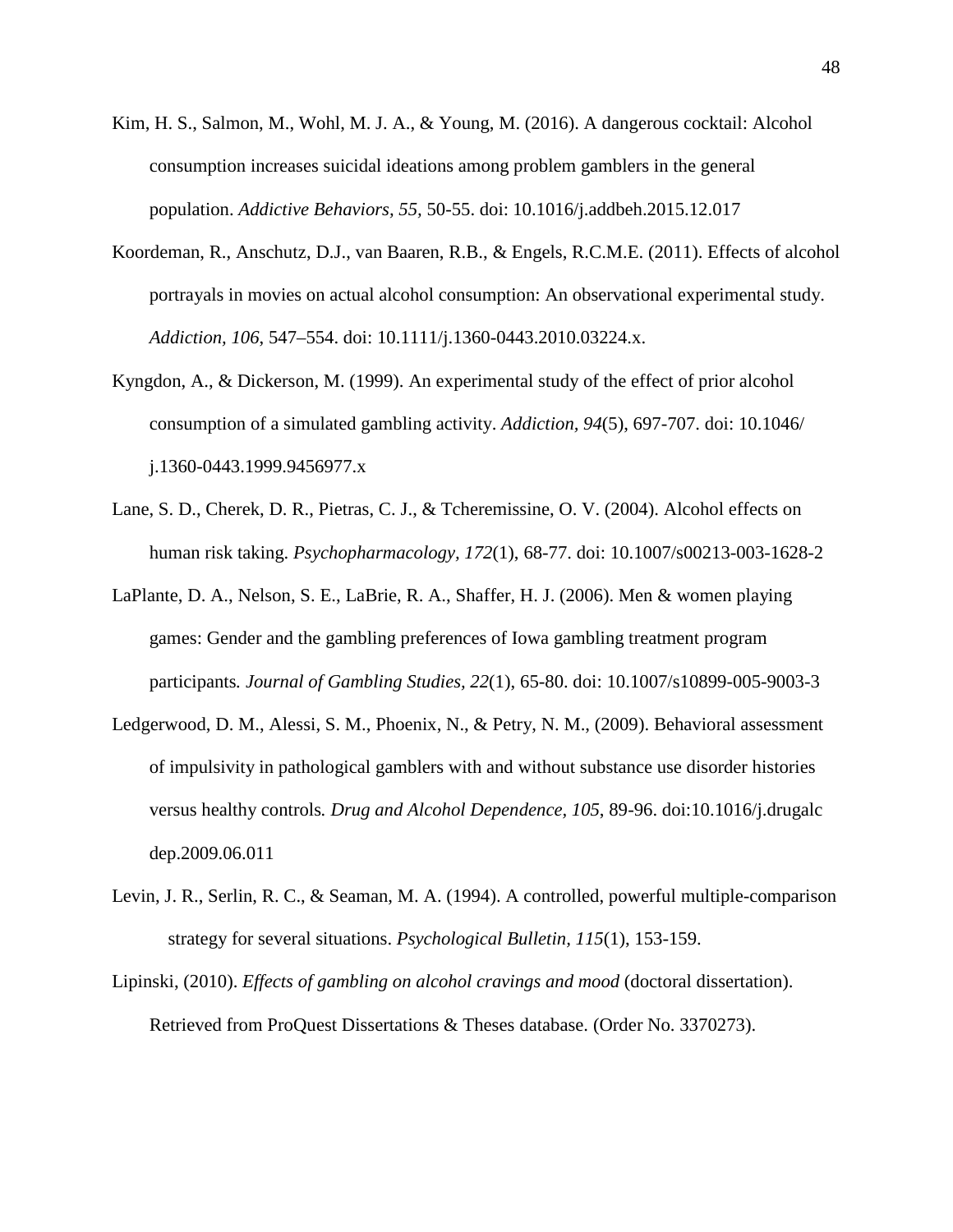Kim, H. S., Salmon, M., Wohl, M. J. A., & Young, M. (2016). A dangerous cocktail: Alcohol consumption increases suicidal ideations among problem gamblers in the general population. *Addictive Behaviors, 55,* 50-55. doi: 10.1016/j.addbeh.2015.12.017

Koordeman, R., Anschutz, D.J., van Baaren, R.B., & Engels, R.C.M.E. (2011). Effects of alcohol portrayals in movies on actual alcohol consumption: An observational experimental study. *Addiction, 106*, 547–554. doi: 10.1111/j.1360-0443.2010.03224.x.

Kyngdon, A., & Dickerson, M. (1999). An experimental study of the effect of prior alcohol consumption of a simulated gambling activity. *Addiction, 94*(5), 697-707. doi: 10.1046/ j.1360-0443.1999.9456977.x

Lane, S. D., Cherek, D. R., Pietras, C. J., & Tcheremissine, O. V. (2004). Alcohol effects on human risk taking. *Psychopharmacology, 172*(1), 68-77. doi: 10.1007/s00213-003-1628-2

LaPlante, D. A., Nelson, S. E., LaBrie, R. A., Shaffer, H. J. (2006). Men & women playing games: Gender and the gambling preferences of Iowa gambling treatment program participants*. Journal of Gambling Studies, 22*(1), 65-80. doi: 10.1007/s10899-005-9003-3

Ledgerwood, D. M., Alessi, S. M., Phoenix, N., & Petry, N. M., (2009). Behavioral assessment of impulsivity in pathological gamblers with and without substance use disorder histories versus healthy controls*. Drug and Alcohol Dependence, 105*, 89-96. doi:10.1016/j.drugalc dep.2009.06.011

Levin, J. R., Serlin, R. C., & Seaman, M. A. (1994). A controlled, powerful multiple-comparison strategy for several situations. *Psychological Bulletin, 115*(1), 153-159.

Lipinski, (2010). *Effects of gambling on alcohol cravings and mood* (doctoral dissertation). Retrieved from ProQuest Dissertations & Theses database. (Order No. 3370273).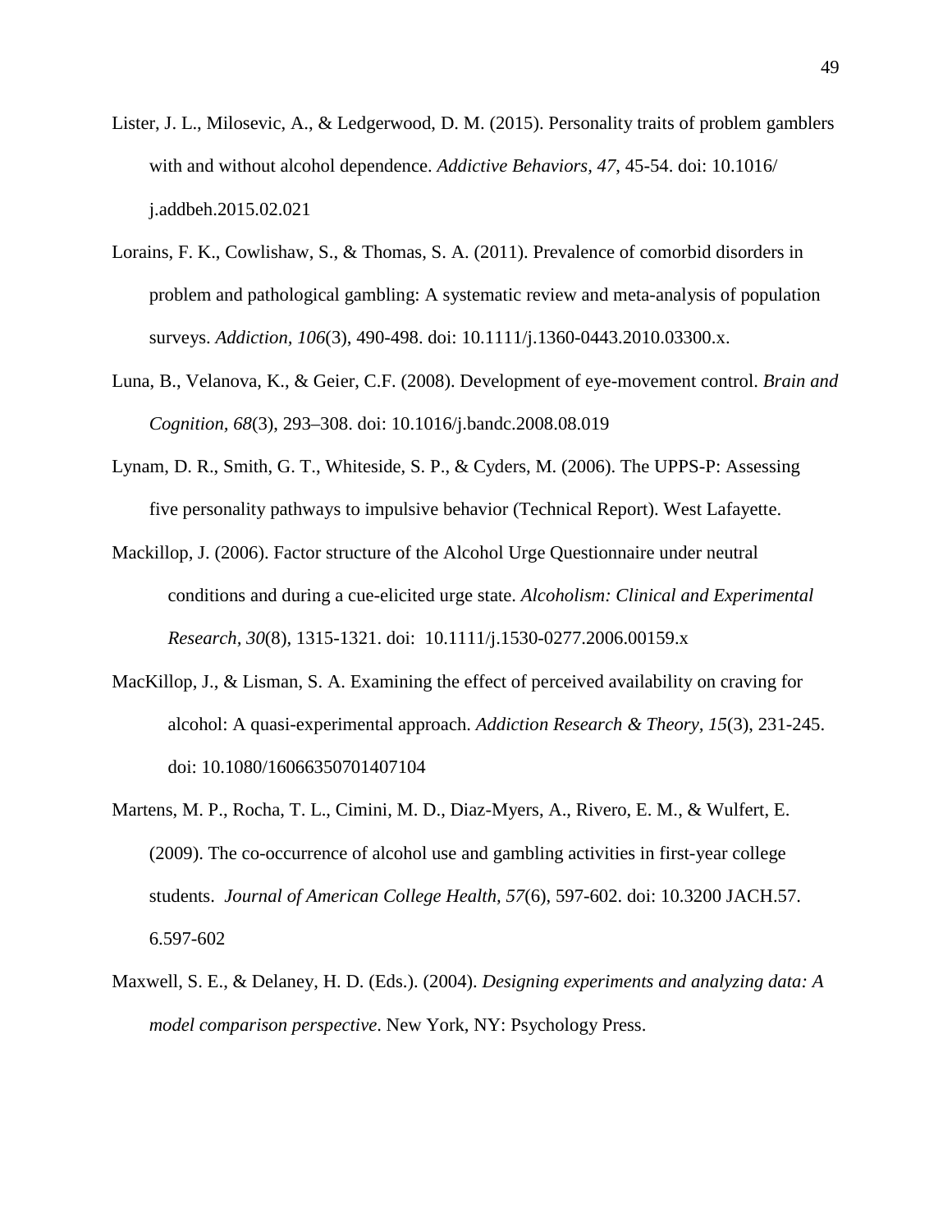Lister, J. L., Milosevic, A., & Ledgerwood, D. M. (2015). Personality traits of problem gamblers with and without alcohol dependence. *Addictive Behaviors, 47*, 45-54. doi: 10.1016/ j.addbeh.2015.02.021

Lorains, F. K., Cowlishaw, S., & Thomas, S. A. (2011). Prevalence of comorbid disorders in problem and pathological gambling: A systematic review and meta-analysis of population surveys. *Addiction*, *106*(3), 490-498. doi: 10.1111/j.1360-0443.2010.03300.x.

Luna, B., Velanova, K., & Geier, C.F. (2008). Development of eye-movement control. *Brain and Cognition, 68*(3), 293–308. doi: 10.1016/j.bandc.2008.08.019

Lynam, D. R., Smith, G. T., Whiteside, S. P., & Cyders, M. (2006). The UPPS-P: Assessing five personality pathways to impulsive behavior (Technical Report). West Lafayette.

Mackillop, J. (2006). Factor structure of the Alcohol Urge Questionnaire under neutral conditions and during a cue-elicited urge state. *Alcoholism: Clinical and Experimental Research*, *30*(8), 1315-1321. doi: 10.1111/j.1530-0277.2006.00159.x

MacKillop, J., & Lisman, S. A. Examining the effect of perceived availability on craving for alcohol: A quasi-experimental approach. *Addiction Research & Theory, 15*(3), 231-245. doi: 10.1080/16066350701407104

Martens, M. P., Rocha, T. L., Cimini, M. D., Diaz-Myers, A., Rivero, E. M., & Wulfert, E. (2009). The co-occurrence of alcohol use and gambling activities in first-year college students. *Journal of American College Health, 57*(6), 597-602. doi: 10.3200 JACH.57. 6.597-602

Maxwell, S. E., & Delaney, H. D. (Eds.). (2004). *Designing experiments and analyzing data: A model comparison perspective*. New York, NY: Psychology Press.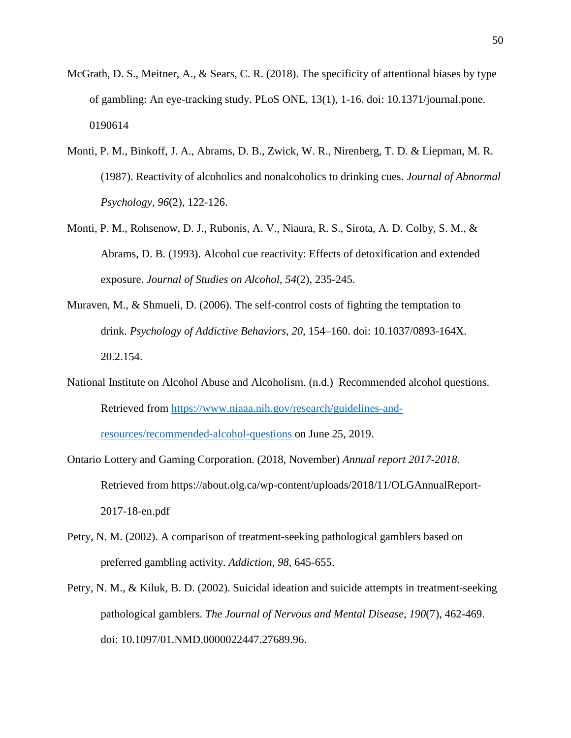McGrath, D. S., Meitner, A., & Sears, C. R. (2018). The specificity of attentional biases by type of gambling: An eye-tracking study. PLoS ONE, 13(1), 1-16. doi: 10.1371/journal.pone. 0190614

Monti, P. M., Binkoff, J. A., Abrams, D. B., Zwick, W. R., Nirenberg, T. D. & Liepman, M. R. (1987). Reactivity of alcoholics and nonalcoholics to drinking cues. *Journal of Abnormal Psychology, 96*(2), 122-126.

Monti, P. M., Rohsenow, D. J., Rubonis, A. V., Niaura, R. S., Sirota, A. D. Colby, S. M., & Abrams, D. B. (1993). Alcohol cue reactivity: Effects of detoxification and extended exposure. *Journal of Studies on Alcohol, 54*(2), 235-245.

Muraven, M., & Shmueli, D. (2006). The self-control costs of fighting the temptation to drink. *Psychology of Addictive Behaviors, 20,* 154–160. doi: 10.1037/0893-164X. 20.2.154.

National Institute on Alcohol Abuse and Alcoholism. (n.d.) Recommended alcohol questions. Retrieved from https://www.niaaa.nih.gov/research/guidelines-and-resources/recommended-alcohol-questions on June 25, 2019.

Ontario Lottery and Gaming Corporation. (2018, November) *Annual report 2017-2018*. Retrieved from https://about.olg.ca/wp-content/uploads/2018/11/OLGAnnualReport-2017-18-en.pdf

Petry, N. M. (2002). A comparison of treatment-seeking pathological gamblers based on preferred gambling activity. *Addiction, 98*, 645-655.

Petry, N. M., & Kiluk, B. D. (2002). Suicidal ideation and suicide attempts in treatment-seeking pathological gamblers. *The Journal of Nervous and Mental Disease, 190*(7), 462-469. doi: 10.1097/01.NMD.0000022447.27689.96.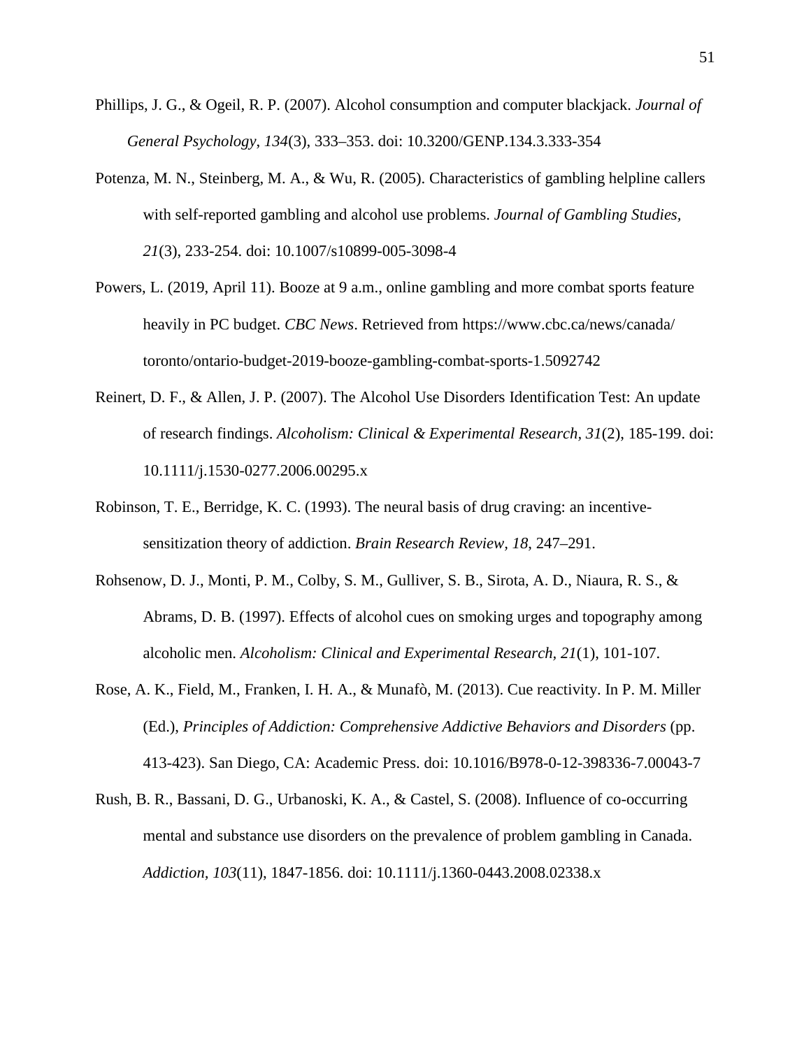Phillips, J. G., & Ogeil, R. P. (2007). Alcohol consumption and computer blackjack. *Journal of General Psychology*, *134*(3), 333–353. doi: 10.3200/GENP.134.3.333-354

Potenza, M. N., Steinberg, M. A., & Wu, R. (2005). Characteristics of gambling helpline callers with self-reported gambling and alcohol use problems. *Journal of Gambling Studies*, *21*(3), 233-254. doi: 10.1007/s10899-005-3098-4

Powers, L. (2019, April 11). Booze at 9 a.m., online gambling and more combat sports feature heavily in PC budget. *CBC News*. Retrieved from https://www.cbc.ca/news/canada/toronto/ontario-budget-2019-booze-gambling-combat-sports-1.5092742

Reinert, D. F., & Allen, J. P. (2007). The Alcohol Use Disorders Identification Test: An update of research findings. *Alcoholism: Clinical & Experimental Research, 31*(2), 185-199. doi: 10.1111/j.1530-0277.2006.00295.x

Robinson, T. E., Berridge, K. C. (1993). The neural basis of drug craving: an incentive-sensitization theory of addiction. *Brain Research Review, 18*, 247–291.

Rohsenow, D. J., Monti, P. M., Colby, S. M., Gulliver, S. B., Sirota, A. D., Niaura, R. S., & Abrams, D. B. (1997). Effects of alcohol cues on smoking urges and topography among alcoholic men. *Alcoholism: Clinical and Experimental Research, 21*(1), 101-107.

Rose, A. K., Field, M., Franken, I. H. A., & Munafò, M. (2013). Cue reactivity. In P. M. Miller (Ed.), *Principles of Addiction: Comprehensive Addictive Behaviors and Disorders* (pp. 413-423). San Diego, CA: Academic Press. doi: 10.1016/B978-0-12-398336-7.00043-7

Rush, B. R., Bassani, D. G., Urbanoski, K. A., & Castel, S. (2008). Influence of co-occurring mental and substance use disorders on the prevalence of problem gambling in Canada. *Addiction, 103*(11), 1847-1856. doi: 10.1111/j.1360-0443.2008.02338.x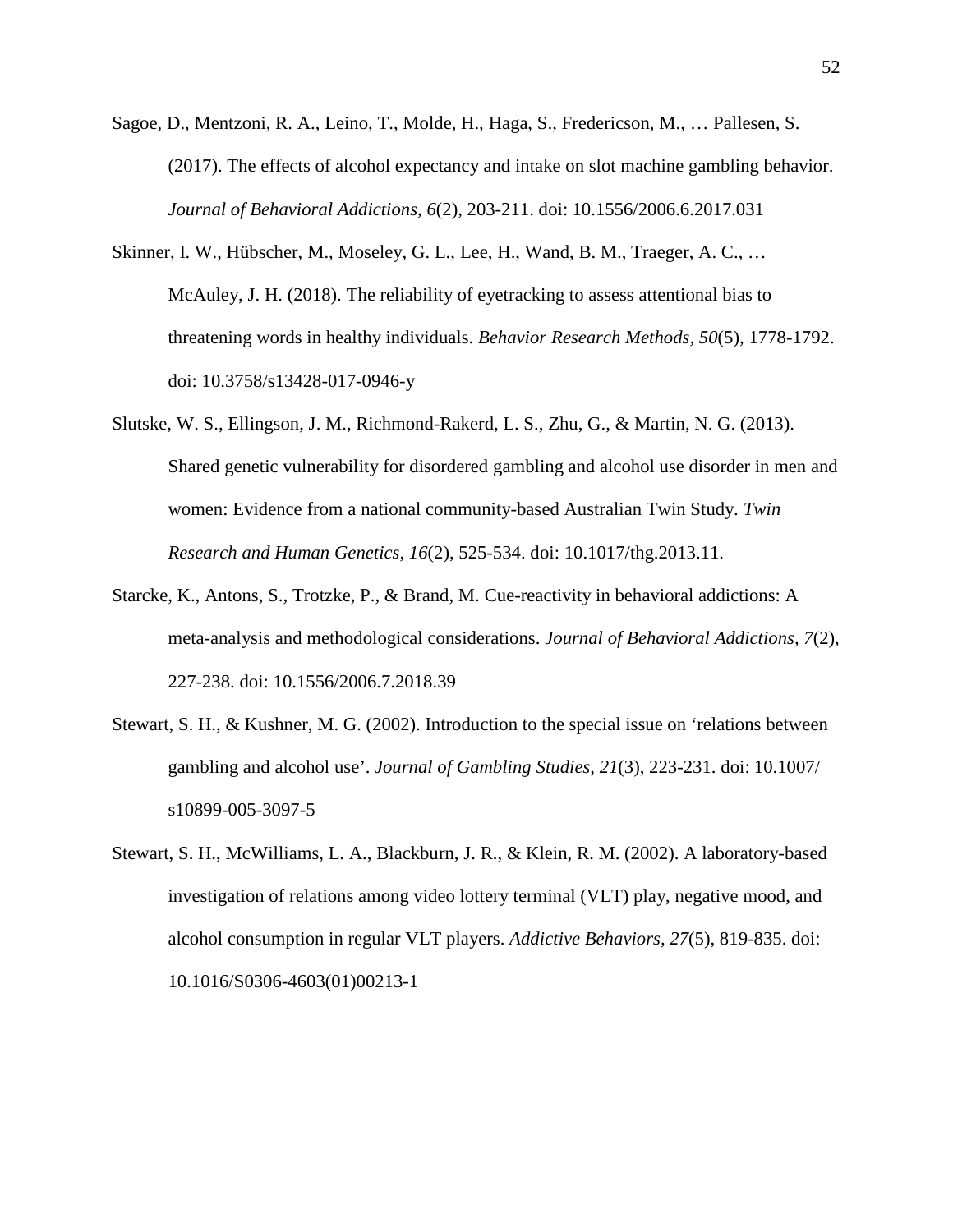Sagoe, D., Mentzoni, R. A., Leino, T., Molde, H., Haga, S., Fredericson, M., … Pallesen, S. (2017). The effects of alcohol expectancy and intake on slot machine gambling behavior. *Journal of Behavioral Addictions, 6*(2), 203-211. doi: 10.1556/2006.6.2017.031

Skinner, I. W., Hübscher, M., Moseley, G. L., Lee, H., Wand, B. M., Traeger, A. C., … McAuley, J. H. (2018). The reliability of eyetracking to assess attentional bias to threatening words in healthy individuals. *Behavior Research Methods*, *50*(5), 1778-1792. doi: 10.3758/s13428-017-0946-y

Slutske, W. S., Ellingson, J. M., Richmond-Rakerd, L. S., Zhu, G., & Martin, N. G. (2013). Shared genetic vulnerability for disordered gambling and alcohol use disorder in men and women: Evidence from a national community-based Australian Twin Study. *Twin Research and Human Genetics*, *16*(2), 525-534. doi: 10.1017/thg.2013.11.

Starcke, K., Antons, S., Trotzke, P., & Brand, M. Cue-reactivity in behavioral addictions: A meta-analysis and methodological considerations. *Journal of Behavioral Addictions*, *7*(2), 227-238. doi: 10.1556/2006.7.2018.39

Stewart, S. H., & Kushner, M. G. (2002). Introduction to the special issue on 'relations between gambling and alcohol use'. *Journal of Gambling Studies, 21*(3), 223-231. doi: 10.1007/ s10899-005-3097-5

Stewart, S. H., McWilliams, L. A., Blackburn, J. R., & Klein, R. M. (2002). A laboratory-based investigation of relations among video lottery terminal (VLT) play, negative mood, and alcohol consumption in regular VLT players. *Addictive Behaviors, 27*(5), 819-835. doi: 10.1016/S0306-4603(01)00213-1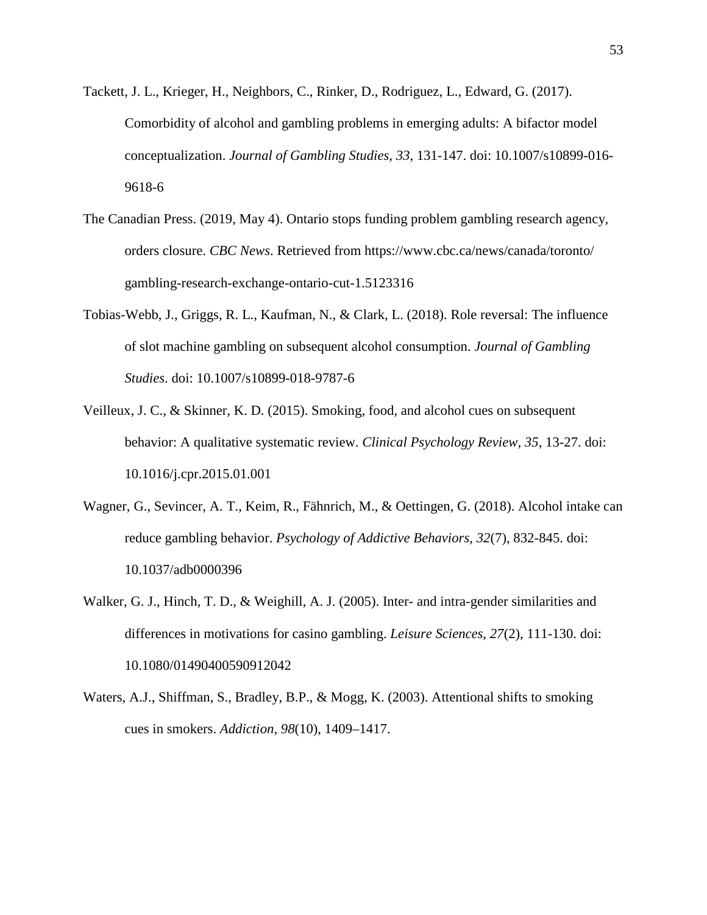Tackett, J. L., Krieger, H., Neighbors, C., Rinker, D., Rodriguez, L., Edward, G. (2017). Comorbidity of alcohol and gambling problems in emerging adults: A bifactor model conceptualization. *Journal of Gambling Studies, 33*, 131-147. doi: 10.1007/s10899-016-9618-6

The Canadian Press. (2019, May 4). Ontario stops funding problem gambling research agency, orders closure. *CBC News*. Retrieved from https://www.cbc.ca/news/canada/toronto/gambling-research-exchange-ontario-cut-1.5123316

Tobias-Webb, J., Griggs, R. L., Kaufman, N., & Clark, L. (2018). Role reversal: The influence of slot machine gambling on subsequent alcohol consumption. *Journal of Gambling Studies*. doi: 10.1007/s10899-018-9787-6

Veilleux, J. C., & Skinner, K. D. (2015). Smoking, food, and alcohol cues on subsequent behavior: A qualitative systematic review. *Clinical Psychology Review, 35*, 13-27. doi: 10.1016/j.cpr.2015.01.001

Wagner, G., Sevincer, A. T., Keim, R., Fähnrich, M., & Oettingen, G. (2018). Alcohol intake can reduce gambling behavior. *Psychology of Addictive Behaviors, 32*(7), 832-845. doi: 10.1037/adb0000396

Walker, G. J., Hinch, T. D., & Weighill, A. J. (2005). Inter- and intra-gender similarities and differences in motivations for casino gambling. *Leisure Sciences, 27*(2), 111-130. doi: 10.1080/01490400590912042

Waters, A.J., Shiffman, S., Bradley, B.P., & Mogg, K. (2003). Attentional shifts to smoking cues in smokers. *Addiction, 98*(10), 1409–1417.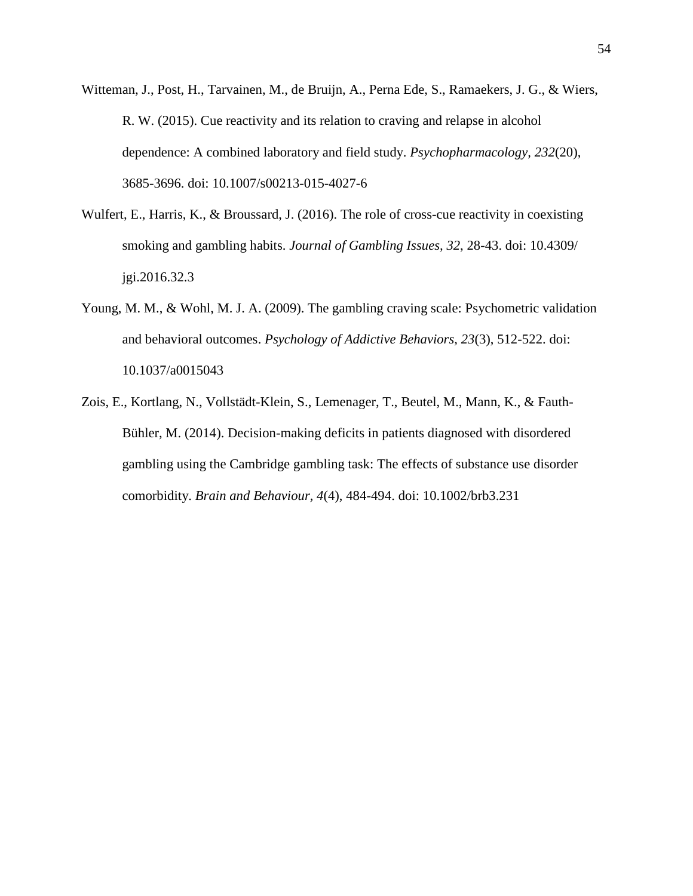Witteman, J., Post, H., Tarvainen, M., de Bruijn, A., Perna Ede, S., Ramaekers, J. G., & Wiers, R. W. (2015). Cue reactivity and its relation to craving and relapse in alcohol dependence: A combined laboratory and field study. *Psychopharmacology, 232*(20), 3685-3696. doi: 10.1007/s00213-015-4027-6

Wulfert, E., Harris, K., & Broussard, J. (2016). The role of cross-cue reactivity in coexisting smoking and gambling habits. *Journal of Gambling Issues, 32*, 28-43. doi: 10.4309/jgi.2016.32.3

Young, M. M., & Wohl, M. J. A. (2009). The gambling craving scale: Psychometric validation and behavioral outcomes. *Psychology of Addictive Behaviors, 23*(3), 512-522. doi: 10.1037/a0015043

Zois, E., Kortlang, N., Vollstädt-Klein, S., Lemenager, T., Beutel, M., Mann, K., & Fauth-Bühler, M. (2014). Decision-making deficits in patients diagnosed with disordered gambling using the Cambridge gambling task: The effects of substance use disorder comorbidity. *Brain and Behaviour, 4*(4), 484-494. doi: 10.1002/brb3.231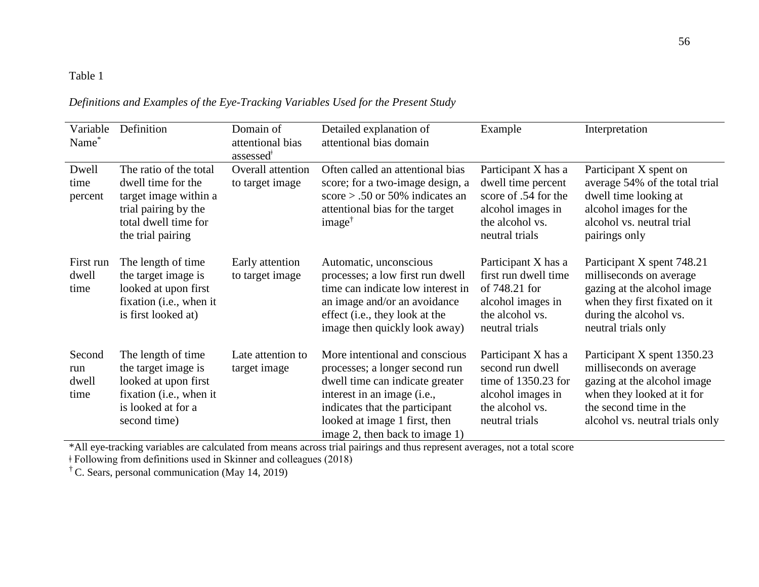Table 1

*Definitions and Examples of the Eye-Tracking Variables Used for the Present Study*

| Variable Name* | Definition | Domain of attentional bias assessed‡ | Detailed explanation of attentional bias domain | Example | Interpretation |
|---|---|---|---|---|---|
| Dwell time percent | The ratio of the total dwell time for the target image within a trial pairing by the total dwell time for the trial pairing | Overall attention to target image | Often called an attentional bias score; for a two-image design, a score > .50 or 50% indicates an attentional bias for the target image† | Participant X has a dwell time percent score of .54 for the alcohol images in the alcohol vs. neutral trials | Participant X spent on average 54% of the total trial dwell time looking at alcohol images for the alcohol vs. neutral trial pairings only |
| First run dwell time | The length of time the target image is looked at upon first fixation (i.e., when it is first looked at) | Early attention to target image | Automatic, unconscious processes; a low first run dwell time can indicate low interest in an image and/or an avoidance effect (i.e., they look at the image then quickly look away) | Participant X has a first run dwell time of 748.21 for alcohol images in the alcohol vs. neutral trials | Participant X spent 748.21 milliseconds on average gazing at the alcohol image when they first fixated on it during the alcohol vs. neutral trials only |
| Second run dwell time | The length of time the target image is looked at upon first fixation (i.e., when it is looked at for a second time) | Late attention to target image | More intentional and conscious processes; a longer second run dwell time can indicate greater interest in an image (i.e., indicates that the participant looked at image 1 first, then image 2, then back to image 1) | Participant X has a second run dwell time of 1350.23 for alcohol images in the alcohol vs. neutral trials | Participant X spent 1350.23 milliseconds on average gazing at the alcohol image when they looked at it for the second time in the alcohol vs. neutral trials only |

*All eye-tracking variables are calculated from means across trial pairings and thus represent averages, not a total score

‡ Following from definitions used in Skinner and colleagues (2018)

† C. Sears, personal communication (May 14, 2019)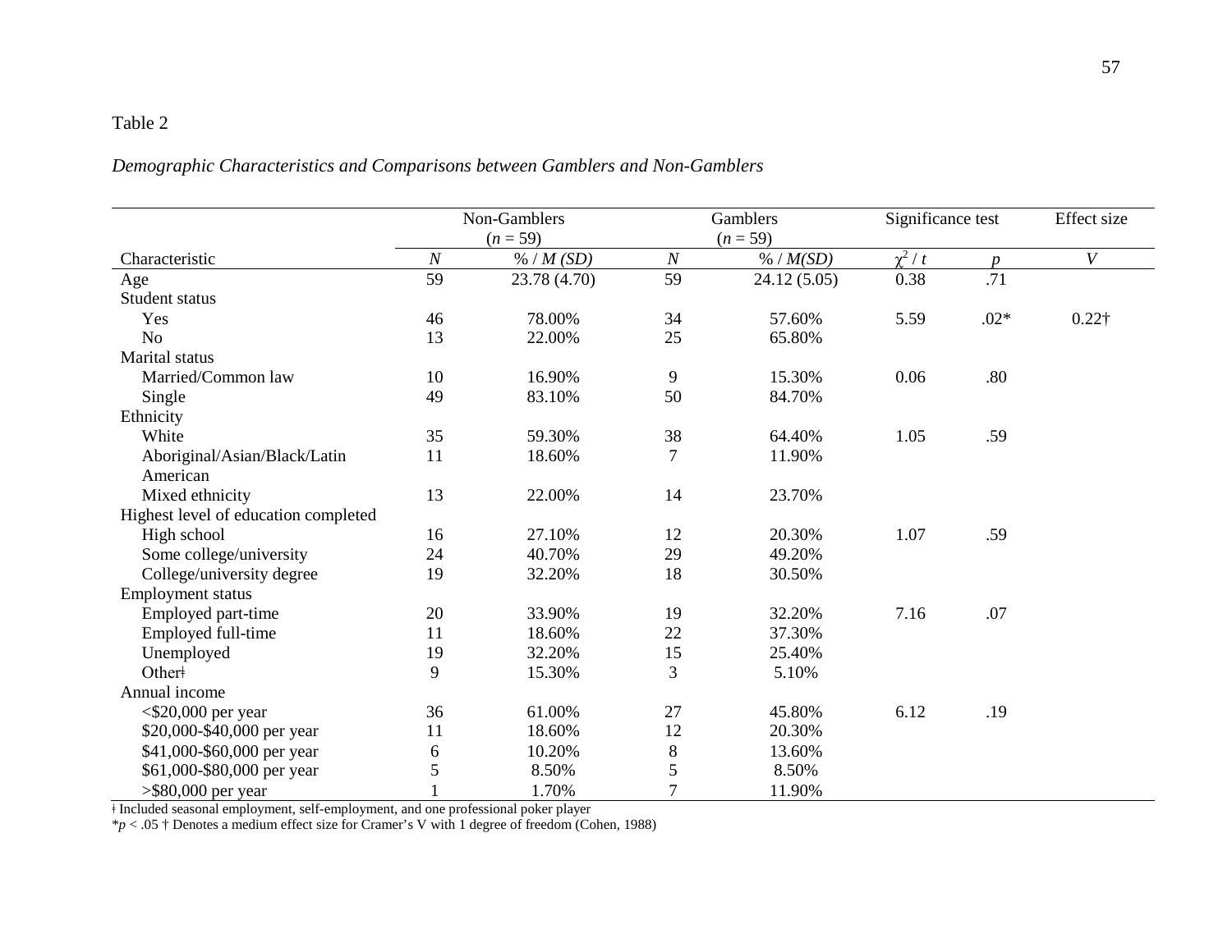Table 2

*Demographic Characteristics and Comparisons between Gamblers and Non-Gamblers*

| | Non-Gamblers ($n$ = 59) | | Gamblers ($n$ = 59) | | Significance test | | Effect size |
|---|---|---|---|---|---|---|---|
| Characteristic | $N$ | % / $M$ ($SD$) | $N$ | % / $M$($SD$) | $\chi^2$ / $t$ | $p$ | $V$ |
| Age | 59 | 23.78 (4.70) | 59 | 24.12 (5.05) | 0.38 | .71 | |
| Student status | | | | | | | |
| Yes | 46 | 78.00% | 34 | 57.60% | 5.59 | .02* | 0.22† |
| No | 13 | 22.00% | 25 | 65.80% | | | |
| Marital status | | | | | | | |
| Married/Common law | 10 | 16.90% | 9 | 15.30% | 0.06 | .80 | |
| Single | 49 | 83.10% | 50 | 84.70% | | | |
| Ethnicity | | | | | | | |
| White | 35 | 59.30% | 38 | 64.40% | 1.05 | .59 | |
| Aboriginal/Asian/Black/Latin American | 11 | 18.60% | 7 | 11.90% | | | |
| Mixed ethnicity | 13 | 22.00% | 14 | 23.70% | | | |
| Highest level of education completed | | | | | | | |
| High school | 16 | 27.10% | 12 | 20.30% | 1.07 | .59 | |
| Some college/university | 24 | 40.70% | 29 | 49.20% | | | |
| College/university degree | 19 | 32.20% | 18 | 30.50% | | | |
| Employment status | | | | | | | |
| Employed part-time | 20 | 33.90% | 19 | 32.20% | 7.16 | .07 | |
| Employed full-time | 11 | 18.60% | 22 | 37.30% | | | |
| Unemployed | 19 | 32.20% | 15 | 25.40% | | | |
| Other‡ | 9 | 15.30% | 3 | 5.10% | | | |
| Annual income | | | | | | | |
| <$20,000 per year | 36 | 61.00% | 27 | 45.80% | 6.12 | .19 | |
| $20,000-$40,000 per year | 11 | 18.60% | 12 | 20.30% | | | |
| $41,000-$60,000 per year | 6 | 10.20% | 8 | 13.60% | | | |
| $61,000-$80,000 per year | 5 | 8.50% | 5 | 8.50% | | | |
| >$80,000 per year | 1 | 1.70% | 7 | 11.90% | | | |

‡ Included seasonal employment, self-employment, and one professional poker player

*$p$ < .05 † Denotes a medium effect size for Cramer's V with 1 degree of freedom (Cohen, 1988)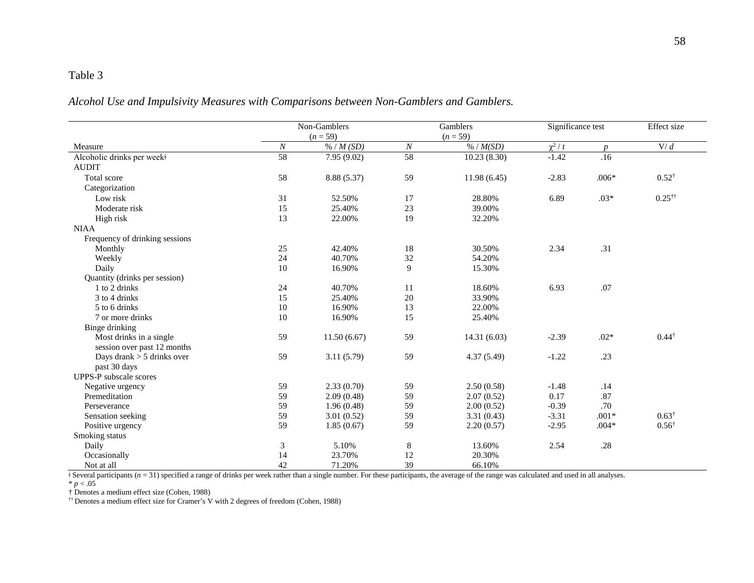Table 3

*Alcohol Use and Impulsivity Measures with Comparisons between Non-Gamblers and Gamblers.*

| | Non-Gamblers ($n$ = 59) | | Gamblers ($n$ = 59) | | Significance test | | Effect size |
|---|---|---|---|---|---|---|---|
| Measure | $N$ | % / $M$ ($SD$) | $N$ | % / $M$($SD$) | $\chi^2$ / $t$ | $p$ | V/ $d$ |
| Alcoholic drinks per week ǂ | 58 | 7.95 (9.02) | 58 | 10.23 (8.30) | -1.42 | .16 | |
| AUDIT | | | | | | | |
| Total score | 58 | 8.88 (5.37) | 59 | 11.98 (6.45) | -2.83 | .006* | 0.52† |
| Categorization | | | | | | | |
| Low risk | 31 | 52.50% | 17 | 28.80% | 6.89 | .03* | 0.25†† |
| Moderate risk | 15 | 25.40% | 23 | 39.00% | | | |
| High risk | 13 | 22.00% | 19 | 32.20% | | | |
| NIAA | | | | | | | |
| Frequency of drinking sessions | | | | | | | |
| Monthly | 25 | 42.40% | 18 | 30.50% | 2.34 | .31 | |
| Weekly | 24 | 40.70% | 32 | 54.20% | | | |
| Daily | 10 | 16.90% | 9 | 15.30% | | | |
| Quantity (drinks per session) | | | | | | | |
| 1 to 2 drinks | 24 | 40.70% | 11 | 18.60% | 6.93 | .07 | |
| 3 to 4 drinks | 15 | 25.40% | 20 | 33.90% | | | |
| 5 to 6 drinks | 10 | 16.90% | 13 | 22.00% | | | |
| 7 or more drinks | 10 | 16.90% | 15 | 25.40% | | | |
| Binge drinking | | | | | | | |
| Most drinks in a single session over past 12 months | 59 | 11.50 (6.67) | 59 | 14.31 (6.03) | -2.39 | .02* | 0.44† |
| Days drank > 5 drinks over past 30 days | 59 | 3.11 (5.79) | 59 | 4.37 (5.49) | -1.22 | .23 | |
| UPPS-P subscale scores | | | | | | | |
| Negative urgency | 59 | 2.33 (0.70) | 59 | 2.50 (0.58) | -1.48 | .14 | |
| Premeditation | 59 | 2.09 (0.48) | 59 | 2.07 (0.52) | 0.17 | .87 | |
| Perseverance | 59 | 1.96 (0.48) | 59 | 2.00 (0.52) | -0.39 | .70 | |
| Sensation seeking | 59 | 3.01 (0.52) | 59 | 3.31 (0.43) | -3.31 | .001* | 0.63† |
| Positive urgency | 59 | 1.85 (0.67) | 59 | 2.20 (0.57) | -2.95 | .004* | 0.56† |
| Smoking status | | | | | | | |
| Daily | 3 | 5.10% | 8 | 13.60% | 2.54 | .28 | |
| Occasionally | 14 | 23.70% | 12 | 20.30% | | | |
| Not at all | 42 | 71.20% | 39 | 66.10% | | | |

ǂ Several participants ($n$ = 31) specified a range of drinks per week rather than a single number. For these participants, the average of the range was calculated and used in all analyses.

* $p < .05$

† Denotes a medium effect size (Cohen, 1988)

†† Denotes a medium effect size for Cramer's V with 2 degrees of freedom (Cohen, 1988)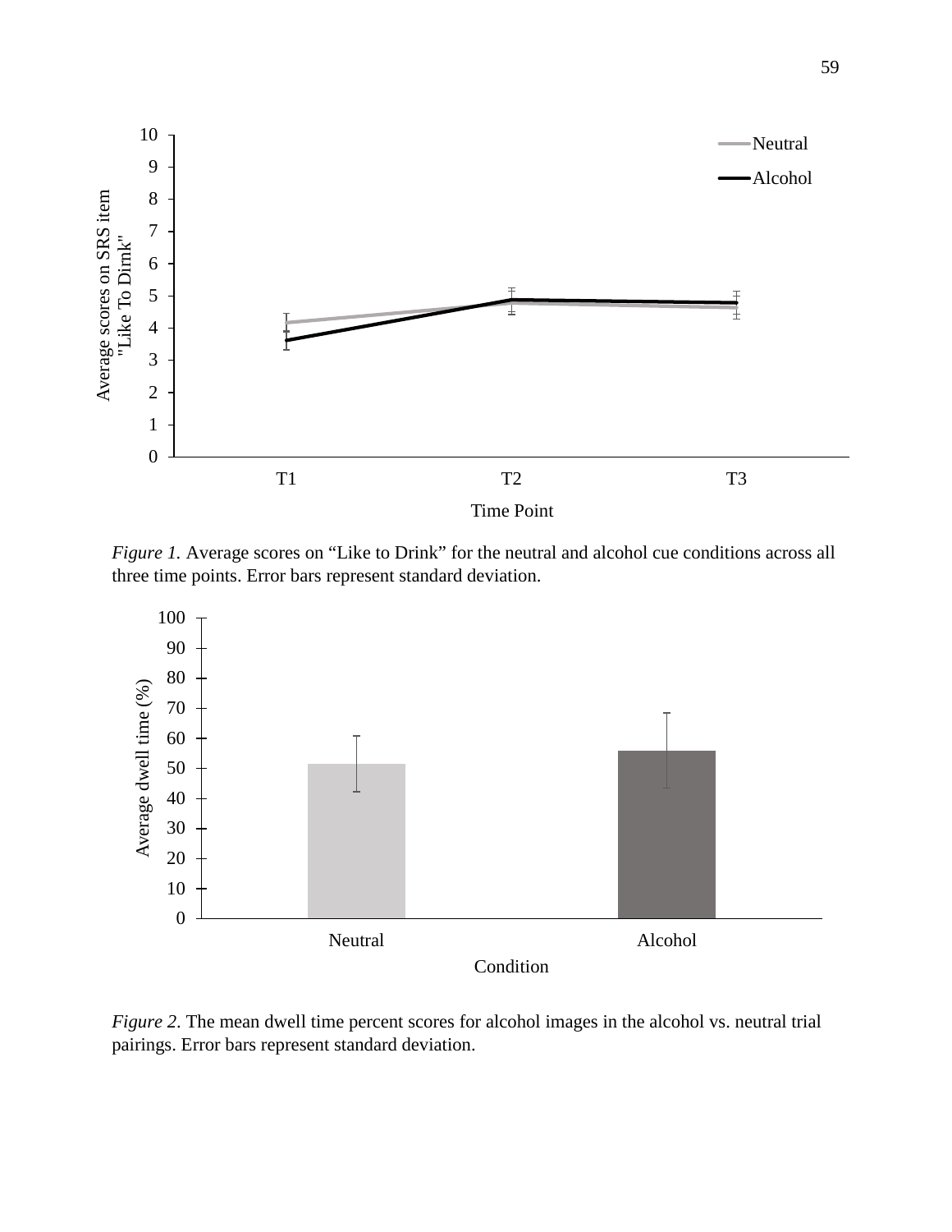*Figure 1.* Average scores on “Like to Drink” for the neutral and alcohol cue conditions across all three time points. Error bars represent standard deviation.

*Figure 2.* The mean dwell time percent scores for alcohol images in the alcohol vs. neutral trial pairings. Error bars represent standard deviation.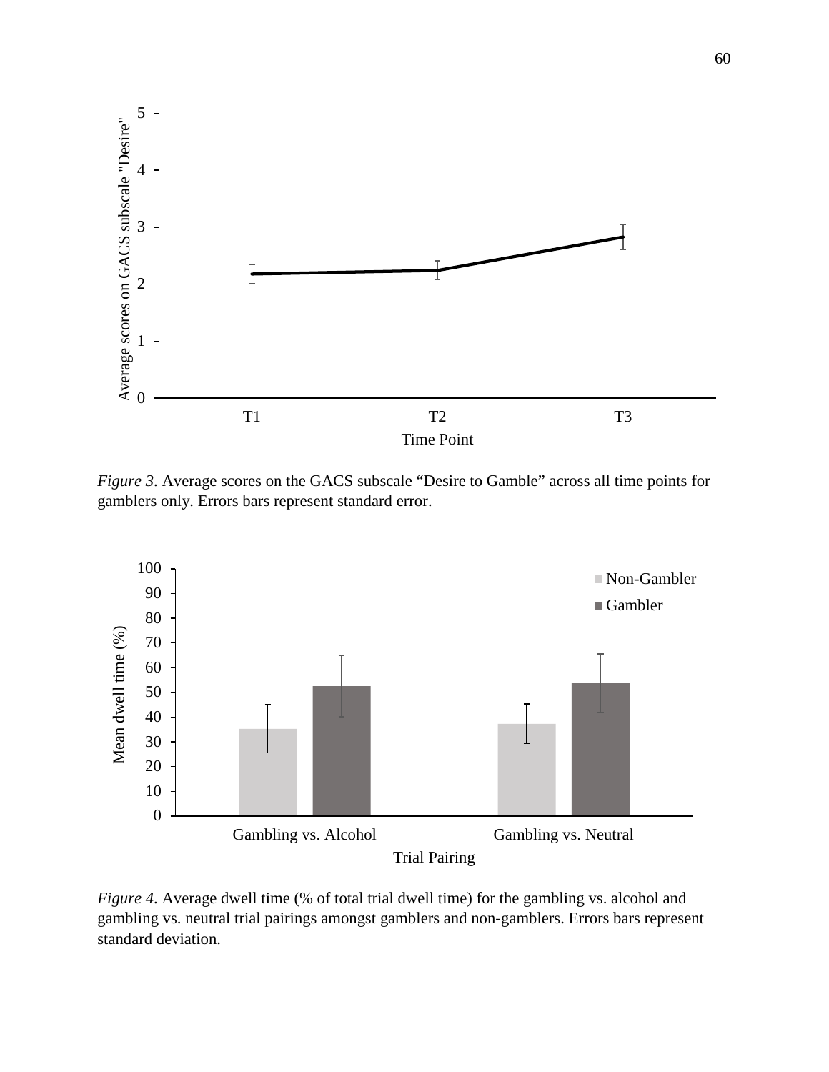*Figure 3*. Average scores on the GACS subscale “Desire to Gamble” across all time points for gamblers only. Errors bars represent standard error.

*Figure 4*. Average dwell time (% of total trial dwell time) for the gambling vs. alcohol and gambling vs. neutral trial pairings amongst gamblers and non-gamblers. Errors bars represent standard deviation.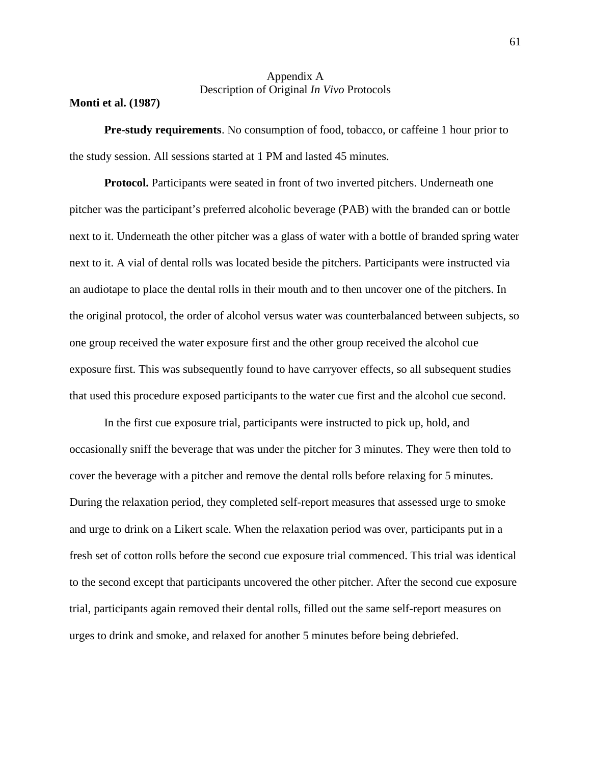# Appendix A
## Description of Original *In Vivo* Protocols

**Monti et al. (1987)**

**Pre-study requirements**. No consumption of food, tobacco, or caffeine 1 hour prior to the study session. All sessions started at 1 PM and lasted 45 minutes.

**Protocol.** Participants were seated in front of two inverted pitchers. Underneath one pitcher was the participant's preferred alcoholic beverage (PAB) with the branded can or bottle next to it. Underneath the other pitcher was a glass of water with a bottle of branded spring water next to it. A vial of dental rolls was located beside the pitchers. Participants were instructed via an audiotape to place the dental rolls in their mouth and to then uncover one of the pitchers. In the original protocol, the order of alcohol versus water was counterbalanced between subjects, so one group received the water exposure first and the other group received the alcohol cue exposure first. This was subsequently found to have carryover effects, so all subsequent studies that used this procedure exposed participants to the water cue first and the alcohol cue second.

In the first cue exposure trial, participants were instructed to pick up, hold, and occasionally sniff the beverage that was under the pitcher for 3 minutes. They were then told to cover the beverage with a pitcher and remove the dental rolls before relaxing for 5 minutes. During the relaxation period, they completed self-report measures that assessed urge to smoke and urge to drink on a Likert scale. When the relaxation period was over, participants put in a fresh set of cotton rolls before the second cue exposure trial commenced. This trial was identical to the second except that participants uncovered the other pitcher. After the second cue exposure trial, participants again removed their dental rolls, filled out the same self-report measures on urges to drink and smoke, and relaxed for another 5 minutes before being debriefed.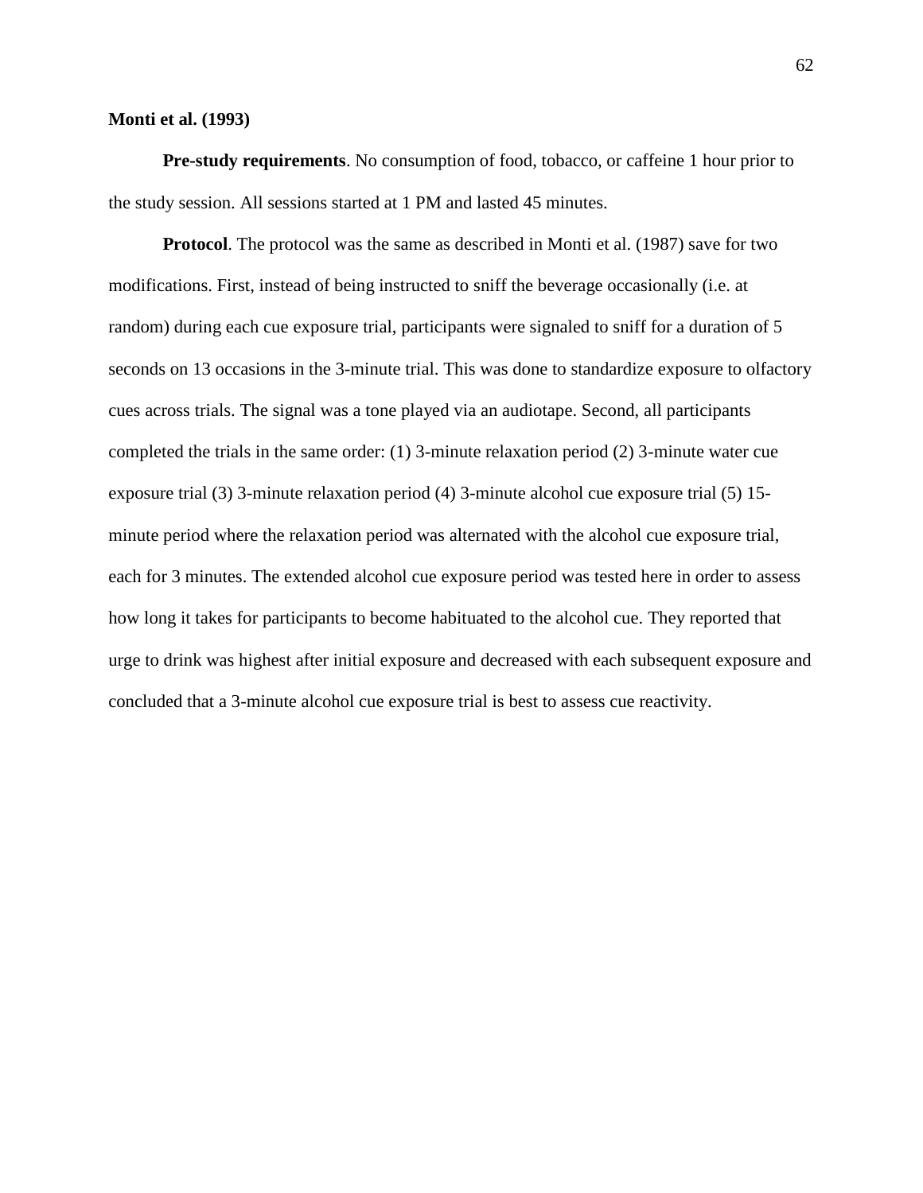**Monti et al. (1993)**

**Pre-study requirements**. No consumption of food, tobacco, or caffeine 1 hour prior to the study session. All sessions started at 1 PM and lasted 45 minutes.

**Protocol**. The protocol was the same as described in Monti et al. (1987) save for two modifications. First, instead of being instructed to sniff the beverage occasionally (i.e. at random) during each cue exposure trial, participants were signaled to sniff for a duration of 5 seconds on 13 occasions in the 3-minute trial. This was done to standardize exposure to olfactory cues across trials. The signal was a tone played via an audiotape. Second, all participants completed the trials in the same order: (1) 3-minute relaxation period (2) 3-minute water cue exposure trial (3) 3-minute relaxation period (4) 3-minute alcohol cue exposure trial (5) 15-minute period where the relaxation period was alternated with the alcohol cue exposure trial, each for 3 minutes. The extended alcohol cue exposure period was tested here in order to assess how long it takes for participants to become habituated to the alcohol cue. They reported that urge to drink was highest after initial exposure and decreased with each subsequent exposure and concluded that a 3-minute alcohol cue exposure trial is best to assess cue reactivity.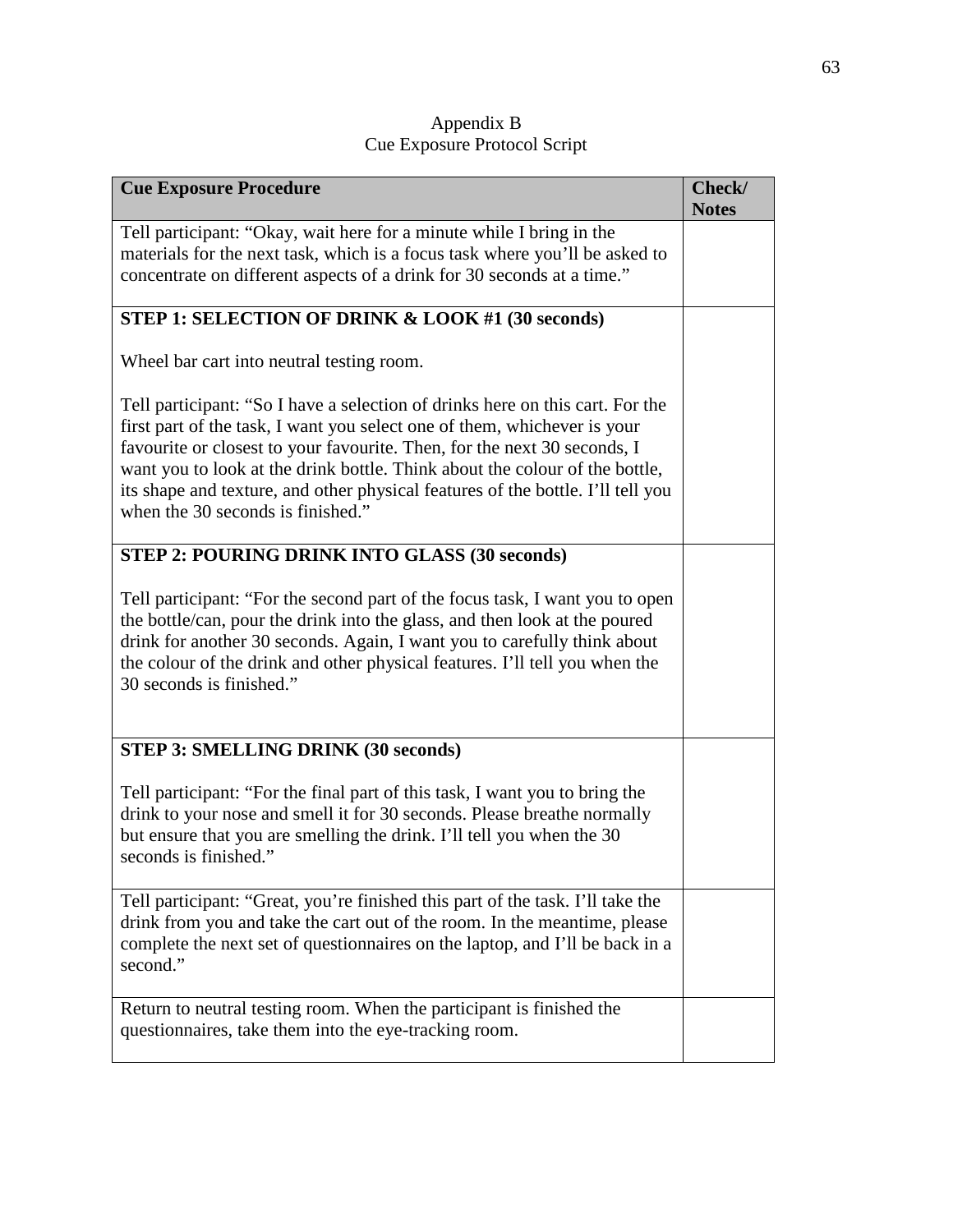Appendix B

Cue Exposure Protocol Script

| **Cue Exposure Procedure** | **Check/ Notes** |
|---|---|
| Tell participant: "Okay, wait here for a minute while I bring in the materials for the next task, which is a focus task where you'll be asked to concentrate on different aspects of a drink for 30 seconds at a time." | |
| **STEP 1: SELECTION OF DRINK & LOOK #1 (30 seconds)**<br><br>Wheel bar cart into neutral testing room.<br><br>Tell participant: "So I have a selection of drinks here on this cart. For the first part of the task, I want you select one of them, whichever is your favourite or closest to your favourite. Then, for the next 30 seconds, I want you to look at the drink bottle. Think about the colour of the bottle, its shape and texture, and other physical features of the bottle. I'll tell you when the 30 seconds is finished." | |
| **STEP 2: POURING DRINK INTO GLASS (30 seconds)**<br><br>Tell participant: "For the second part of the focus task, I want you to open the bottle/can, pour the drink into the glass, and then look at the poured drink for another 30 seconds. Again, I want you to carefully think about the colour of the drink and other physical features. I'll tell you when the 30 seconds is finished." | |
| **STEP 3: SMELLING DRINK (30 seconds)**<br><br>Tell participant: "For the final part of this task, I want you to bring the drink to your nose and smell it for 30 seconds. Please breathe normally but ensure that you are smelling the drink. I'll tell you when the 30 seconds is finished." | |
| Tell participant: "Great, you're finished this part of the task. I'll take the drink from you and take the cart out of the room. In the meantime, please complete the next set of questionnaires on the laptop, and I'll be back in a second." | |
| Return to neutral testing room. When the participant is finished the questionnaires, take them into the eye-tracking room. | |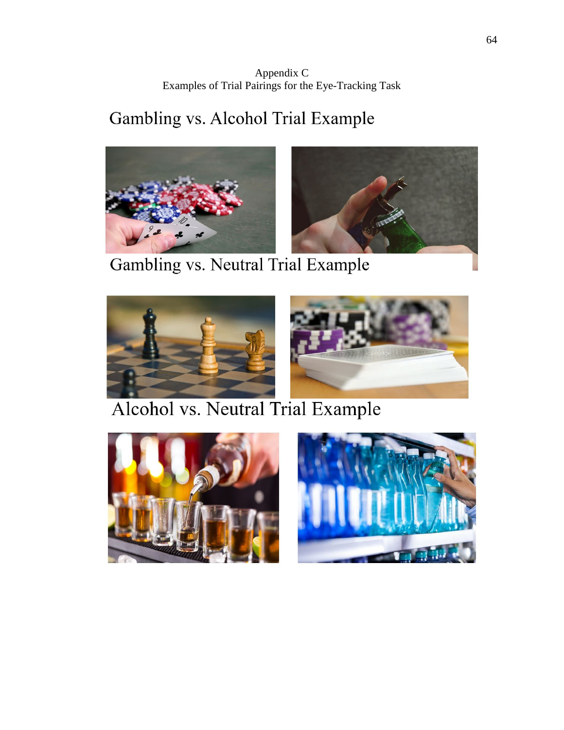Appendix C

Examples of Trial Pairings for the Eye-Tracking Task

## Gambling vs. Alcohol Trial Example

## Gambling vs. Neutral Trial Example

## Alcohol vs. Neutral Trial Example